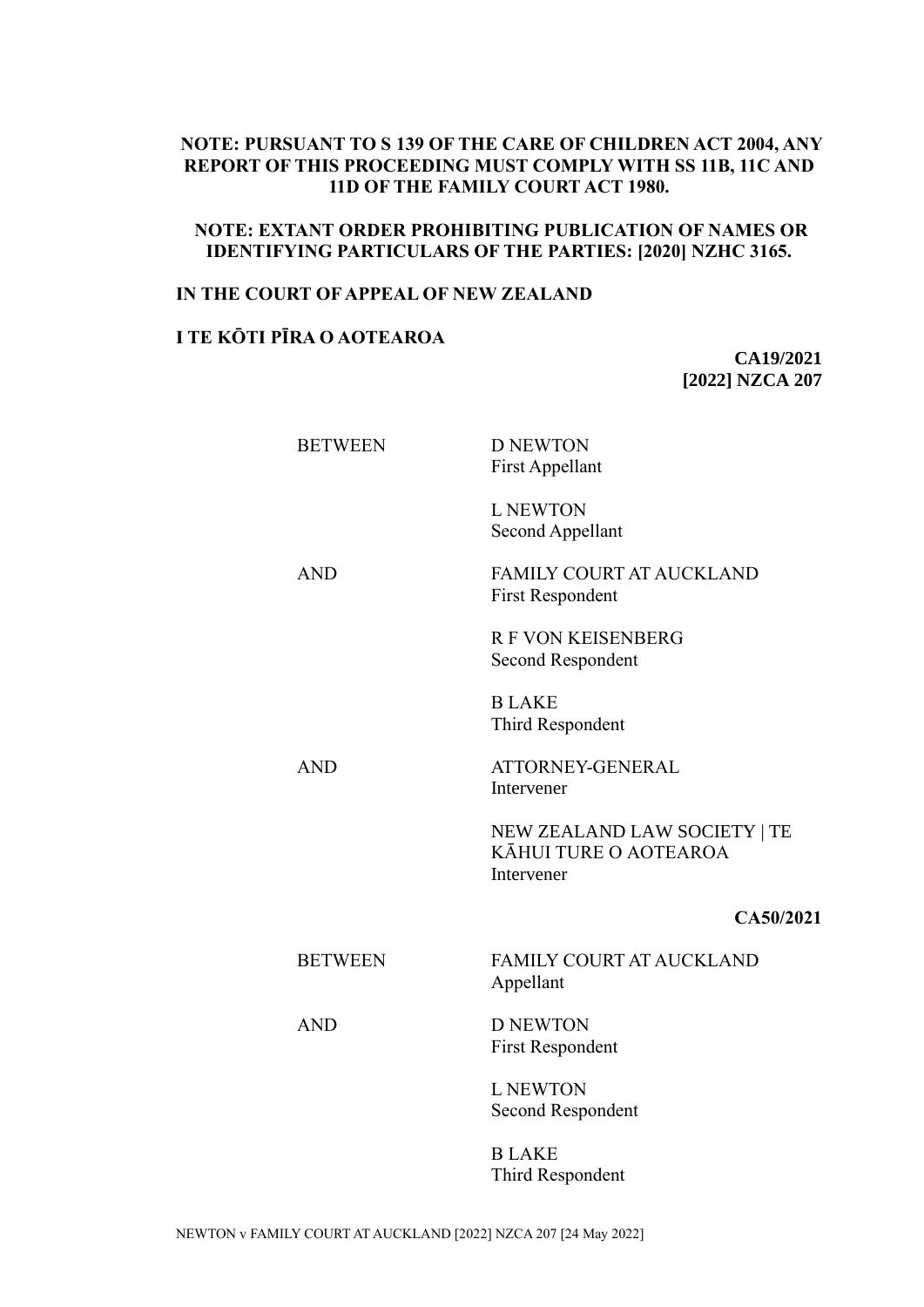**NOTE: PURSUANT TO S 139 OF THE CARE OF CHILDREN ACT 2004, ANY REPORT OF THIS PROCEEDING MUST COMPLY WITH SS 11B, 11C AND 11D OF THE FAMILY COURT ACT 1980.**

**NOTE: EXTANT ORDER PROHIBITING PUBLICATION OF NAMES OR IDENTIFYING PARTICULARS OF THE PARTIES: [2020] NZHC 3165.**

**IN THE COURT OF APPEAL OF NEW ZEALAND**

**I TE KŌTI PĪRA O AOTEAROA**

**CA19/2021**
**[2022] NZCA 207**

| | |
|---|---|
| BETWEEN | D NEWTON<br>First Appellant |
| | L NEWTON<br>Second Appellant |
| AND | FAMILY COURT AT AUCKLAND<br>First Respondent |
| | R F VON KEISENBERG<br>Second Respondent |
| | B LAKE<br>Third Respondent |
| AND | ATTORNEY-GENERAL<br>Intervener |
| | NEW ZEALAND LAW SOCIETY \| TE KĀHUI TURE O AOTEAROA<br>Intervener |

**CA50/2021**

| | |
|---|---|
| BETWEEN | FAMILY COURT AT AUCKLAND<br>Appellant |
| AND | D NEWTON<br>First Respondent |
| | L NEWTON<br>Second Respondent |
| | B LAKE<br>Third Respondent |

NEWTON v FAMILY COURT AT AUCKLAND [2022] NZCA 207 [24 May 2022]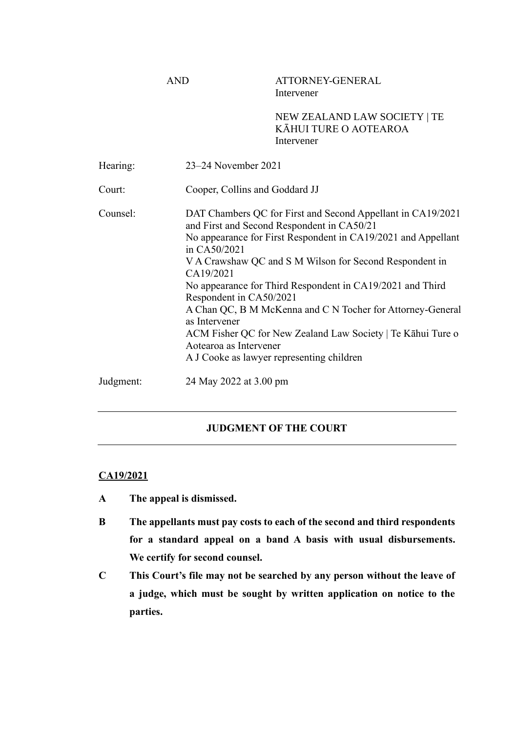| | | |
|---|---|---|
| | AND | ATTORNEY-GENERAL<br>Intervener |
| | | NEW ZEALAND LAW SOCIETY \| TE KĀHUI TURE O AOTEAROA<br>Intervener |

Hearing: 23–24 November 2021

Court: Cooper, Collins and Goddard JJ

Counsel: DAT Chambers QC for First and Second Appellant in CA19/2021 and First and Second Respondent in CA50/21
No appearance for First Respondent in CA19/2021 and Appellant in CA50/2021
V A Crawshaw QC and S M Wilson for Second Respondent in CA19/2021
No appearance for Third Respondent in CA19/2021 and Third Respondent in CA50/2021
A Chan QC, B M McKenna and C N Tocher for Attorney-General as Intervener
ACM Fisher QC for New Zealand Law Society | Te Kāhui Ture o Aotearoa as Intervener
A J Cooke as lawyer representing children

Judgment: 24 May 2022 at 3.00 pm

---

**JUDGMENT OF THE COURT**

---

**CA19/2021**

**A The appeal is dismissed.**

**B The appellants must pay costs to each of the second and third respondents for a standard appeal on a band A basis with usual disbursements. We certify for second counsel.**

**C This Court's file may not be searched by any person without the leave of a judge, which must be sought by written application on notice to the parties.**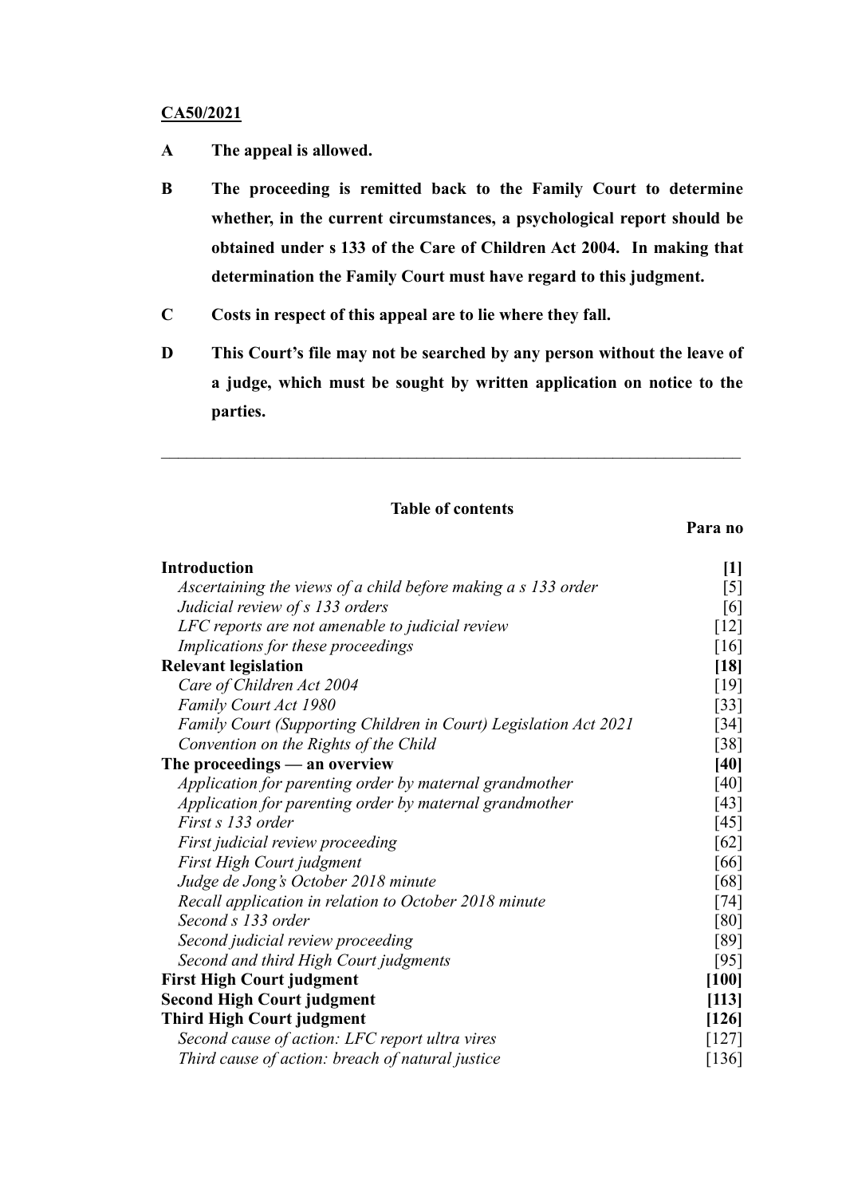**CA50/2021**

**A The appeal is allowed.**

**B The proceeding is remitted back to the Family Court to determine whether, in the current circumstances, a psychological report should be obtained under s 133 of the Care of Children Act 2004. In making that determination the Family Court must have regard to this judgment.**

**C Costs in respect of this appeal are to lie where they fall.**

**D This Court's file may not be searched by any person without the leave of a judge, which must be sought by written application on notice to the parties.**

---

**Table of contents**

| | **Para no** |
|---|---|
| **Introduction** | **[1]** |
| *Ascertaining the views of a child before making a s 133 order* | [5] |
| *Judicial review of s 133 orders* | [6] |
| *LFC reports are not amenable to judicial review* | [12] |
| *Implications for these proceedings* | [16] |
| **Relevant legislation** | **[18]** |
| *Care of Children Act 2004* | [19] |
| *Family Court Act 1980* | [33] |
| *Family Court (Supporting Children in Court) Legislation Act 2021* | [34] |
| *Convention on the Rights of the Child* | [38] |
| **The proceedings — an overview** | **[40]** |
| *Application for parenting order by maternal grandmother* | [40] |
| *Application for parenting order by maternal grandmother* | [43] |
| *First s 133 order* | [45] |
| *First judicial review proceeding* | [62] |
| *First High Court judgment* | [66] |
| *Judge de Jong's October 2018 minute* | [68] |
| *Recall application in relation to October 2018 minute* | [74] |
| *Second s 133 order* | [80] |
| *Second judicial review proceeding* | [89] |
| *Second and third High Court judgments* | [95] |
| **First High Court judgment** | **[100]** |
| **Second High Court judgment** | **[113]** |
| **Third High Court judgment** | **[126]** |
| *Second cause of action: LFC report ultra vires* | [127] |
| *Third cause of action: breach of natural justice* | [136] |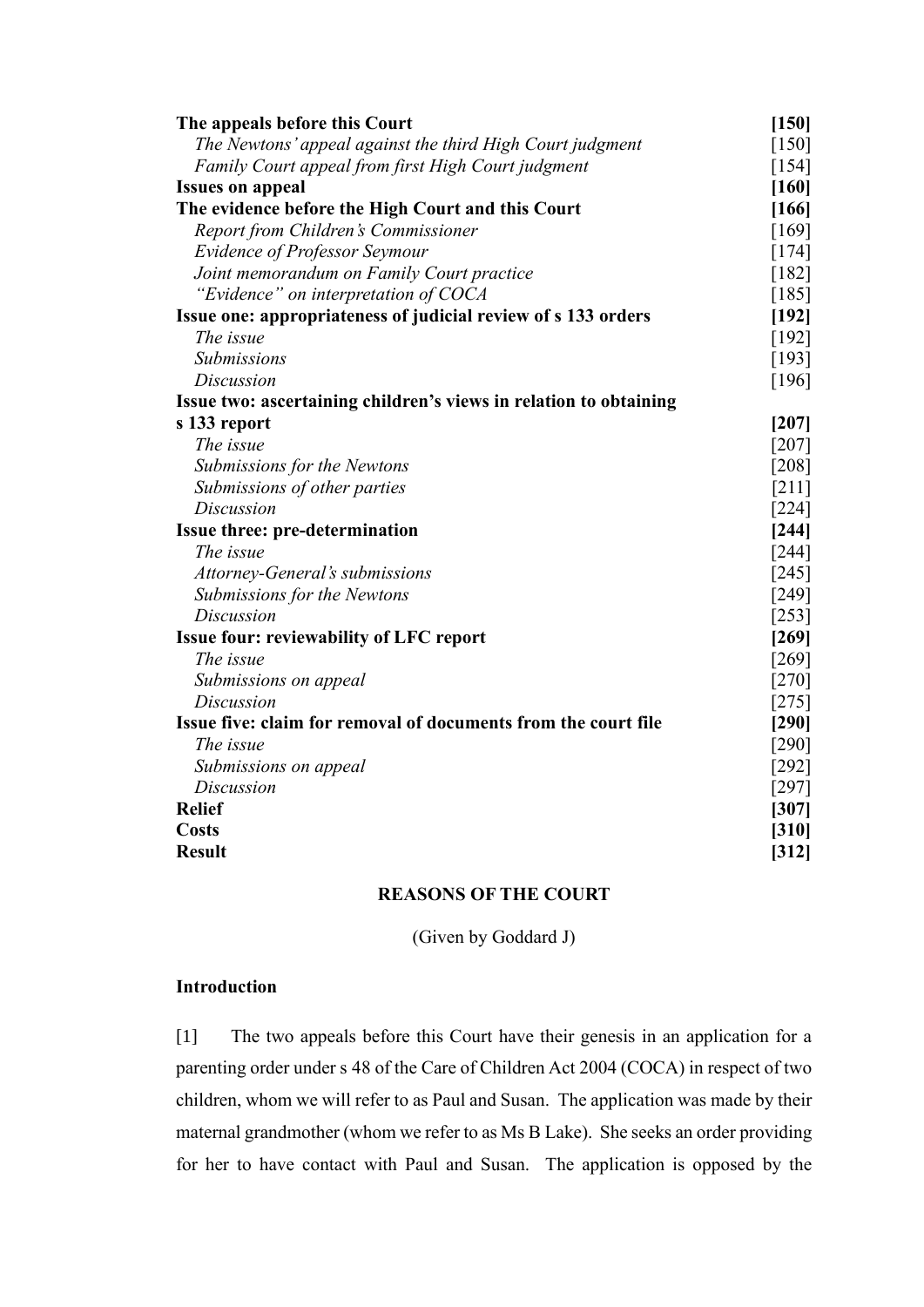| | |
|---|---|
| **The appeals before this Court** | **[150]** |
| *The Newtons' appeal against the third High Court judgment* | [150] |
| *Family Court appeal from first High Court judgment* | [154] |
| **Issues on appeal** | **[160]** |
| **The evidence before the High Court and this Court** | **[166]** |
| *Report from Children's Commissioner* | [169] |
| *Evidence of Professor Seymour* | [174] |
| *Joint memorandum on Family Court practice* | [182] |
| *"Evidence" on interpretation of COCA* | [185] |
| **Issue one: appropriateness of judicial review of s 133 orders** | **[192]** |
| *The issue* | [192] |
| *Submissions* | [193] |
| *Discussion* | [196] |
| **Issue two: ascertaining children's views in relation to obtaining s 133 report** | **[207]** |
| *The issue* | [207] |
| *Submissions for the Newtons* | [208] |
| *Submissions of other parties* | [211] |
| *Discussion* | [224] |
| **Issue three: pre-determination** | **[244]** |
| *The issue* | [244] |
| *Attorney-General's submissions* | [245] |
| *Submissions for the Newtons* | [249] |
| *Discussion* | [253] |
| **Issue four: reviewability of LFC report** | **[269]** |
| *The issue* | [269] |
| *Submissions on appeal* | [270] |
| *Discussion* | [275] |
| **Issue five: claim for removal of documents from the court file** | **[290]** |
| *The issue* | [290] |
| *Submissions on appeal* | [292] |
| *Discussion* | [297] |
| **Relief** | **[307]** |
| **Costs** | **[310]** |
| **Result** | **[312]** |

**REASONS OF THE COURT**

(Given by Goddard J)

## Introduction

[1] The two appeals before this Court have their genesis in an application for a parenting order under s 48 of the Care of Children Act 2004 (COCA) in respect of two children, whom we will refer to as Paul and Susan. The application was made by their maternal grandmother (whom we refer to as Ms B Lake). She seeks an order providing for her to have contact with Paul and Susan. The application is opposed by the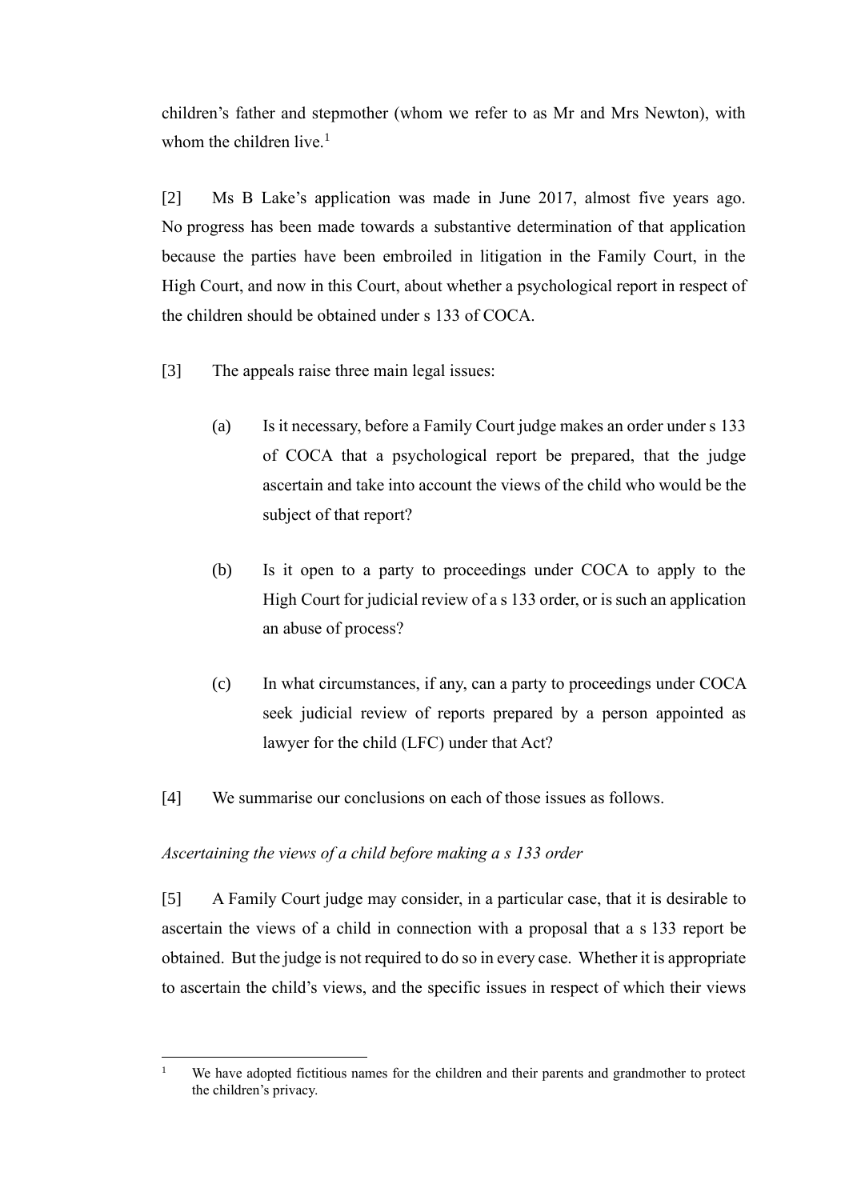children's father and stepmother (whom we refer to as Mr and Mrs Newton), with whom the children live.[1]

[2] Ms B Lake's application was made in June 2017, almost five years ago. No progress has been made towards a substantive determination of that application because the parties have been embroiled in litigation in the Family Court, in the High Court, and now in this Court, about whether a psychological report in respect of the children should be obtained under s 133 of COCA.

[3] The appeals raise three main legal issues:

(a) Is it necessary, before a Family Court judge makes an order under s 133 of COCA that a psychological report be prepared, that the judge ascertain and take into account the views of the child who would be the subject of that report?

(b) Is it open to a party to proceedings under COCA to apply to the High Court for judicial review of a s 133 order, or is such an application an abuse of process?

(c) In what circumstances, if any, can a party to proceedings under COCA seek judicial review of reports prepared by a person appointed as lawyer for the child (LFC) under that Act?

[4] We summarise our conclusions on each of those issues as follows.

*Ascertaining the views of a child before making a s 133 order*

[5] A Family Court judge may consider, in a particular case, that it is desirable to ascertain the views of a child in connection with a proposal that a s 133 report be obtained. But the judge is not required to do so in every case. Whether it is appropriate to ascertain the child's views, and the specific issues in respect of which their views

---

[1] We have adopted fictitious names for the children and their parents and grandmother to protect the children's privacy.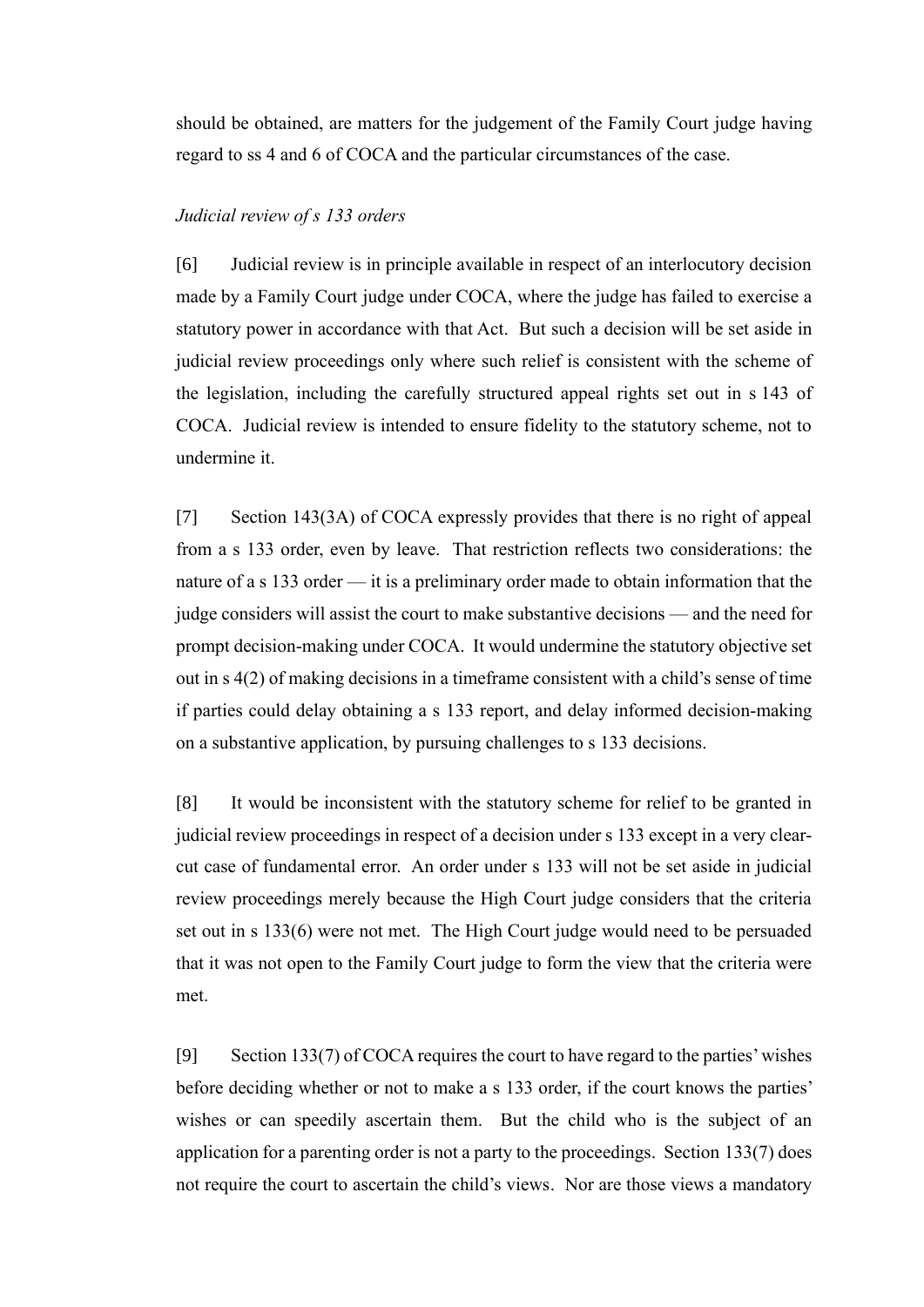should be obtained, are matters for the judgement of the Family Court judge having regard to ss 4 and 6 of COCA and the particular circumstances of the case.

*Judicial review of s 133 orders*

[6] Judicial review is in principle available in respect of an interlocutory decision made by a Family Court judge under COCA, where the judge has failed to exercise a statutory power in accordance with that Act. But such a decision will be set aside in judicial review proceedings only where such relief is consistent with the scheme of the legislation, including the carefully structured appeal rights set out in s 143 of COCA. Judicial review is intended to ensure fidelity to the statutory scheme, not to undermine it.

[7] Section 143(3A) of COCA expressly provides that there is no right of appeal from a s 133 order, even by leave. That restriction reflects two considerations: the nature of a s 133 order — it is a preliminary order made to obtain information that the judge considers will assist the court to make substantive decisions — and the need for prompt decision-making under COCA. It would undermine the statutory objective set out in s 4(2) of making decisions in a timeframe consistent with a child's sense of time if parties could delay obtaining a s 133 report, and delay informed decision-making on a substantive application, by pursuing challenges to s 133 decisions.

[8] It would be inconsistent with the statutory scheme for relief to be granted in judicial review proceedings in respect of a decision under s 133 except in a very clear-cut case of fundamental error. An order under s 133 will not be set aside in judicial review proceedings merely because the High Court judge considers that the criteria set out in s 133(6) were not met. The High Court judge would need to be persuaded that it was not open to the Family Court judge to form the view that the criteria were met.

[9] Section 133(7) of COCA requires the court to have regard to the parties' wishes before deciding whether or not to make a s 133 order, if the court knows the parties' wishes or can speedily ascertain them. But the child who is the subject of an application for a parenting order is not a party to the proceedings. Section 133(7) does not require the court to ascertain the child's views. Nor are those views a mandatory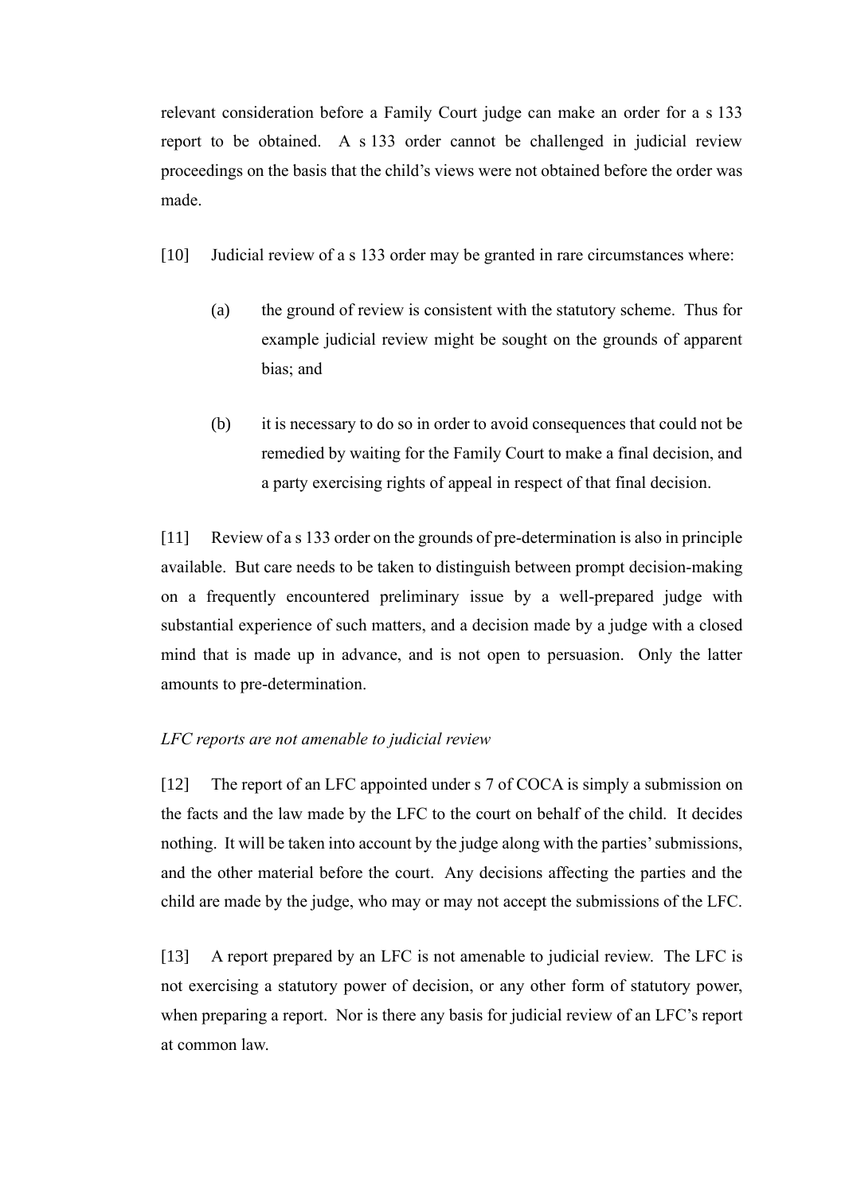relevant consideration before a Family Court judge can make an order for a s 133 report to be obtained. A s 133 order cannot be challenged in judicial review proceedings on the basis that the child's views were not obtained before the order was made.

[10] Judicial review of a s 133 order may be granted in rare circumstances where:

(a) the ground of review is consistent with the statutory scheme. Thus for example judicial review might be sought on the grounds of apparent bias; and

(b) it is necessary to do so in order to avoid consequences that could not be remedied by waiting for the Family Court to make a final decision, and a party exercising rights of appeal in respect of that final decision.

[11] Review of a s 133 order on the grounds of pre-determination is also in principle available. But care needs to be taken to distinguish between prompt decision-making on a frequently encountered preliminary issue by a well-prepared judge with substantial experience of such matters, and a decision made by a judge with a closed mind that is made up in advance, and is not open to persuasion. Only the latter amounts to pre-determination.

*LFC reports are not amenable to judicial review*

[12] The report of an LFC appointed under s 7 of COCA is simply a submission on the facts and the law made by the LFC to the court on behalf of the child. It decides nothing. It will be taken into account by the judge along with the parties' submissions, and the other material before the court. Any decisions affecting the parties and the child are made by the judge, who may or may not accept the submissions of the LFC.

[13] A report prepared by an LFC is not amenable to judicial review. The LFC is not exercising a statutory power of decision, or any other form of statutory power, when preparing a report. Nor is there any basis for judicial review of an LFC's report at common law.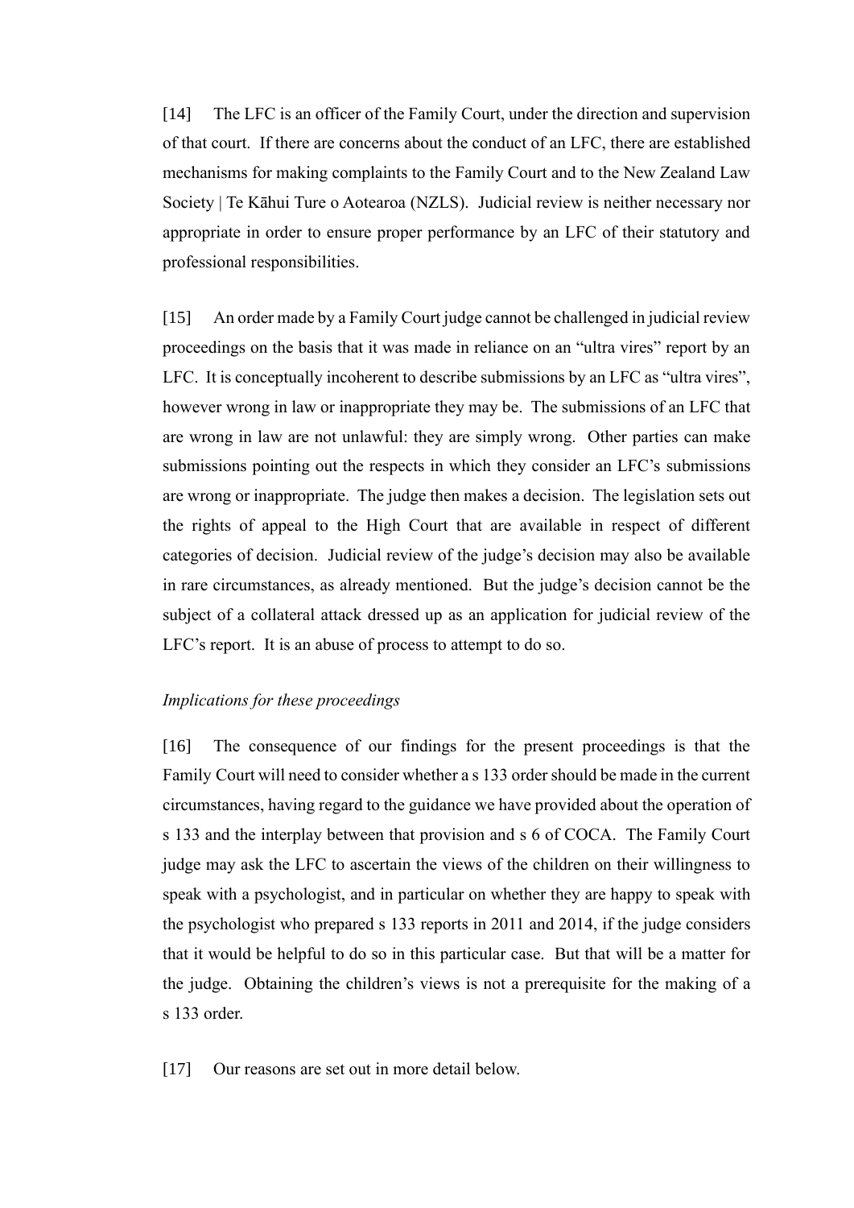[14] The LFC is an officer of the Family Court, under the direction and supervision of that court. If there are concerns about the conduct of an LFC, there are established mechanisms for making complaints to the Family Court and to the New Zealand Law Society | Te Kāhui Ture o Aotearoa (NZLS). Judicial review is neither necessary nor appropriate in order to ensure proper performance by an LFC of their statutory and professional responsibilities.

[15] An order made by a Family Court judge cannot be challenged in judicial review proceedings on the basis that it was made in reliance on an "ultra vires" report by an LFC. It is conceptually incoherent to describe submissions by an LFC as "ultra vires", however wrong in law or inappropriate they may be. The submissions of an LFC that are wrong in law are not unlawful: they are simply wrong. Other parties can make submissions pointing out the respects in which they consider an LFC's submissions are wrong or inappropriate. The judge then makes a decision. The legislation sets out the rights of appeal to the High Court that are available in respect of different categories of decision. Judicial review of the judge's decision may also be available in rare circumstances, as already mentioned. But the judge's decision cannot be the subject of a collateral attack dressed up as an application for judicial review of the LFC's report. It is an abuse of process to attempt to do so.

*Implications for these proceedings*

[16] The consequence of our findings for the present proceedings is that the Family Court will need to consider whether a s 133 order should be made in the current circumstances, having regard to the guidance we have provided about the operation of s 133 and the interplay between that provision and s 6 of COCA. The Family Court judge may ask the LFC to ascertain the views of the children on their willingness to speak with a psychologist, and in particular on whether they are happy to speak with the psychologist who prepared s 133 reports in 2011 and 2014, if the judge considers that it would be helpful to do so in this particular case. But that will be a matter for the judge. Obtaining the children's views is not a prerequisite for the making of a s 133 order.

[17] Our reasons are set out in more detail below.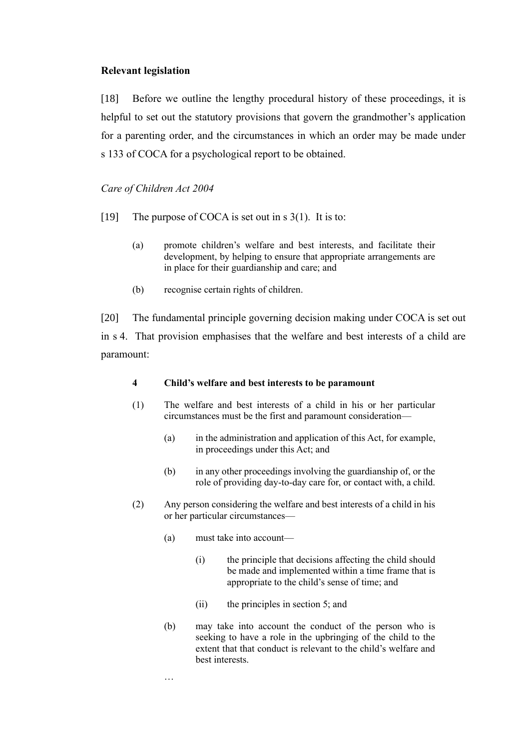**Relevant legislation**

[18] Before we outline the lengthy procedural history of these proceedings, it is helpful to set out the statutory provisions that govern the grandmother's application for a parenting order, and the circumstances in which an order may be made under s 133 of COCA for a psychological report to be obtained.

*Care of Children Act 2004*

[19] The purpose of COCA is set out in s 3(1). It is to:

> (a) promote children's welfare and best interests, and facilitate their development, by helping to ensure that appropriate arrangements are in place for their guardianship and care; and
>
> (b) recognise certain rights of children.

[20] The fundamental principle governing decision making under COCA is set out in s 4. That provision emphasises that the welfare and best interests of a child are paramount:

> **4 Child's welfare and best interests to be paramount**
>
> (1) The welfare and best interests of a child in his or her particular circumstances must be the first and paramount consideration—
>
> (a) in the administration and application of this Act, for example, in proceedings under this Act; and
>
> (b) in any other proceedings involving the guardianship of, or the role of providing day-to-day care for, or contact with, a child.
>
> (2) Any person considering the welfare and best interests of a child in his or her particular circumstances—
>
> (a) must take into account—
>
> (i) the principle that decisions affecting the child should be made and implemented within a time frame that is appropriate to the child's sense of time; and
>
> (ii) the principles in section 5; and
>
> (b) may take into account the conduct of the person who is seeking to have a role in the upbringing of the child to the extent that that conduct is relevant to the child's welfare and best interests.
>
> …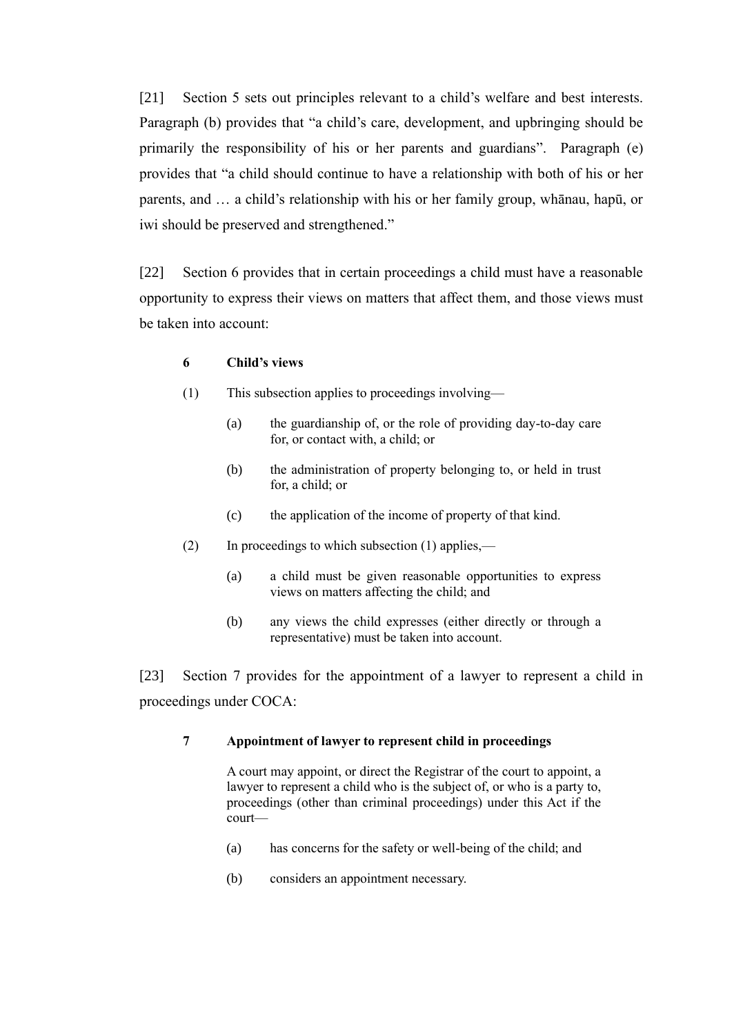[21] Section 5 sets out principles relevant to a child's welfare and best interests. Paragraph (b) provides that "a child's care, development, and upbringing should be primarily the responsibility of his or her parents and guardians". Paragraph (e) provides that "a child should continue to have a relationship with both of his or her parents, and … a child's relationship with his or her family group, whānau, hapū, or iwi should be preserved and strengthened."

[22] Section 6 provides that in certain proceedings a child must have a reasonable opportunity to express their views on matters that affect them, and those views must be taken into account:

> **6 Child's views**
>
> (1) This subsection applies to proceedings involving—
>
> (a) the guardianship of, or the role of providing day-to-day care for, or contact with, a child; or
>
> (b) the administration of property belonging to, or held in trust for, a child; or
>
> (c) the application of the income of property of that kind.
>
> (2) In proceedings to which subsection (1) applies,—
>
> (a) a child must be given reasonable opportunities to express views on matters affecting the child; and
>
> (b) any views the child expresses (either directly or through a representative) must be taken into account.

[23] Section 7 provides for the appointment of a lawyer to represent a child in proceedings under COCA:

> **7 Appointment of lawyer to represent child in proceedings**
>
> A court may appoint, or direct the Registrar of the court to appoint, a lawyer to represent a child who is the subject of, or who is a party to, proceedings (other than criminal proceedings) under this Act if the court—
>
> (a) has concerns for the safety or well-being of the child; and
>
> (b) considers an appointment necessary.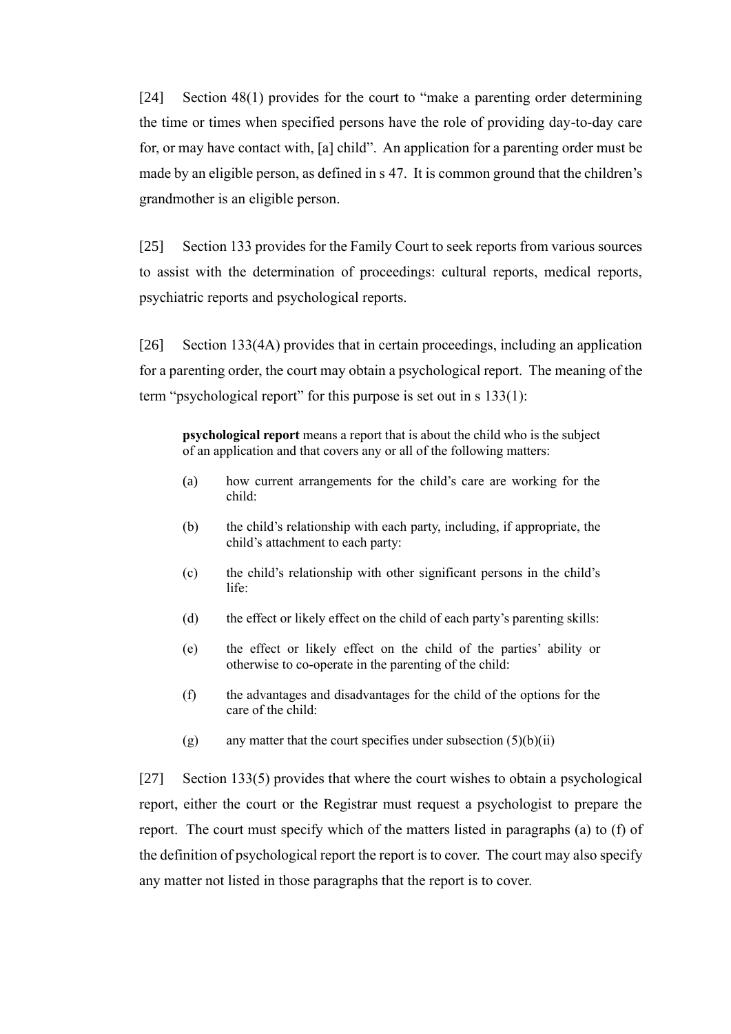[24] Section 48(1) provides for the court to "make a parenting order determining the time or times when specified persons have the role of providing day-to-day care for, or may have contact with, [a] child". An application for a parenting order must be made by an eligible person, as defined in s 47. It is common ground that the children's grandmother is an eligible person.

[25] Section 133 provides for the Family Court to seek reports from various sources to assist with the determination of proceedings: cultural reports, medical reports, psychiatric reports and psychological reports.

[26] Section 133(4A) provides that in certain proceedings, including an application for a parenting order, the court may obtain a psychological report. The meaning of the term "psychological report" for this purpose is set out in s 133(1):

> **psychological report** means a report that is about the child who is the subject of an application and that covers any or all of the following matters:
>
> (a) how current arrangements for the child's care are working for the child:
>
> (b) the child's relationship with each party, including, if appropriate, the child's attachment to each party:
>
> (c) the child's relationship with other significant persons in the child's life:
>
> (d) the effect or likely effect on the child of each party's parenting skills:
>
> (e) the effect or likely effect on the child of the parties' ability or otherwise to co-operate in the parenting of the child:
>
> (f) the advantages and disadvantages for the child of the options for the care of the child:
>
> (g) any matter that the court specifies under subsection (5)(b)(ii)

[27] Section 133(5) provides that where the court wishes to obtain a psychological report, either the court or the Registrar must request a psychologist to prepare the report. The court must specify which of the matters listed in paragraphs (a) to (f) of the definition of psychological report the report is to cover. The court may also specify any matter not listed in those paragraphs that the report is to cover.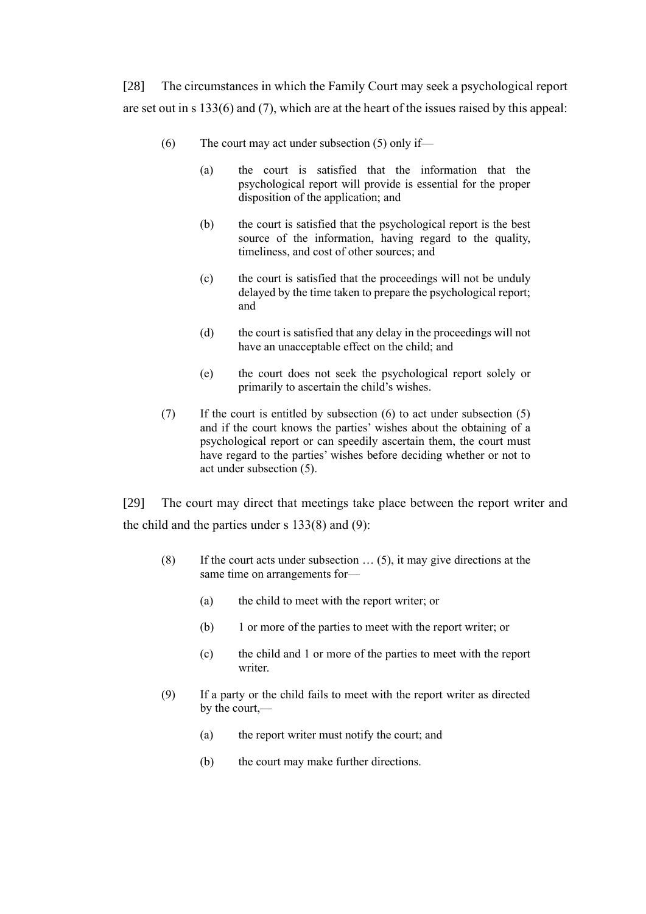[28] The circumstances in which the Family Court may seek a psychological report are set out in s 133(6) and (7), which are at the heart of the issues raised by this appeal:

> (6) The court may act under subsection (5) only if—
>
> > (a) the court is satisfied that the information that the psychological report will provide is essential for the proper disposition of the application; and
> >
> > (b) the court is satisfied that the psychological report is the best source of the information, having regard to the quality, timeliness, and cost of other sources; and
> >
> > (c) the court is satisfied that the proceedings will not be unduly delayed by the time taken to prepare the psychological report; and
> >
> > (d) the court is satisfied that any delay in the proceedings will not have an unacceptable effect on the child; and
> >
> > (e) the court does not seek the psychological report solely or primarily to ascertain the child's wishes.
>
> (7) If the court is entitled by subsection (6) to act under subsection (5) and if the court knows the parties' wishes about the obtaining of a psychological report or can speedily ascertain them, the court must have regard to the parties' wishes before deciding whether or not to act under subsection (5).

[29] The court may direct that meetings take place between the report writer and the child and the parties under s 133(8) and (9):

> (8) If the court acts under subsection … (5), it may give directions at the same time on arrangements for—
>
> > (a) the child to meet with the report writer; or
> >
> > (b) 1 or more of the parties to meet with the report writer; or
> >
> > (c) the child and 1 or more of the parties to meet with the report writer.
>
> (9) If a party or the child fails to meet with the report writer as directed by the court,—
>
> > (a) the report writer must notify the court; and
> >
> > (b) the court may make further directions.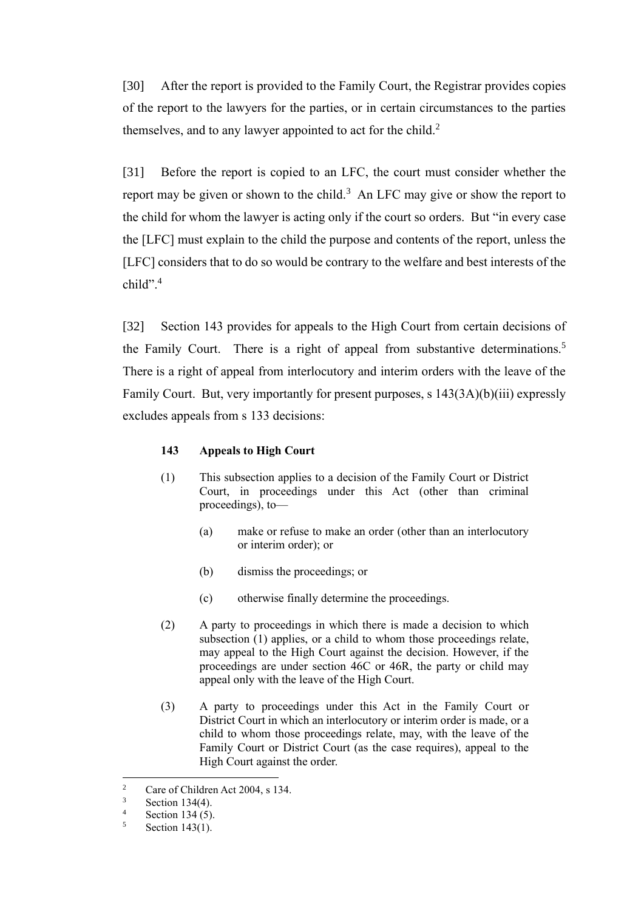[30] After the report is provided to the Family Court, the Registrar provides copies of the report to the lawyers for the parties, or in certain circumstances to the parties themselves, and to any lawyer appointed to act for the child.[2]

[31] Before the report is copied to an LFC, the court must consider whether the report may be given or shown to the child.[3] An LFC may give or show the report to the child for whom the lawyer is acting only if the court so orders. But "in every case the [LFC] must explain to the child the purpose and contents of the report, unless the [LFC] considers that to do so would be contrary to the welfare and best interests of the child".[4]

[32] Section 143 provides for appeals to the High Court from certain decisions of the Family Court. There is a right of appeal from substantive determinations.[5] There is a right of appeal from interlocutory and interim orders with the leave of the Family Court. But, very importantly for present purposes, s 143(3A)(b)(iii) expressly excludes appeals from s 133 decisions:

> **143 Appeals to High Court**
>
> (1) This subsection applies to a decision of the Family Court or District Court, in proceedings under this Act (other than criminal proceedings), to—
>
> > (a) make or refuse to make an order (other than an interlocutory or interim order); or
> >
> > (b) dismiss the proceedings; or
> >
> > (c) otherwise finally determine the proceedings.
>
> (2) A party to proceedings in which there is made a decision to which subsection (1) applies, or a child to whom those proceedings relate, may appeal to the High Court against the decision. However, if the proceedings are under section 46C or 46R, the party or child may appeal only with the leave of the High Court.
>
> (3) A party to proceedings under this Act in the Family Court or District Court in which an interlocutory or interim order is made, or a child to whom those proceedings relate, may, with the leave of the Family Court or District Court (as the case requires), appeal to the High Court against the order.

---

[2] Care of Children Act 2004, s 134.

[3] Section 134(4).

[4] Section 134 (5).

[5] Section 143(1).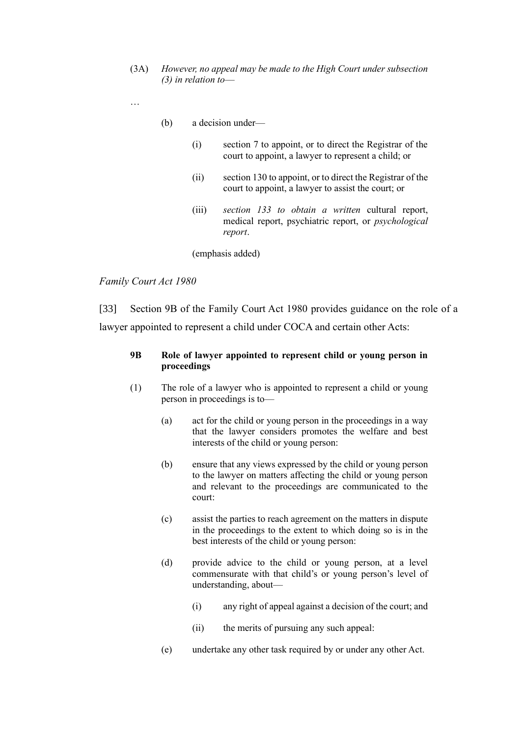> (3A) *However, no appeal may be made to the High Court under subsection (3) in relation to*—
>
> …
>
> (b) a decision under—
>
> (i) section 7 to appoint, or to direct the Registrar of the court to appoint, a lawyer to represent a child; or
>
> (ii) section 130 to appoint, or to direct the Registrar of the court to appoint, a lawyer to assist the court; or
>
> (iii) *section 133 to obtain a written* cultural report, medical report, psychiatric report, or *psychological report*.
>
> (emphasis added)

*Family Court Act 1980*

[33] Section 9B of the Family Court Act 1980 provides guidance on the role of a lawyer appointed to represent a child under COCA and certain other Acts:

> **9B Role of lawyer appointed to represent child or young person in proceedings**
>
> (1) The role of a lawyer who is appointed to represent a child or young person in proceedings is to—
>
> (a) act for the child or young person in the proceedings in a way that the lawyer considers promotes the welfare and best interests of the child or young person:
>
> (b) ensure that any views expressed by the child or young person to the lawyer on matters affecting the child or young person and relevant to the proceedings are communicated to the court:
>
> (c) assist the parties to reach agreement on the matters in dispute in the proceedings to the extent to which doing so is in the best interests of the child or young person:
>
> (d) provide advice to the child or young person, at a level commensurate with that child's or young person's level of understanding, about—
>
> (i) any right of appeal against a decision of the court; and
>
> (ii) the merits of pursuing any such appeal:
>
> (e) undertake any other task required by or under any other Act.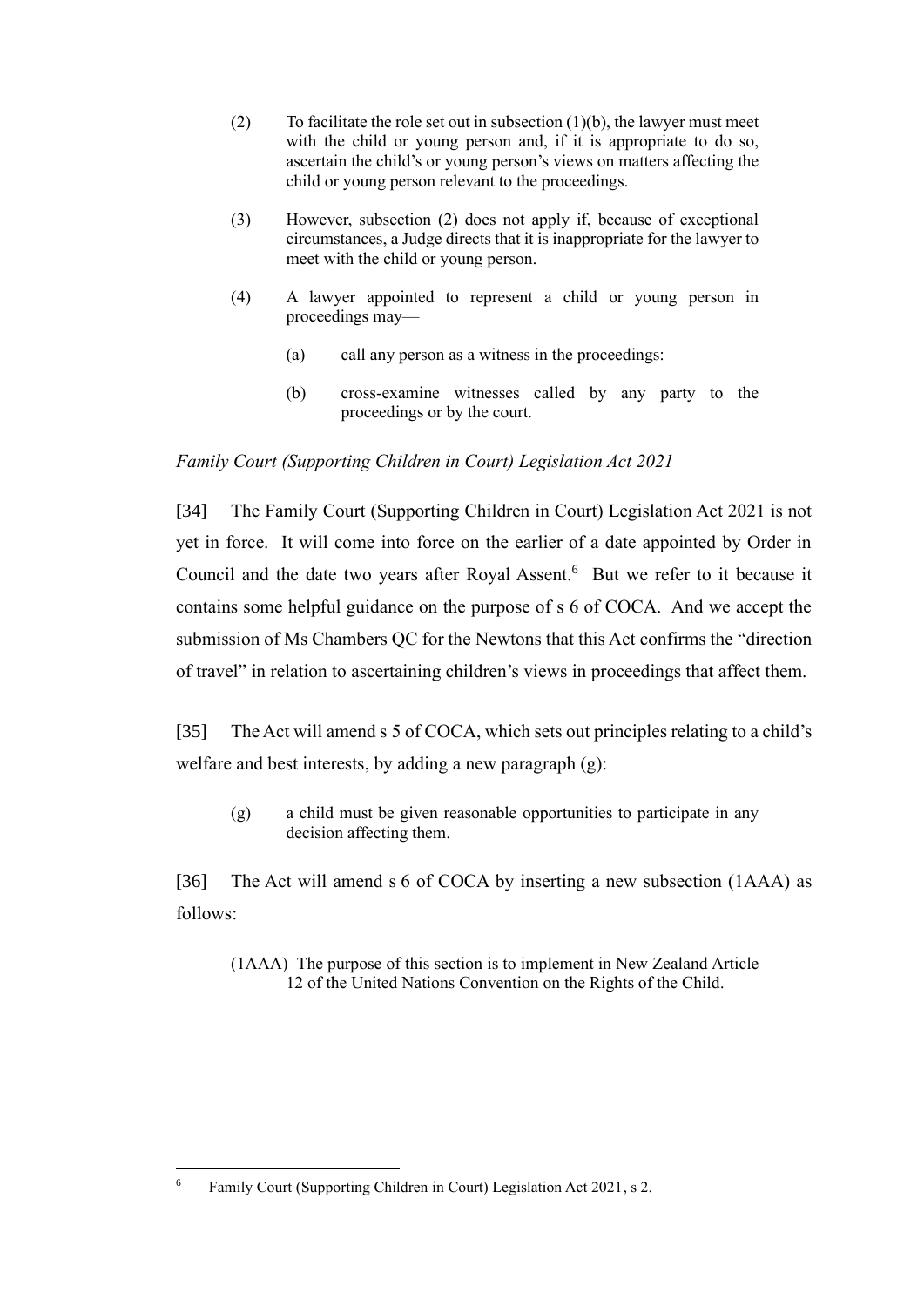(2) To facilitate the role set out in subsection (1)(b), the lawyer must meet with the child or young person and, if it is appropriate to do so, ascertain the child's or young person's views on matters affecting the child or young person relevant to the proceedings.

(3) However, subsection (2) does not apply if, because of exceptional circumstances, a Judge directs that it is inappropriate for the lawyer to meet with the child or young person.

(4) A lawyer appointed to represent a child or young person in proceedings may—

  (a) call any person as a witness in the proceedings:

  (b) cross-examine witnesses called by any party to the proceedings or by the court.

*Family Court (Supporting Children in Court) Legislation Act 2021*

[34] The Family Court (Supporting Children in Court) Legislation Act 2021 is not yet in force. It will come into force on the earlier of a date appointed by Order in Council and the date two years after Royal Assent.[6] But we refer to it because it contains some helpful guidance on the purpose of s 6 of COCA. And we accept the submission of Ms Chambers QC for the Newtons that this Act confirms the "direction of travel" in relation to ascertaining children's views in proceedings that affect them.

[35] The Act will amend s 5 of COCA, which sets out principles relating to a child's welfare and best interests, by adding a new paragraph (g):

> (g) a child must be given reasonable opportunities to participate in any decision affecting them.

[36] The Act will amend s 6 of COCA by inserting a new subsection (1AAA) as follows:

> (1AAA) The purpose of this section is to implement in New Zealand Article 12 of the United Nations Convention on the Rights of the Child.

---

[6] Family Court (Supporting Children in Court) Legislation Act 2021, s 2.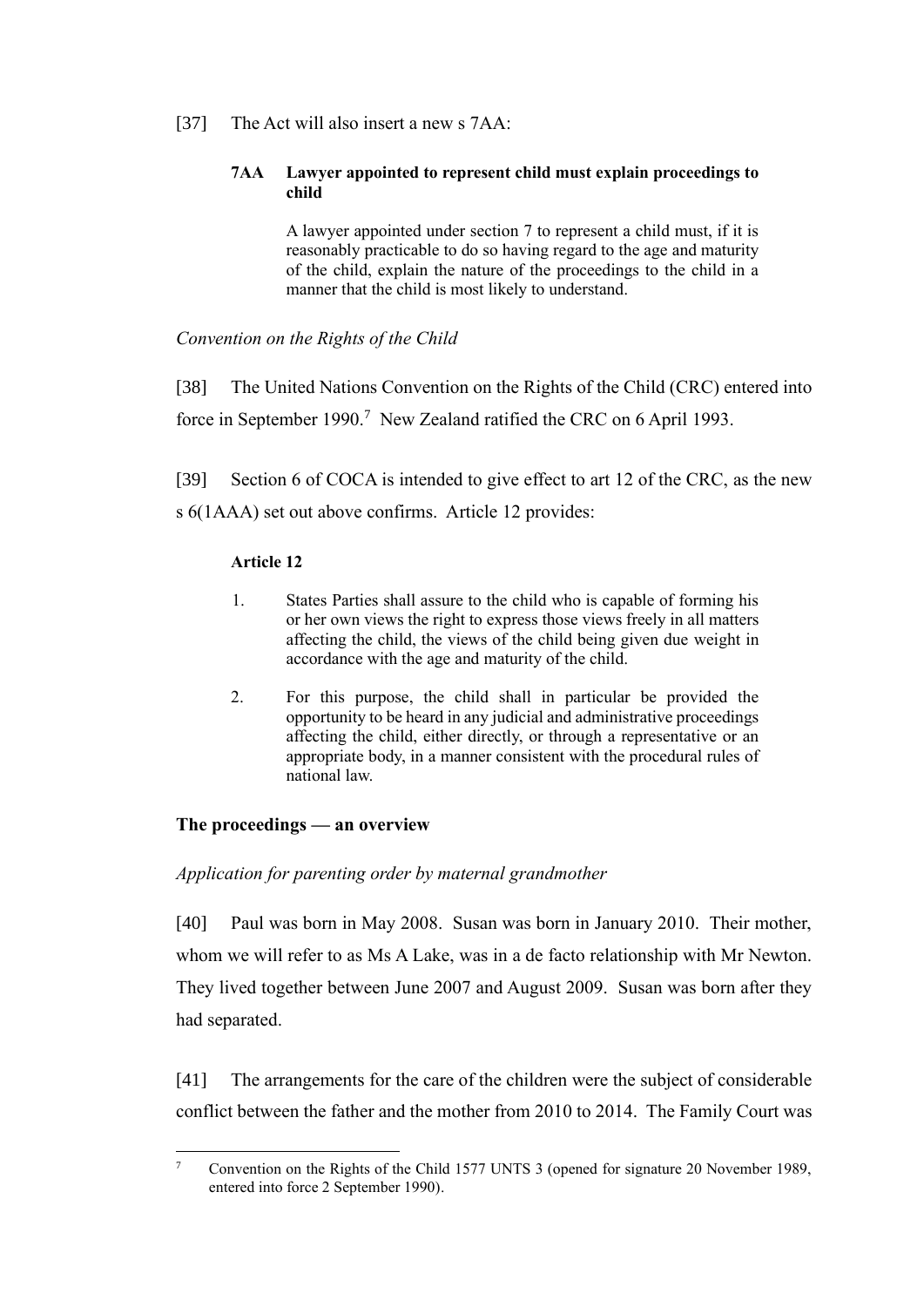[37] The Act will also insert a new s 7AA:

> **7AA Lawyer appointed to represent child must explain proceedings to child**
>
> A lawyer appointed under section 7 to represent a child must, if it is reasonably practicable to do so having regard to the age and maturity of the child, explain the nature of the proceedings to the child in a manner that the child is most likely to understand.

*Convention on the Rights of the Child*

[38] The United Nations Convention on the Rights of the Child (CRC) entered into force in September 1990.[7] New Zealand ratified the CRC on 6 April 1993.

[39] Section 6 of COCA is intended to give effect to art 12 of the CRC, as the new s 6(1AAA) set out above confirms. Article 12 provides:

> **Article 12**
>
> 1. States Parties shall assure to the child who is capable of forming his or her own views the right to express those views freely in all matters affecting the child, the views of the child being given due weight in accordance with the age and maturity of the child.
>
> 2. For this purpose, the child shall in particular be provided the opportunity to be heard in any judicial and administrative proceedings affecting the child, either directly, or through a representative or an appropriate body, in a manner consistent with the procedural rules of national law.

## The proceedings — an overview

*Application for parenting order by maternal grandmother*

[40] Paul was born in May 2008. Susan was born in January 2010. Their mother, whom we will refer to as Ms A Lake, was in a de facto relationship with Mr Newton. They lived together between June 2007 and August 2009. Susan was born after they had separated.

[41] The arrangements for the care of the children were the subject of considerable conflict between the father and the mother from 2010 to 2014. The Family Court was

---

[7] Convention on the Rights of the Child 1577 UNTS 3 (opened for signature 20 November 1989, entered into force 2 September 1990).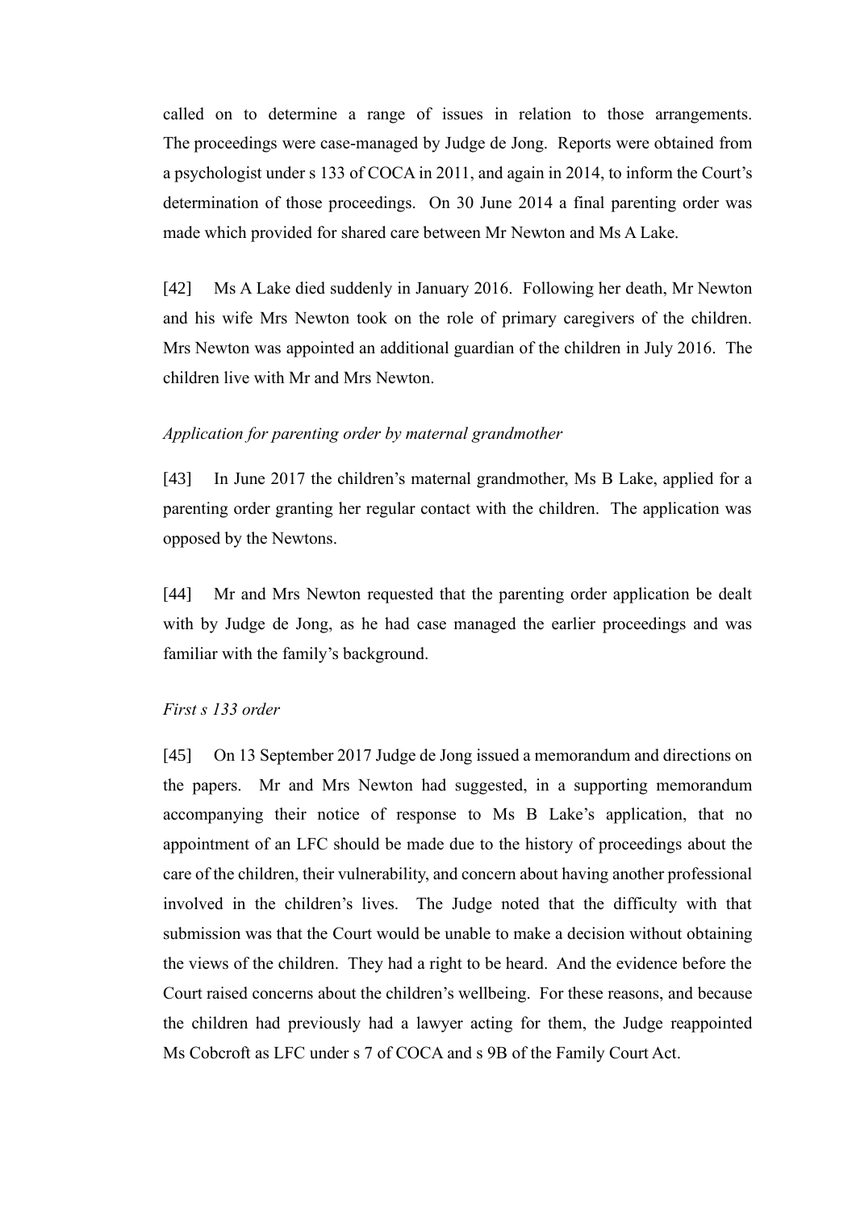called on to determine a range of issues in relation to those arrangements. The proceedings were case-managed by Judge de Jong. Reports were obtained from a psychologist under s 133 of COCA in 2011, and again in 2014, to inform the Court's determination of those proceedings. On 30 June 2014 a final parenting order was made which provided for shared care between Mr Newton and Ms A Lake.

[42] Ms A Lake died suddenly in January 2016. Following her death, Mr Newton and his wife Mrs Newton took on the role of primary caregivers of the children. Mrs Newton was appointed an additional guardian of the children in July 2016. The children live with Mr and Mrs Newton.

*Application for parenting order by maternal grandmother*

[43] In June 2017 the children's maternal grandmother, Ms B Lake, applied for a parenting order granting her regular contact with the children. The application was opposed by the Newtons.

[44] Mr and Mrs Newton requested that the parenting order application be dealt with by Judge de Jong, as he had case managed the earlier proceedings and was familiar with the family's background.

*First s 133 order*

[45] On 13 September 2017 Judge de Jong issued a memorandum and directions on the papers. Mr and Mrs Newton had suggested, in a supporting memorandum accompanying their notice of response to Ms B Lake's application, that no appointment of an LFC should be made due to the history of proceedings about the care of the children, their vulnerability, and concern about having another professional involved in the children's lives. The Judge noted that the difficulty with that submission was that the Court would be unable to make a decision without obtaining the views of the children. They had a right to be heard. And the evidence before the Court raised concerns about the children's wellbeing. For these reasons, and because the children had previously had a lawyer acting for them, the Judge reappointed Ms Cobcroft as LFC under s 7 of COCA and s 9B of the Family Court Act.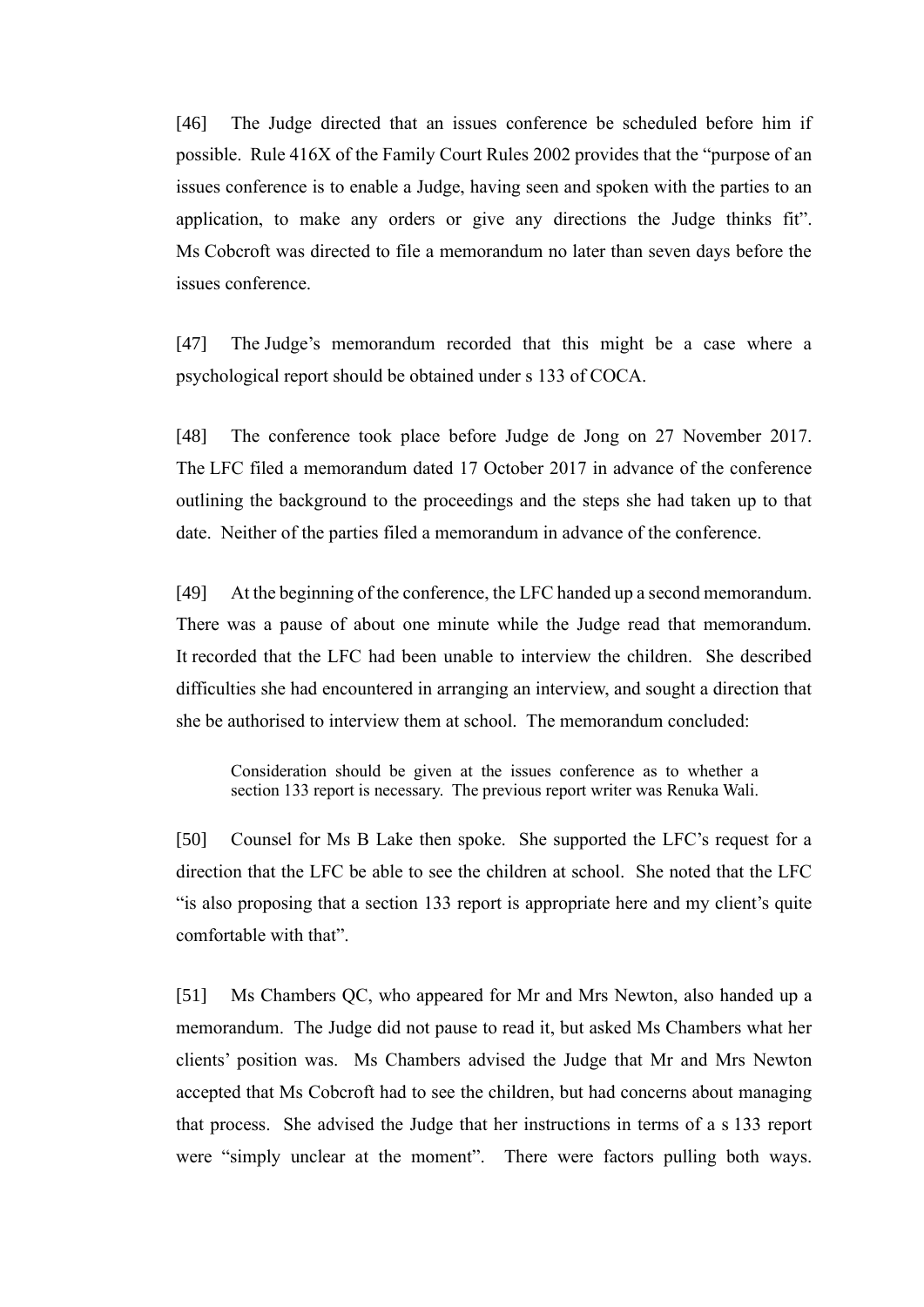[46] The Judge directed that an issues conference be scheduled before him if possible. Rule 416X of the Family Court Rules 2002 provides that the "purpose of an issues conference is to enable a Judge, having seen and spoken with the parties to an application, to make any orders or give any directions the Judge thinks fit". Ms Cobcroft was directed to file a memorandum no later than seven days before the issues conference.

[47] The Judge's memorandum recorded that this might be a case where a psychological report should be obtained under s 133 of COCA.

[48] The conference took place before Judge de Jong on 27 November 2017. The LFC filed a memorandum dated 17 October 2017 in advance of the conference outlining the background to the proceedings and the steps she had taken up to that date. Neither of the parties filed a memorandum in advance of the conference.

[49] At the beginning of the conference, the LFC handed up a second memorandum. There was a pause of about one minute while the Judge read that memorandum. It recorded that the LFC had been unable to interview the children. She described difficulties she had encountered in arranging an interview, and sought a direction that she be authorised to interview them at school. The memorandum concluded:

> Consideration should be given at the issues conference as to whether a section 133 report is necessary. The previous report writer was Renuka Wali.

[50] Counsel for Ms B Lake then spoke. She supported the LFC's request for a direction that the LFC be able to see the children at school. She noted that the LFC "is also proposing that a section 133 report is appropriate here and my client's quite comfortable with that".

[51] Ms Chambers QC, who appeared for Mr and Mrs Newton, also handed up a memorandum. The Judge did not pause to read it, but asked Ms Chambers what her clients' position was. Ms Chambers advised the Judge that Mr and Mrs Newton accepted that Ms Cobcroft had to see the children, but had concerns about managing that process. She advised the Judge that her instructions in terms of a s 133 report were "simply unclear at the moment". There were factors pulling both ways.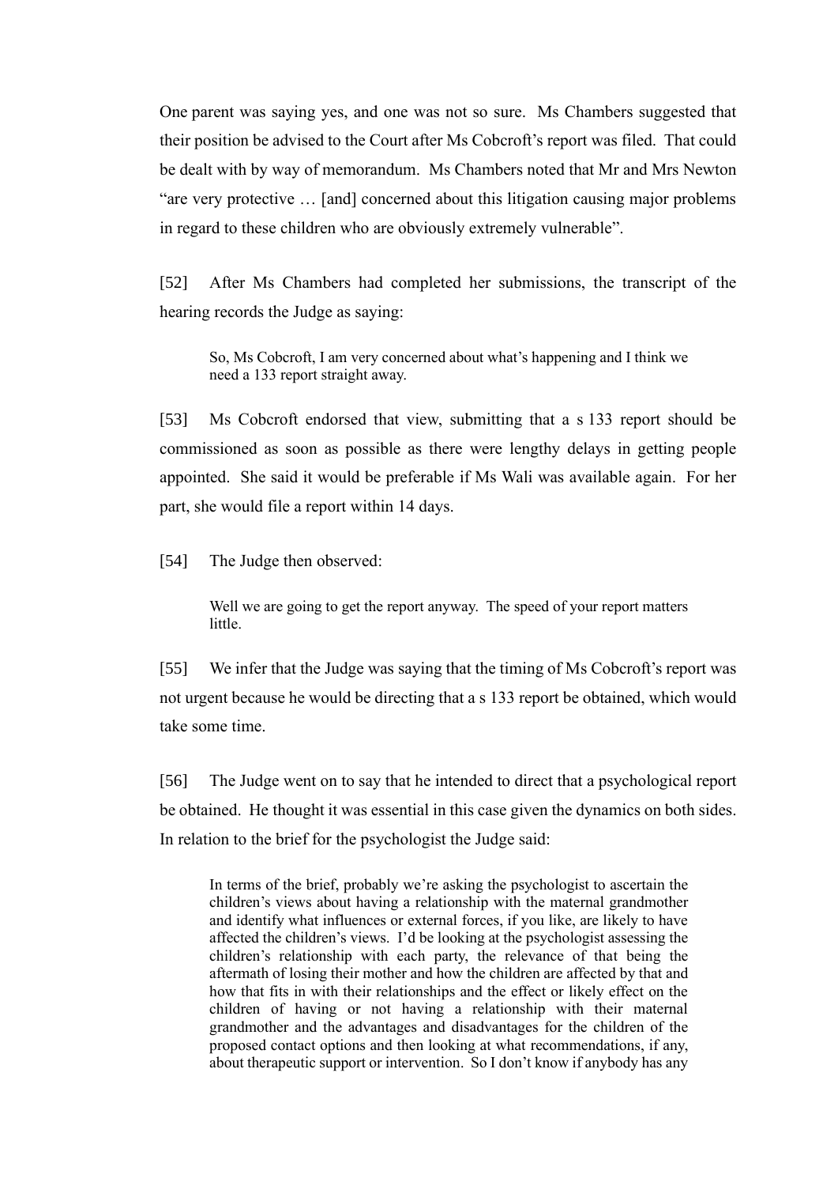One parent was saying yes, and one was not so sure. Ms Chambers suggested that their position be advised to the Court after Ms Cobcroft's report was filed. That could be dealt with by way of memorandum. Ms Chambers noted that Mr and Mrs Newton "are very protective … [and] concerned about this litigation causing major problems in regard to these children who are obviously extremely vulnerable".

[52] After Ms Chambers had completed her submissions, the transcript of the hearing records the Judge as saying:

> So, Ms Cobcroft, I am very concerned about what's happening and I think we need a 133 report straight away.

[53] Ms Cobcroft endorsed that view, submitting that a s 133 report should be commissioned as soon as possible as there were lengthy delays in getting people appointed. She said it would be preferable if Ms Wali was available again. For her part, she would file a report within 14 days.

[54] The Judge then observed:

> Well we are going to get the report anyway. The speed of your report matters little.

[55] We infer that the Judge was saying that the timing of Ms Cobcroft's report was not urgent because he would be directing that a s 133 report be obtained, which would take some time.

[56] The Judge went on to say that he intended to direct that a psychological report be obtained. He thought it was essential in this case given the dynamics on both sides. In relation to the brief for the psychologist the Judge said:

> In terms of the brief, probably we're asking the psychologist to ascertain the children's views about having a relationship with the maternal grandmother and identify what influences or external forces, if you like, are likely to have affected the children's views. I'd be looking at the psychologist assessing the children's relationship with each party, the relevance of that being the aftermath of losing their mother and how the children are affected by that and how that fits in with their relationships and the effect or likely effect on the children of having or not having a relationship with their maternal grandmother and the advantages and disadvantages for the children of the proposed contact options and then looking at what recommendations, if any, about therapeutic support or intervention. So I don't know if anybody has any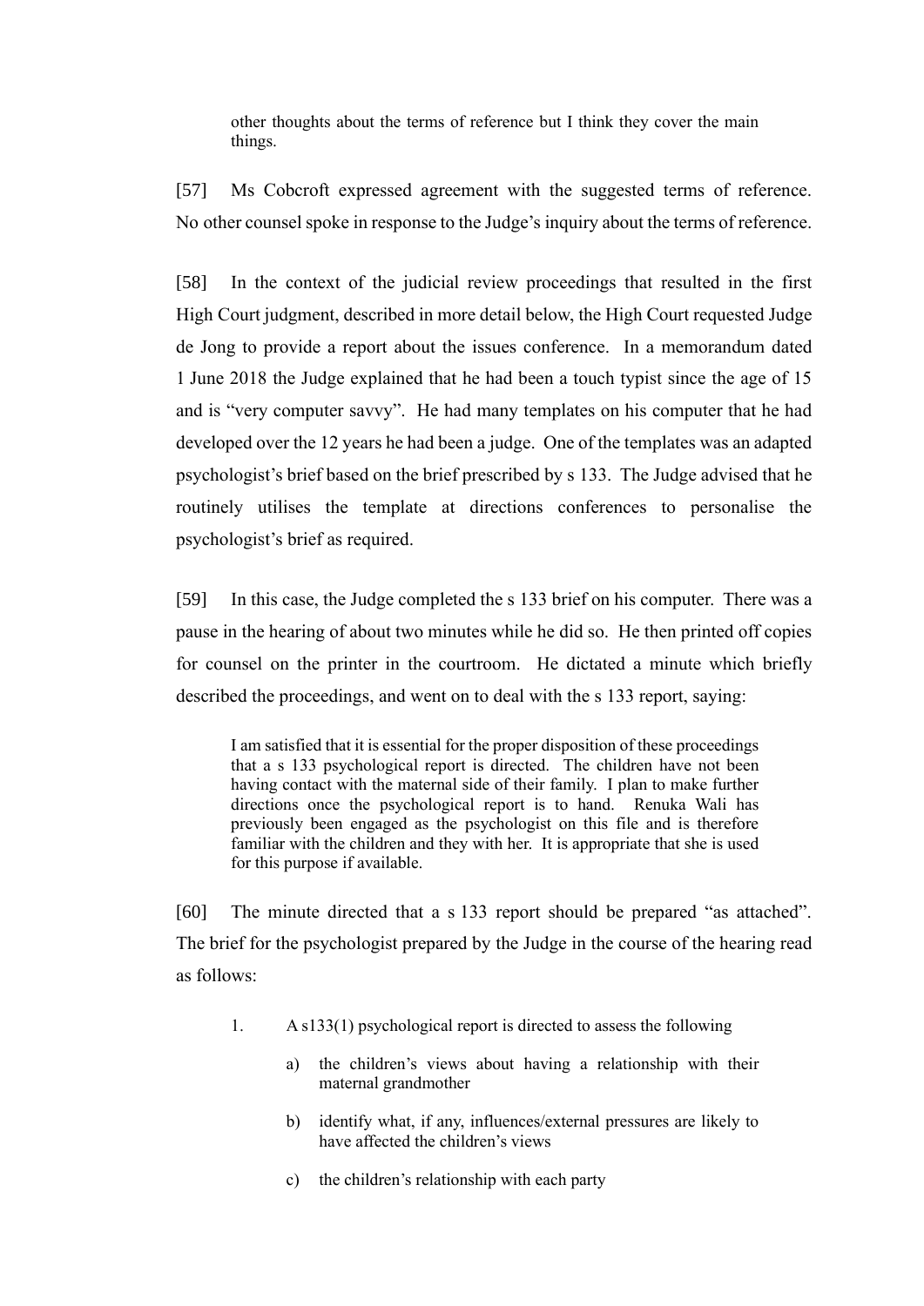> other thoughts about the terms of reference but I think they cover the main things.

[57] Ms Cobcroft expressed agreement with the suggested terms of reference. No other counsel spoke in response to the Judge's inquiry about the terms of reference.

[58] In the context of the judicial review proceedings that resulted in the first High Court judgment, described in more detail below, the High Court requested Judge de Jong to provide a report about the issues conference. In a memorandum dated 1 June 2018 the Judge explained that he had been a touch typist since the age of 15 and is "very computer savvy". He had many templates on his computer that he had developed over the 12 years he had been a judge. One of the templates was an adapted psychologist's brief based on the brief prescribed by s 133. The Judge advised that he routinely utilises the template at directions conferences to personalise the psychologist's brief as required.

[59] In this case, the Judge completed the s 133 brief on his computer. There was a pause in the hearing of about two minutes while he did so. He then printed off copies for counsel on the printer in the courtroom. He dictated a minute which briefly described the proceedings, and went on to deal with the s 133 report, saying:

> I am satisfied that it is essential for the proper disposition of these proceedings that a s 133 psychological report is directed. The children have not been having contact with the maternal side of their family. I plan to make further directions once the psychological report is to hand. Renuka Wali has previously been engaged as the psychologist on this file and is therefore familiar with the children and they with her. It is appropriate that she is used for this purpose if available.

[60] The minute directed that a s 133 report should be prepared "as attached". The brief for the psychologist prepared by the Judge in the course of the hearing read as follows:

> 1. A s133(1) psychological report is directed to assess the following
>
>    a) the children's views about having a relationship with their maternal grandmother
>
>    b) identify what, if any, influences/external pressures are likely to have affected the children's views
>
>    c) the children's relationship with each party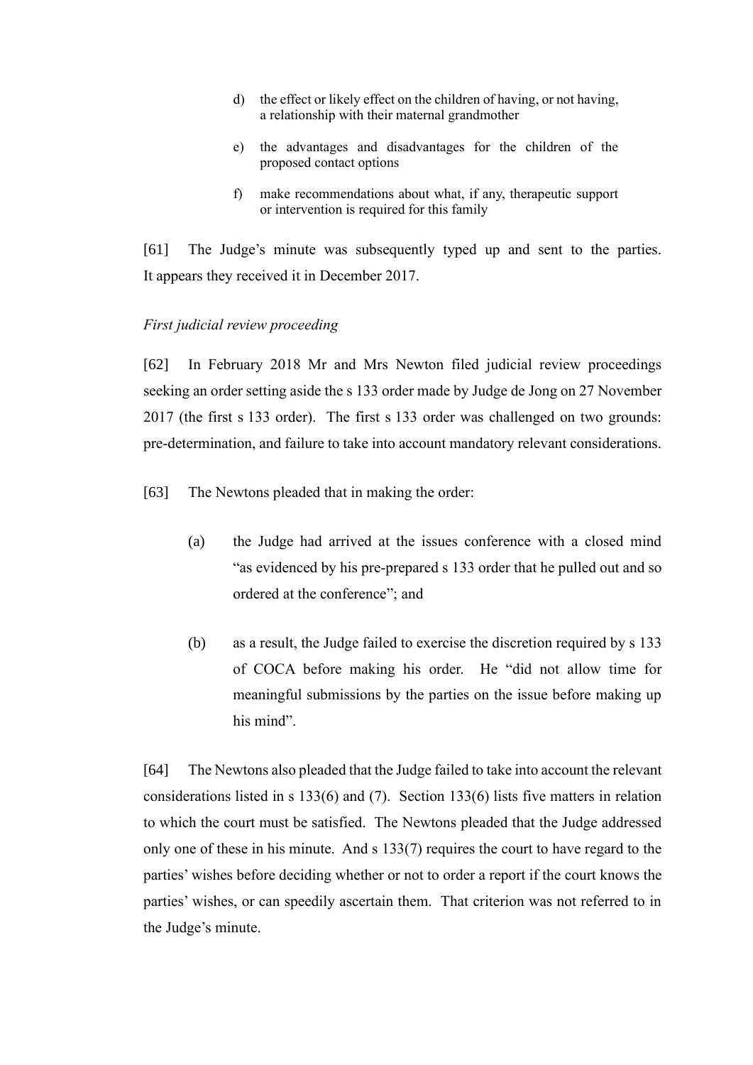d) the effect or likely effect on the children of having, or not having, a relationship with their maternal grandmother

e) the advantages and disadvantages for the children of the proposed contact options

f) make recommendations about what, if any, therapeutic support or intervention is required for this family

[61] The Judge's minute was subsequently typed up and sent to the parties. It appears they received it in December 2017.

*First judicial review proceeding*

[62] In February 2018 Mr and Mrs Newton filed judicial review proceedings seeking an order setting aside the s 133 order made by Judge de Jong on 27 November 2017 (the first s 133 order). The first s 133 order was challenged on two grounds: pre-determination, and failure to take into account mandatory relevant considerations.

[63] The Newtons pleaded that in making the order:

(a) the Judge had arrived at the issues conference with a closed mind "as evidenced by his pre-prepared s 133 order that he pulled out and so ordered at the conference"; and

(b) as a result, the Judge failed to exercise the discretion required by s 133 of COCA before making his order. He "did not allow time for meaningful submissions by the parties on the issue before making up his mind".

[64] The Newtons also pleaded that the Judge failed to take into account the relevant considerations listed in s 133(6) and (7). Section 133(6) lists five matters in relation to which the court must be satisfied. The Newtons pleaded that the Judge addressed only one of these in his minute. And s 133(7) requires the court to have regard to the parties' wishes before deciding whether or not to order a report if the court knows the parties' wishes, or can speedily ascertain them. That criterion was not referred to in the Judge's minute.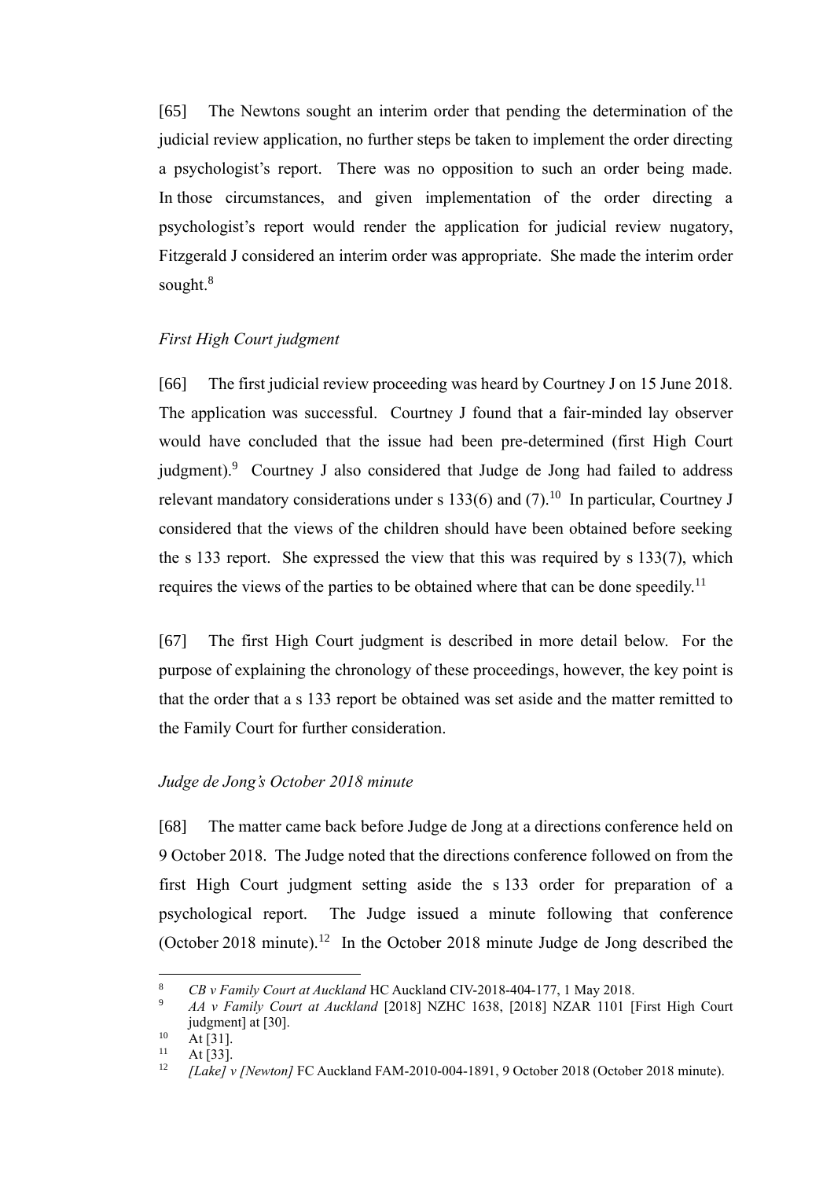[65] The Newtons sought an interim order that pending the determination of the judicial review application, no further steps be taken to implement the order directing a psychologist's report. There was no opposition to such an order being made. In those circumstances, and given implementation of the order directing a psychologist's report would render the application for judicial review nugatory, Fitzgerald J considered an interim order was appropriate. She made the interim order sought.[8]

### *First High Court judgment*

[66] The first judicial review proceeding was heard by Courtney J on 15 June 2018. The application was successful. Courtney J found that a fair-minded lay observer would have concluded that the issue had been pre-determined (first High Court judgment).[9] Courtney J also considered that Judge de Jong had failed to address relevant mandatory considerations under s 133(6) and (7).[10] In particular, Courtney J considered that the views of the children should have been obtained before seeking the s 133 report. She expressed the view that this was required by s 133(7), which requires the views of the parties to be obtained where that can be done speedily.[11]

[67] The first High Court judgment is described in more detail below. For the purpose of explaining the chronology of these proceedings, however, the key point is that the order that a s 133 report be obtained was set aside and the matter remitted to the Family Court for further consideration.

### *Judge de Jong's October 2018 minute*

[68] The matter came back before Judge de Jong at a directions conference held on 9 October 2018. The Judge noted that the directions conference followed on from the first High Court judgment setting aside the s 133 order for preparation of a psychological report. The Judge issued a minute following that conference (October 2018 minute).[12] In the October 2018 minute Judge de Jong described the

---

[8] *CB v Family Court at Auckland* HC Auckland CIV-2018-404-177, 1 May 2018.

[9] *AA v Family Court at Auckland* [2018] NZHC 1638, [2018] NZAR 1101 [First High Court judgment] at [30].

[10] At [31].

[11] At [33].

[12] *[Lake] v [Newton]* FC Auckland FAM-2010-004-1891, 9 October 2018 (October 2018 minute).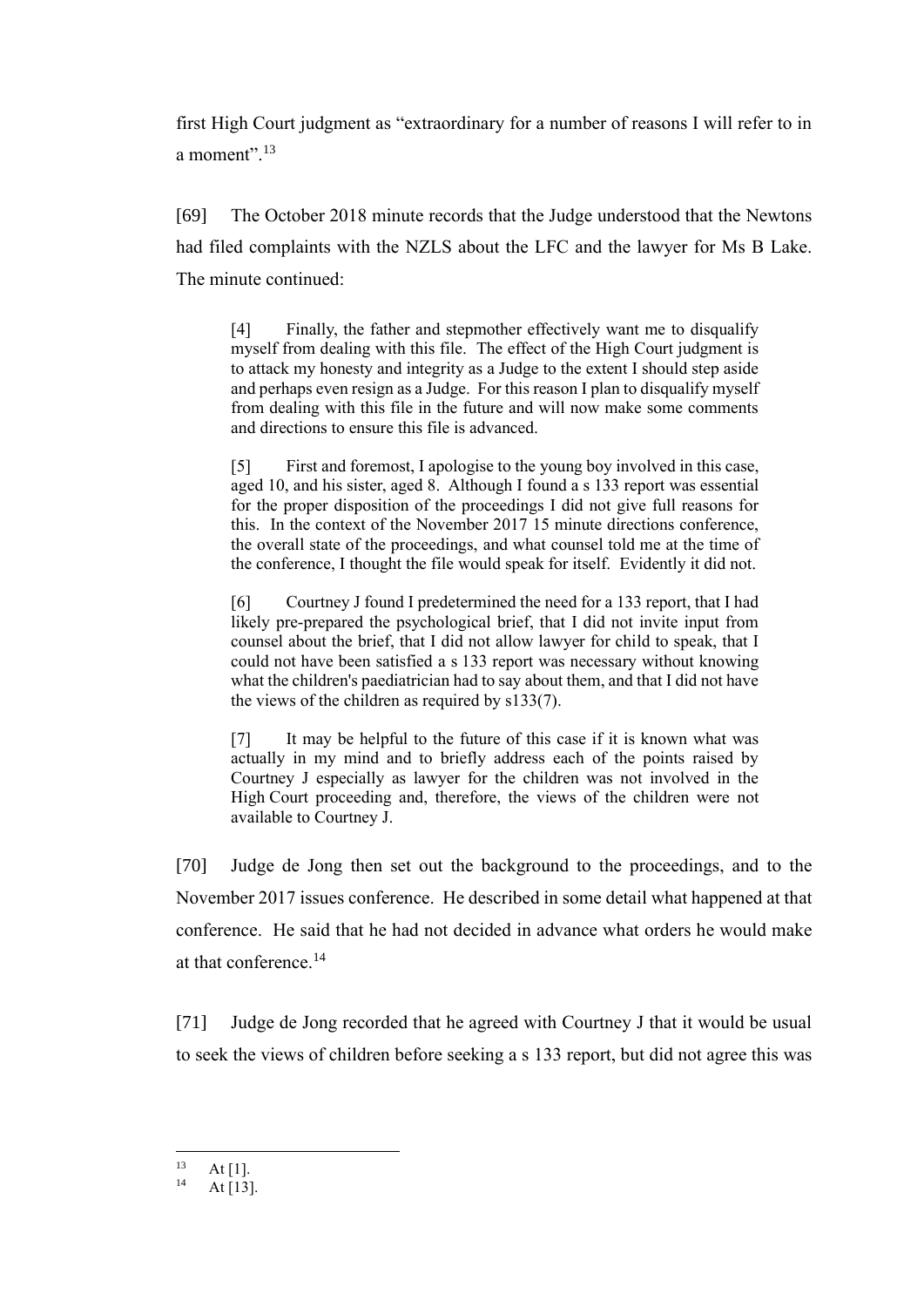first High Court judgment as "extraordinary for a number of reasons I will refer to in a moment".[13]

[69] The October 2018 minute records that the Judge understood that the Newtons had filed complaints with the NZLS about the LFC and the lawyer for Ms B Lake. The minute continued:

> [4] Finally, the father and stepmother effectively want me to disqualify myself from dealing with this file. The effect of the High Court judgment is to attack my honesty and integrity as a Judge to the extent I should step aside and perhaps even resign as a Judge. For this reason I plan to disqualify myself from dealing with this file in the future and will now make some comments and directions to ensure this file is advanced.
>
> [5] First and foremost, I apologise to the young boy involved in this case, aged 10, and his sister, aged 8. Although I found a s 133 report was essential for the proper disposition of the proceedings I did not give full reasons for this. In the context of the November 2017 15 minute directions conference, the overall state of the proceedings, and what counsel told me at the time of the conference, I thought the file would speak for itself. Evidently it did not.
>
> [6] Courtney J found I predetermined the need for a 133 report, that I had likely pre-prepared the psychological brief, that I did not invite input from counsel about the brief, that I did not allow lawyer for child to speak, that I could not have been satisfied a s 133 report was necessary without knowing what the children's paediatrician had to say about them, and that I did not have the views of the children as required by s133(7).
>
> [7] It may be helpful to the future of this case if it is known what was actually in my mind and to briefly address each of the points raised by Courtney J especially as lawyer for the children was not involved in the High Court proceeding and, therefore, the views of the children were not available to Courtney J.

[70] Judge de Jong then set out the background to the proceedings, and to the November 2017 issues conference. He described in some detail what happened at that conference. He said that he had not decided in advance what orders he would make at that conference.[14]

[71] Judge de Jong recorded that he agreed with Courtney J that it would be usual to seek the views of children before seeking a s 133 report, but did not agree this was

---

[13] At [1].

[14] At [13].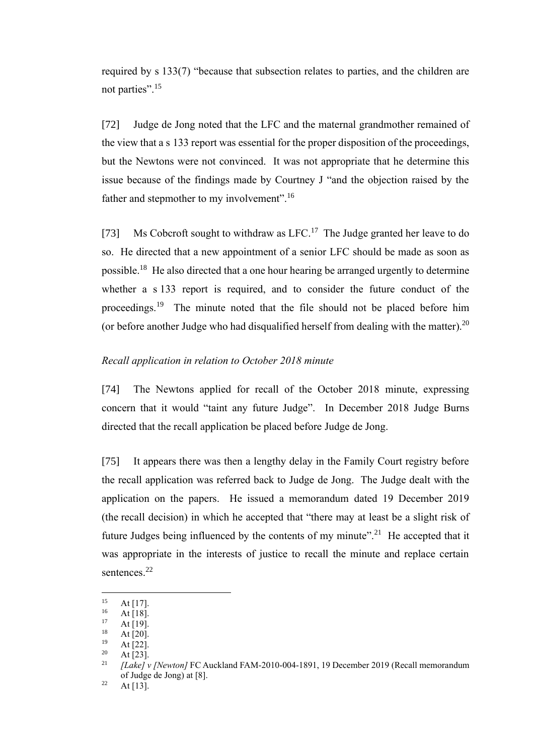required by s 133(7) "because that subsection relates to parties, and the children are not parties".[15]

[72] Judge de Jong noted that the LFC and the maternal grandmother remained of the view that a s 133 report was essential for the proper disposition of the proceedings, but the Newtons were not convinced. It was not appropriate that he determine this issue because of the findings made by Courtney J "and the objection raised by the father and stepmother to my involvement".[16]

[73] Ms Cobcroft sought to withdraw as LFC.[17] The Judge granted her leave to do so. He directed that a new appointment of a senior LFC should be made as soon as possible.[18] He also directed that a one hour hearing be arranged urgently to determine whether a s 133 report is required, and to consider the future conduct of the proceedings.[19] The minute noted that the file should not be placed before him (or before another Judge who had disqualified herself from dealing with the matter).[20]

*Recall application in relation to October 2018 minute*

[74] The Newtons applied for recall of the October 2018 minute, expressing concern that it would "taint any future Judge". In December 2018 Judge Burns directed that the recall application be placed before Judge de Jong.

[75] It appears there was then a lengthy delay in the Family Court registry before the recall application was referred back to Judge de Jong. The Judge dealt with the application on the papers. He issued a memorandum dated 19 December 2019 (the recall decision) in which he accepted that "there may at least be a slight risk of future Judges being influenced by the contents of my minute".[21] He accepted that it was appropriate in the interests of justice to recall the minute and replace certain sentences.[22]

---

[15] At [17].
[16] At [18].
[17] At [19].
[18] At [20].
[19] At [22].
[20] At [23].
[21] *[Lake] v [Newton]* FC Auckland FAM-2010-004-1891, 19 December 2019 (Recall memorandum of Judge de Jong) at [8].
[22] At [13].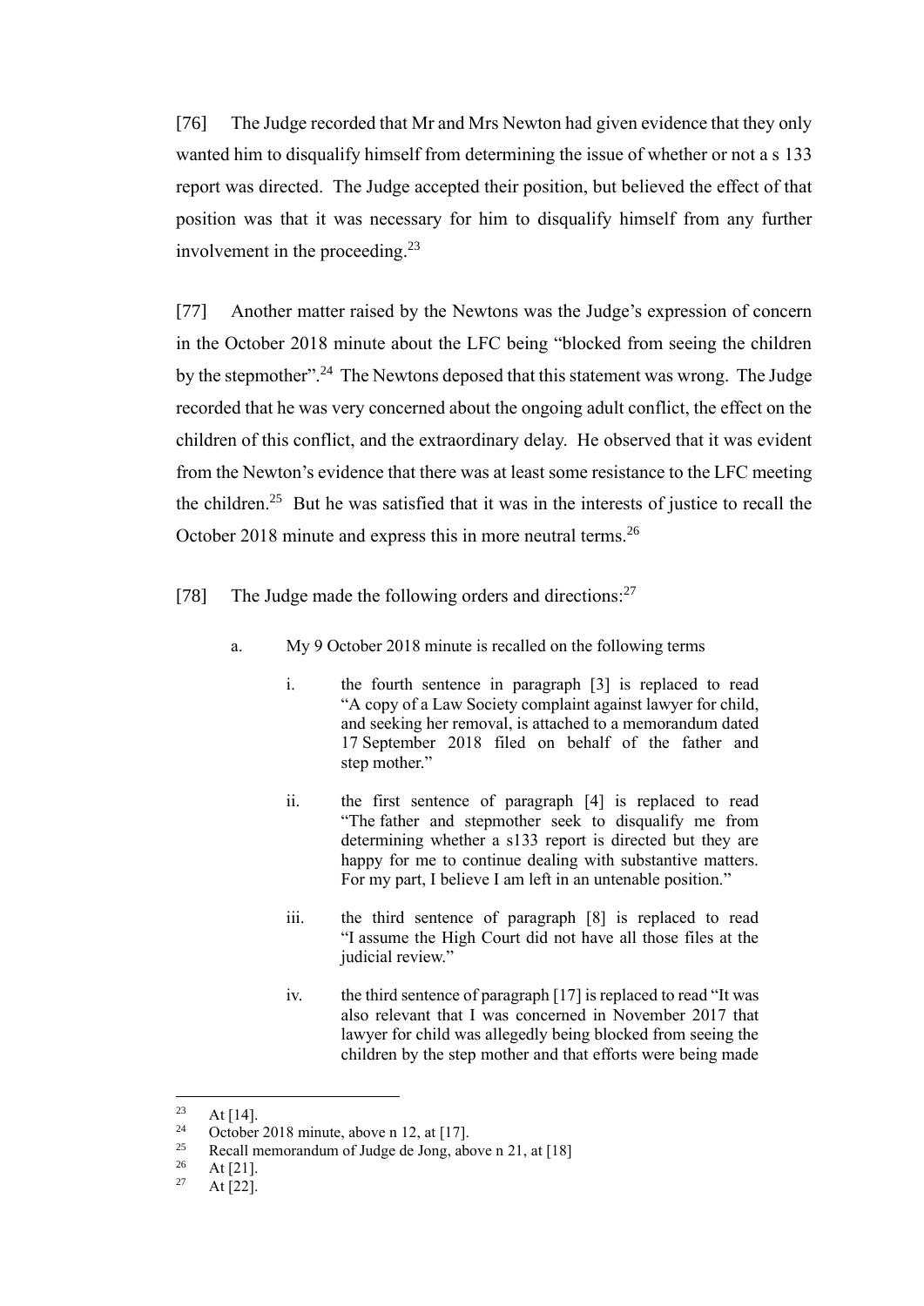[76] The Judge recorded that Mr and Mrs Newton had given evidence that they only wanted him to disqualify himself from determining the issue of whether or not a s 133 report was directed. The Judge accepted their position, but believed the effect of that position was that it was necessary for him to disqualify himself from any further involvement in the proceeding.[23]

[77] Another matter raised by the Newtons was the Judge's expression of concern in the October 2018 minute about the LFC being "blocked from seeing the children by the stepmother".[24] The Newtons deposed that this statement was wrong. The Judge recorded that he was very concerned about the ongoing adult conflict, the effect on the children of this conflict, and the extraordinary delay. He observed that it was evident from the Newton's evidence that there was at least some resistance to the LFC meeting the children.[25] But he was satisfied that it was in the interests of justice to recall the October 2018 minute and express this in more neutral terms.[26]

[78] The Judge made the following orders and directions:[27]

> a. My 9 October 2018 minute is recalled on the following terms
>
> > i. the fourth sentence in paragraph [3] is replaced to read "A copy of a Law Society complaint against lawyer for child, and seeking her removal, is attached to a memorandum dated 17 September 2018 filed on behalf of the father and step mother."
> >
> > ii. the first sentence of paragraph [4] is replaced to read "The father and stepmother seek to disqualify me from determining whether a s133 report is directed but they are happy for me to continue dealing with substantive matters. For my part, I believe I am left in an untenable position."
> >
> > iii. the third sentence of paragraph [8] is replaced to read "I assume the High Court did not have all those files at the judicial review."
> >
> > iv. the third sentence of paragraph [17] is replaced to read "It was also relevant that I was concerned in November 2017 that lawyer for child was allegedly being blocked from seeing the children by the step mother and that efforts were being made

---

[23] At [14].

[24] October 2018 minute, above n 12, at [17].

[25] Recall memorandum of Judge de Jong, above n 21, at [18]

[26] At [21].

[27] At [22].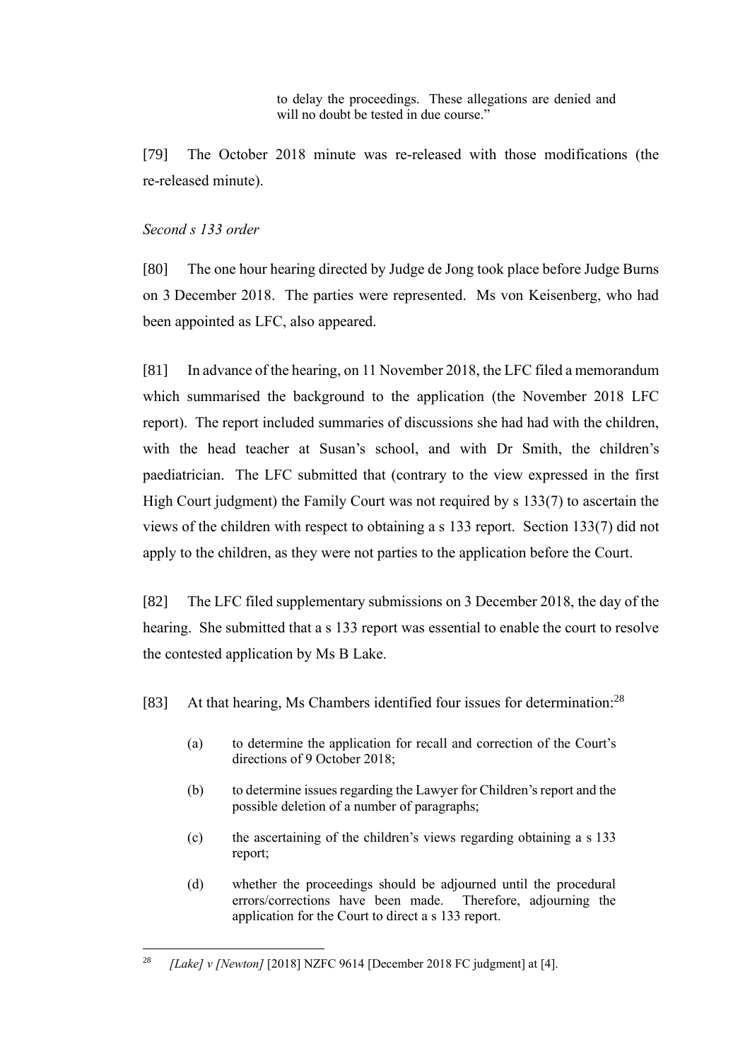> to delay the proceedings. These allegations are denied and will no doubt be tested in due course."

[79] The October 2018 minute was re-released with those modifications (the re-released minute).

*Second s 133 order*

[80] The one hour hearing directed by Judge de Jong took place before Judge Burns on 3 December 2018. The parties were represented. Ms von Keisenberg, who had been appointed as LFC, also appeared.

[81] In advance of the hearing, on 11 November 2018, the LFC filed a memorandum which summarised the background to the application (the November 2018 LFC report). The report included summaries of discussions she had had with the children, with the head teacher at Susan's school, and with Dr Smith, the children's paediatrician. The LFC submitted that (contrary to the view expressed in the first High Court judgment) the Family Court was not required by s 133(7) to ascertain the views of the children with respect to obtaining a s 133 report. Section 133(7) did not apply to the children, as they were not parties to the application before the Court.

[82] The LFC filed supplementary submissions on 3 December 2018, the day of the hearing. She submitted that a s 133 report was essential to enable the court to resolve the contested application by Ms B Lake.

[83] At that hearing, Ms Chambers identified four issues for determination:[28]

> (a) to determine the application for recall and correction of the Court's directions of 9 October 2018;
>
> (b) to determine issues regarding the Lawyer for Children's report and the possible deletion of a number of paragraphs;
>
> (c) the ascertaining of the children's views regarding obtaining a s 133 report;
>
> (d) whether the proceedings should be adjourned until the procedural errors/corrections have been made. Therefore, adjourning the application for the Court to direct a s 133 report.

[28] *[Lake] v [Newton]* [2018] NZFC 9614 [December 2018 FC judgment] at [4].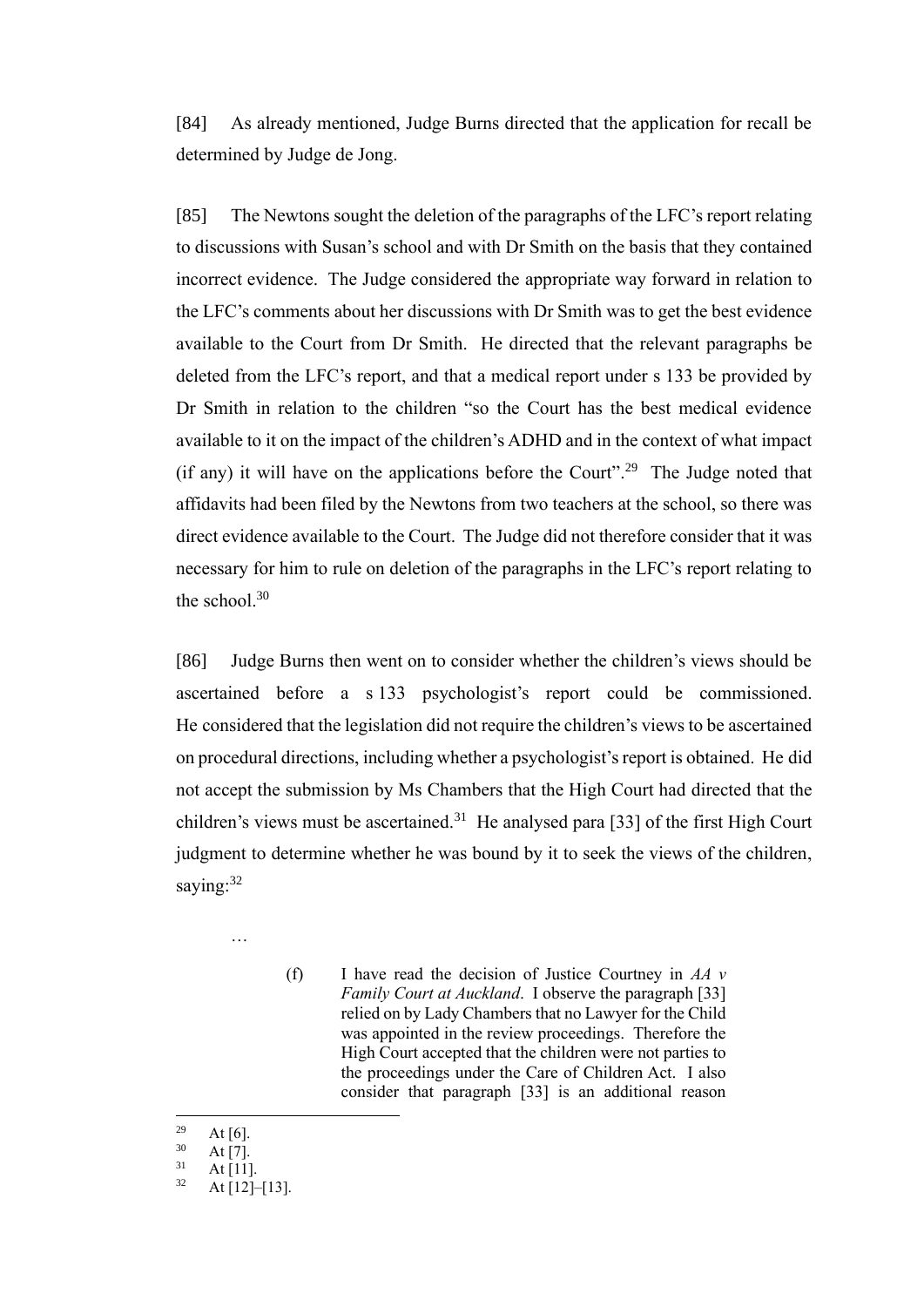[84] As already mentioned, Judge Burns directed that the application for recall be determined by Judge de Jong.

[85] The Newtons sought the deletion of the paragraphs of the LFC's report relating to discussions with Susan's school and with Dr Smith on the basis that they contained incorrect evidence. The Judge considered the appropriate way forward in relation to the LFC's comments about her discussions with Dr Smith was to get the best evidence available to the Court from Dr Smith. He directed that the relevant paragraphs be deleted from the LFC's report, and that a medical report under s 133 be provided by Dr Smith in relation to the children "so the Court has the best medical evidence available to it on the impact of the children's ADHD and in the context of what impact (if any) it will have on the applications before the Court".[29] The Judge noted that affidavits had been filed by the Newtons from two teachers at the school, so there was direct evidence available to the Court. The Judge did not therefore consider that it was necessary for him to rule on deletion of the paragraphs in the LFC's report relating to the school.[30]

[86] Judge Burns then went on to consider whether the children's views should be ascertained before a s 133 psychologist's report could be commissioned. He considered that the legislation did not require the children's views to be ascertained on procedural directions, including whether a psychologist's report is obtained. He did not accept the submission by Ms Chambers that the High Court had directed that the children's views must be ascertained.[31] He analysed para [33] of the first High Court judgment to determine whether he was bound by it to seek the views of the children, saying:[32]

> …
>
> (f) I have read the decision of Justice Courtney in *AA v Family Court at Auckland*. I observe the paragraph [33] relied on by Lady Chambers that no Lawyer for the Child was appointed in the review proceedings. Therefore the High Court accepted that the children were not parties to the proceedings under the Care of Children Act. I also consider that paragraph [33] is an additional reason

---

[29] At [6].

[30] At [7].

[31] At [11].

[32] At [12]–[13].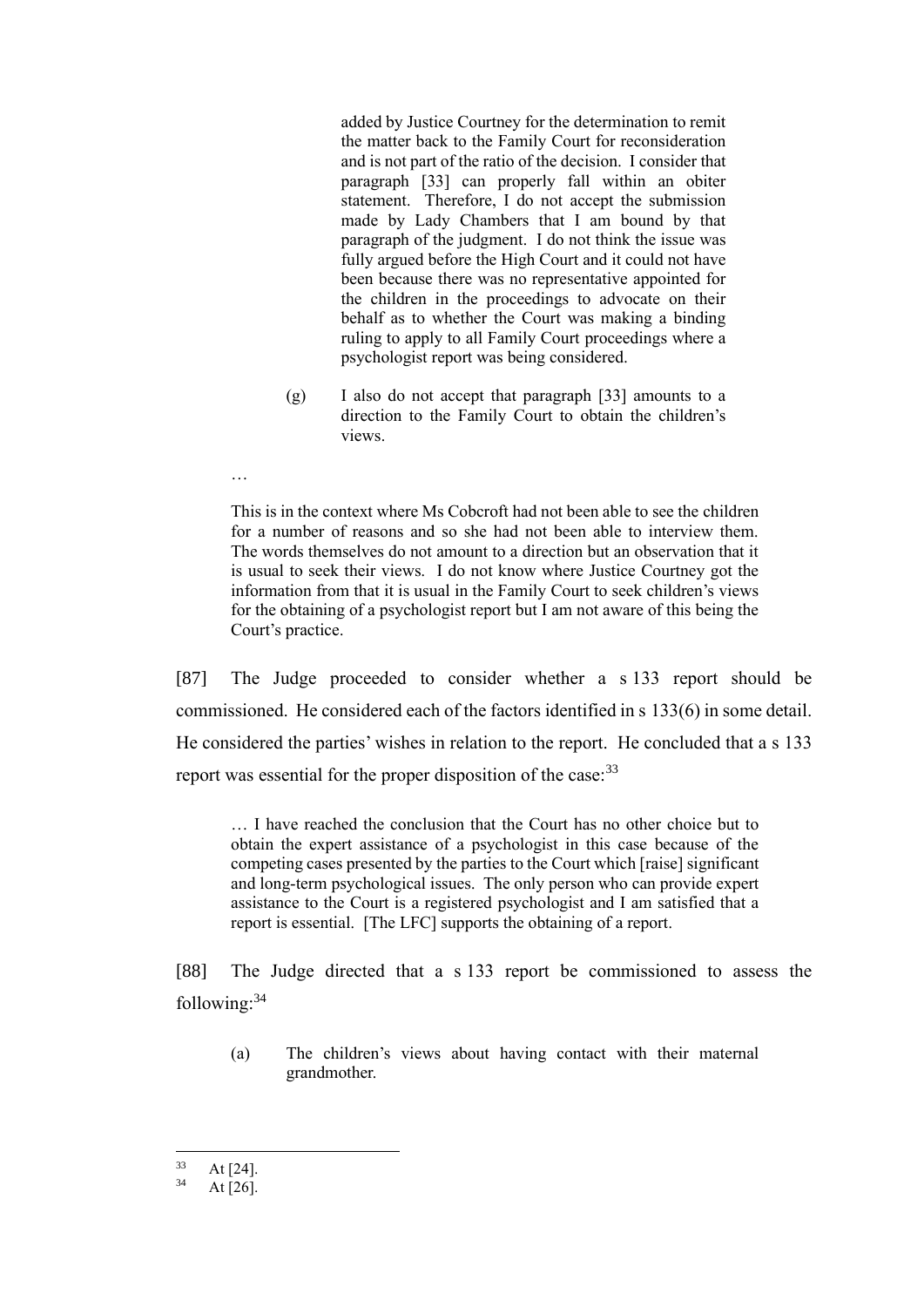> added by Justice Courtney for the determination to remit the matter back to the Family Court for reconsideration and is not part of the ratio of the decision. I consider that paragraph [33] can properly fall within an obiter statement. Therefore, I do not accept the submission made by Lady Chambers that I am bound by that paragraph of the judgment. I do not think the issue was fully argued before the High Court and it could not have been because there was no representative appointed for the children in the proceedings to advocate on their behalf as to whether the Court was making a binding ruling to apply to all Family Court proceedings where a psychologist report was being considered.
>
> (g) I also do not accept that paragraph [33] amounts to a direction to the Family Court to obtain the children's views.
>
> …
>
> This is in the context where Ms Cobcroft had not been able to see the children for a number of reasons and so she had not been able to interview them. The words themselves do not amount to a direction but an observation that it is usual to seek their views. I do not know where Justice Courtney got the information from that it is usual in the Family Court to seek children's views for the obtaining of a psychologist report but I am not aware of this being the Court's practice.

[87] The Judge proceeded to consider whether a s 133 report should be commissioned. He considered each of the factors identified in s 133(6) in some detail. He considered the parties' wishes in relation to the report. He concluded that a s 133 report was essential for the proper disposition of the case:[33]

> … I have reached the conclusion that the Court has no other choice but to obtain the expert assistance of a psychologist in this case because of the competing cases presented by the parties to the Court which [raise] significant and long-term psychological issues. The only person who can provide expert assistance to the Court is a registered psychologist and I am satisfied that a report is essential. [The LFC] supports the obtaining of a report.

[88] The Judge directed that a s 133 report be commissioned to assess the following:[34]

> (a) The children's views about having contact with their maternal grandmother.

---

[33] At [24].

[34] At [26].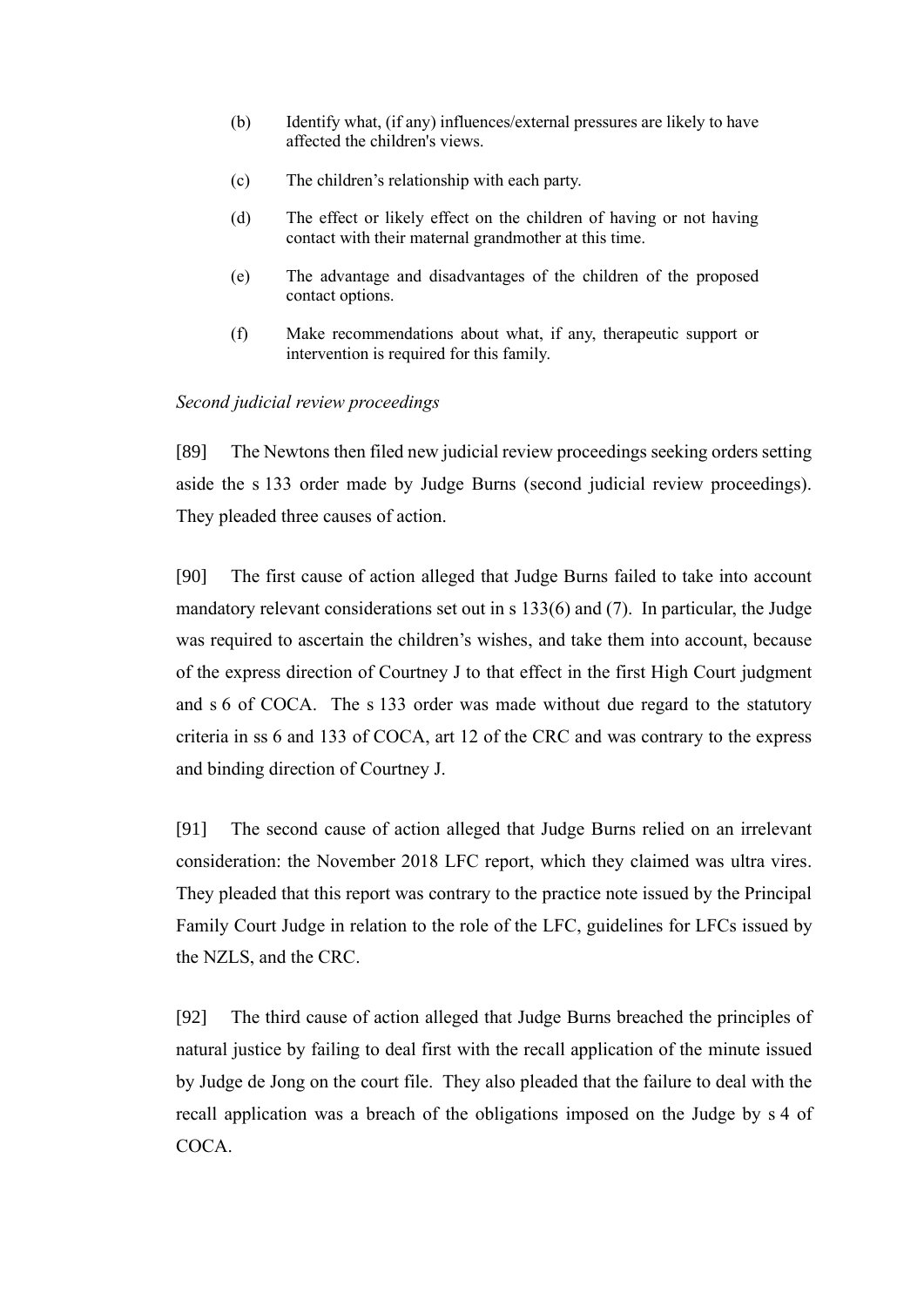(b) Identify what, (if any) influences/external pressures are likely to have affected the children's views.

(c) The children's relationship with each party.

(d) The effect or likely effect on the children of having or not having contact with their maternal grandmother at this time.

(e) The advantage and disadvantages of the children of the proposed contact options.

(f) Make recommendations about what, if any, therapeutic support or intervention is required for this family.

*Second judicial review proceedings*

[89] The Newtons then filed new judicial review proceedings seeking orders setting aside the s 133 order made by Judge Burns (second judicial review proceedings). They pleaded three causes of action.

[90] The first cause of action alleged that Judge Burns failed to take into account mandatory relevant considerations set out in s 133(6) and (7). In particular, the Judge was required to ascertain the children's wishes, and take them into account, because of the express direction of Courtney J to that effect in the first High Court judgment and s 6 of COCA. The s 133 order was made without due regard to the statutory criteria in ss 6 and 133 of COCA, art 12 of the CRC and was contrary to the express and binding direction of Courtney J.

[91] The second cause of action alleged that Judge Burns relied on an irrelevant consideration: the November 2018 LFC report, which they claimed was ultra vires. They pleaded that this report was contrary to the practice note issued by the Principal Family Court Judge in relation to the role of the LFC, guidelines for LFCs issued by the NZLS, and the CRC.

[92] The third cause of action alleged that Judge Burns breached the principles of natural justice by failing to deal first with the recall application of the minute issued by Judge de Jong on the court file. They also pleaded that the failure to deal with the recall application was a breach of the obligations imposed on the Judge by s 4 of COCA.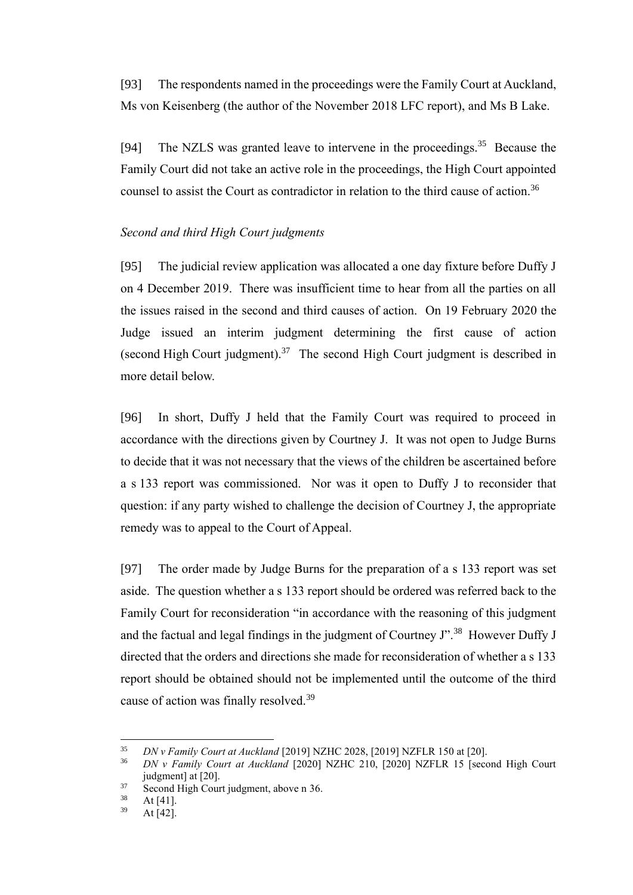[93] The respondents named in the proceedings were the Family Court at Auckland, Ms von Keisenberg (the author of the November 2018 LFC report), and Ms B Lake.

[94] The NZLS was granted leave to intervene in the proceedings.[35] Because the Family Court did not take an active role in the proceedings, the High Court appointed counsel to assist the Court as contradictor in relation to the third cause of action.[36]

*Second and third High Court judgments*

[95] The judicial review application was allocated a one day fixture before Duffy J on 4 December 2019. There was insufficient time to hear from all the parties on all the issues raised in the second and third causes of action. On 19 February 2020 the Judge issued an interim judgment determining the first cause of action (second High Court judgment).[37] The second High Court judgment is described in more detail below.

[96] In short, Duffy J held that the Family Court was required to proceed in accordance with the directions given by Courtney J. It was not open to Judge Burns to decide that it was not necessary that the views of the children be ascertained before a s 133 report was commissioned. Nor was it open to Duffy J to reconsider that question: if any party wished to challenge the decision of Courtney J, the appropriate remedy was to appeal to the Court of Appeal.

[97] The order made by Judge Burns for the preparation of a s 133 report was set aside. The question whether a s 133 report should be ordered was referred back to the Family Court for reconsideration "in accordance with the reasoning of this judgment and the factual and legal findings in the judgment of Courtney J".[38] However Duffy J directed that the orders and directions she made for reconsideration of whether a s 133 report should be obtained should not be implemented until the outcome of the third cause of action was finally resolved.[39]

---

[35] *DN v Family Court at Auckland* [2019] NZHC 2028, [2019] NZFLR 150 at [20].

[36] *DN v Family Court at Auckland* [2020] NZHC 210, [2020] NZFLR 15 [second High Court judgment] at [20].

[37] Second High Court judgment, above n 36.

[38] At [41].

[39] At [42].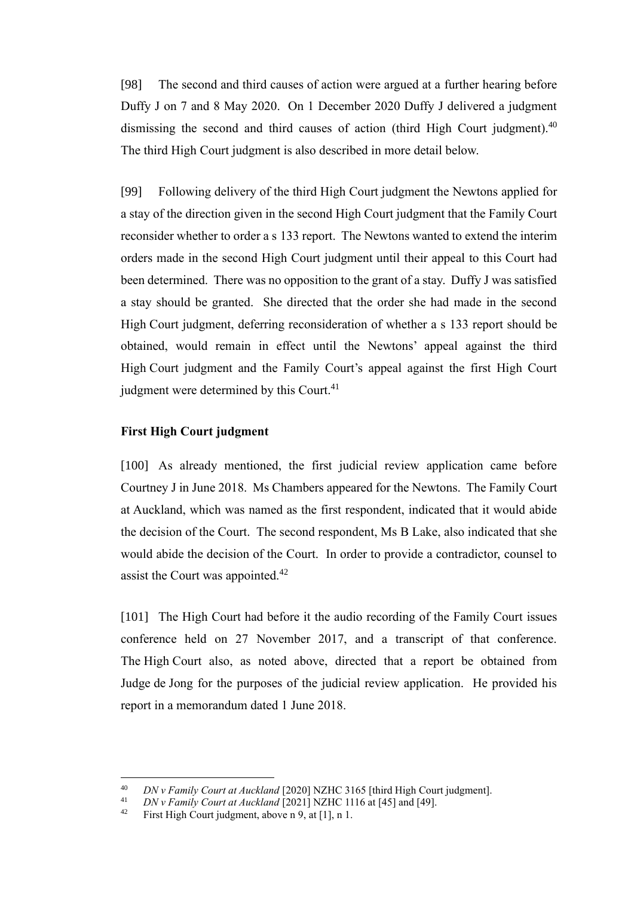[98] The second and third causes of action were argued at a further hearing before Duffy J on 7 and 8 May 2020. On 1 December 2020 Duffy J delivered a judgment dismissing the second and third causes of action (third High Court judgment).[40] The third High Court judgment is also described in more detail below.

[99] Following delivery of the third High Court judgment the Newtons applied for a stay of the direction given in the second High Court judgment that the Family Court reconsider whether to order a s 133 report. The Newtons wanted to extend the interim orders made in the second High Court judgment until their appeal to this Court had been determined. There was no opposition to the grant of a stay. Duffy J was satisfied a stay should be granted. She directed that the order she had made in the second High Court judgment, deferring reconsideration of whether a s 133 report should be obtained, would remain in effect until the Newtons' appeal against the third High Court judgment and the Family Court's appeal against the first High Court judgment were determined by this Court.[41]

**First High Court judgment**

[100] As already mentioned, the first judicial review application came before Courtney J in June 2018. Ms Chambers appeared for the Newtons. The Family Court at Auckland, which was named as the first respondent, indicated that it would abide the decision of the Court. The second respondent, Ms B Lake, also indicated that she would abide the decision of the Court. In order to provide a contradictor, counsel to assist the Court was appointed.[42]

[101] The High Court had before it the audio recording of the Family Court issues conference held on 27 November 2017, and a transcript of that conference. The High Court also, as noted above, directed that a report be obtained from Judge de Jong for the purposes of the judicial review application. He provided his report in a memorandum dated 1 June 2018.

---

[40] *DN v Family Court at Auckland* [2020] NZHC 3165 [third High Court judgment].

[41] *DN v Family Court at Auckland* [2021] NZHC 1116 at [45] and [49].

[42] First High Court judgment, above n 9, at [1], n 1.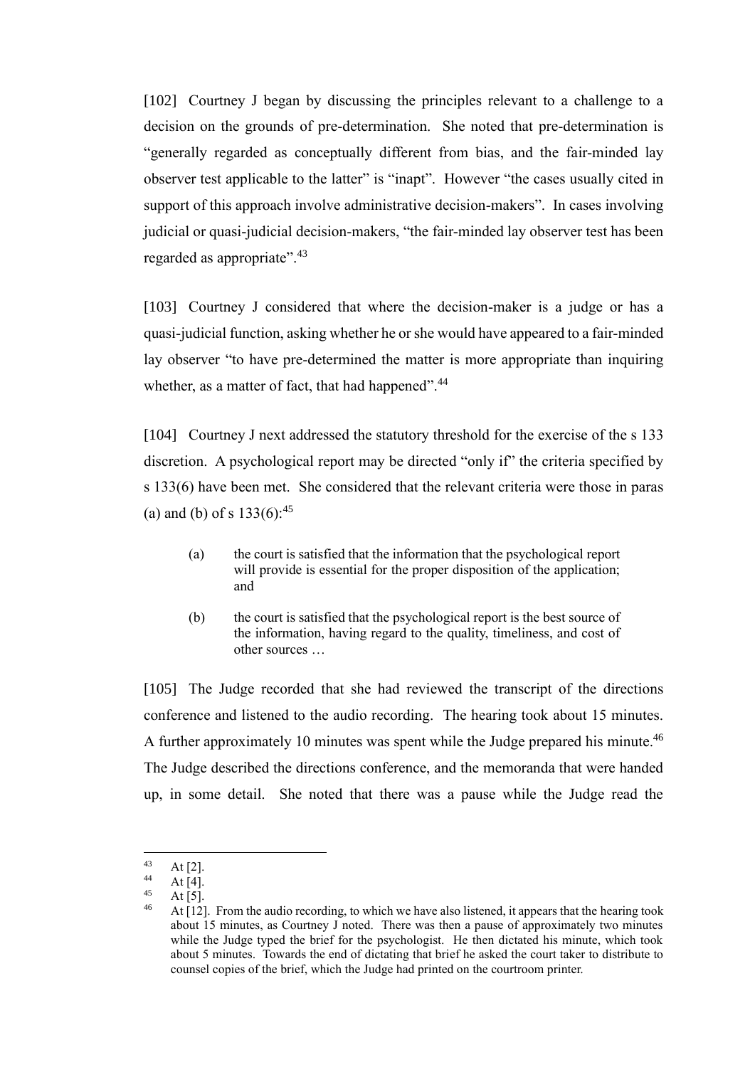[102] Courtney J began by discussing the principles relevant to a challenge to a decision on the grounds of pre-determination. She noted that pre-determination is "generally regarded as conceptually different from bias, and the fair-minded lay observer test applicable to the latter" is "inapt". However "the cases usually cited in support of this approach involve administrative decision-makers". In cases involving judicial or quasi-judicial decision-makers, "the fair-minded lay observer test has been regarded as appropriate".[43]

[103] Courtney J considered that where the decision-maker is a judge or has a quasi-judicial function, asking whether he or she would have appeared to a fair-minded lay observer "to have pre-determined the matter is more appropriate than inquiring whether, as a matter of fact, that had happened".[44]

[104] Courtney J next addressed the statutory threshold for the exercise of the s 133 discretion. A psychological report may be directed "only if" the criteria specified by s 133(6) have been met. She considered that the relevant criteria were those in paras (a) and (b) of s 133(6):[45]

> (a) the court is satisfied that the information that the psychological report will provide is essential for the proper disposition of the application; and
>
> (b) the court is satisfied that the psychological report is the best source of the information, having regard to the quality, timeliness, and cost of other sources …

[105] The Judge recorded that she had reviewed the transcript of the directions conference and listened to the audio recording. The hearing took about 15 minutes. A further approximately 10 minutes was spent while the Judge prepared his minute.[46] The Judge described the directions conference, and the memoranda that were handed up, in some detail. She noted that there was a pause while the Judge read the

---

[43] At [2].

[44] At [4].

[45] At [5].

[46] At [12]. From the audio recording, to which we have also listened, it appears that the hearing took about 15 minutes, as Courtney J noted. There was then a pause of approximately two minutes while the Judge typed the brief for the psychologist. He then dictated his minute, which took about 5 minutes. Towards the end of dictating that brief he asked the court taker to distribute to counsel copies of the brief, which the Judge had printed on the courtroom printer.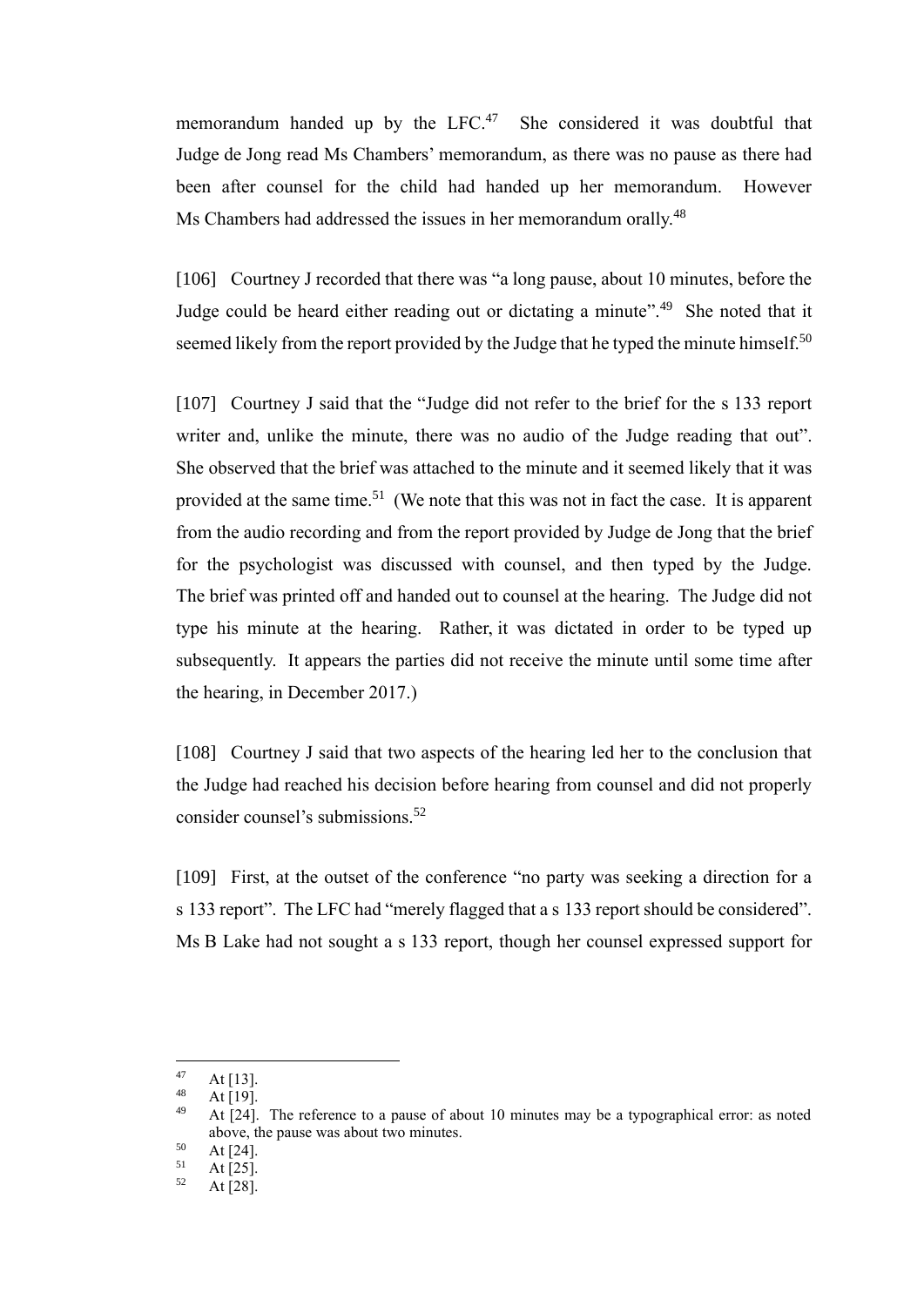memorandum handed up by the LFC.[47] She considered it was doubtful that Judge de Jong read Ms Chambers' memorandum, as there was no pause as there had been after counsel for the child had handed up her memorandum. However Ms Chambers had addressed the issues in her memorandum orally.[48]

[106] Courtney J recorded that there was "a long pause, about 10 minutes, before the Judge could be heard either reading out or dictating a minute".[49] She noted that it seemed likely from the report provided by the Judge that he typed the minute himself.[50]

[107] Courtney J said that the "Judge did not refer to the brief for the s 133 report writer and, unlike the minute, there was no audio of the Judge reading that out". She observed that the brief was attached to the minute and it seemed likely that it was provided at the same time.[51] (We note that this was not in fact the case. It is apparent from the audio recording and from the report provided by Judge de Jong that the brief for the psychologist was discussed with counsel, and then typed by the Judge. The brief was printed off and handed out to counsel at the hearing. The Judge did not type his minute at the hearing. Rather, it was dictated in order to be typed up subsequently. It appears the parties did not receive the minute until some time after the hearing, in December 2017.)

[108] Courtney J said that two aspects of the hearing led her to the conclusion that the Judge had reached his decision before hearing from counsel and did not properly consider counsel's submissions.[52]

[109] First, at the outset of the conference "no party was seeking a direction for a s 133 report". The LFC had "merely flagged that a s 133 report should be considered". Ms B Lake had not sought a s 133 report, though her counsel expressed support for

---

[47] At [13].

[48] At [19].

[49] At [24]. The reference to a pause of about 10 minutes may be a typographical error: as noted above, the pause was about two minutes.

[50] At [24].

[51] At [25].

[52] At [28].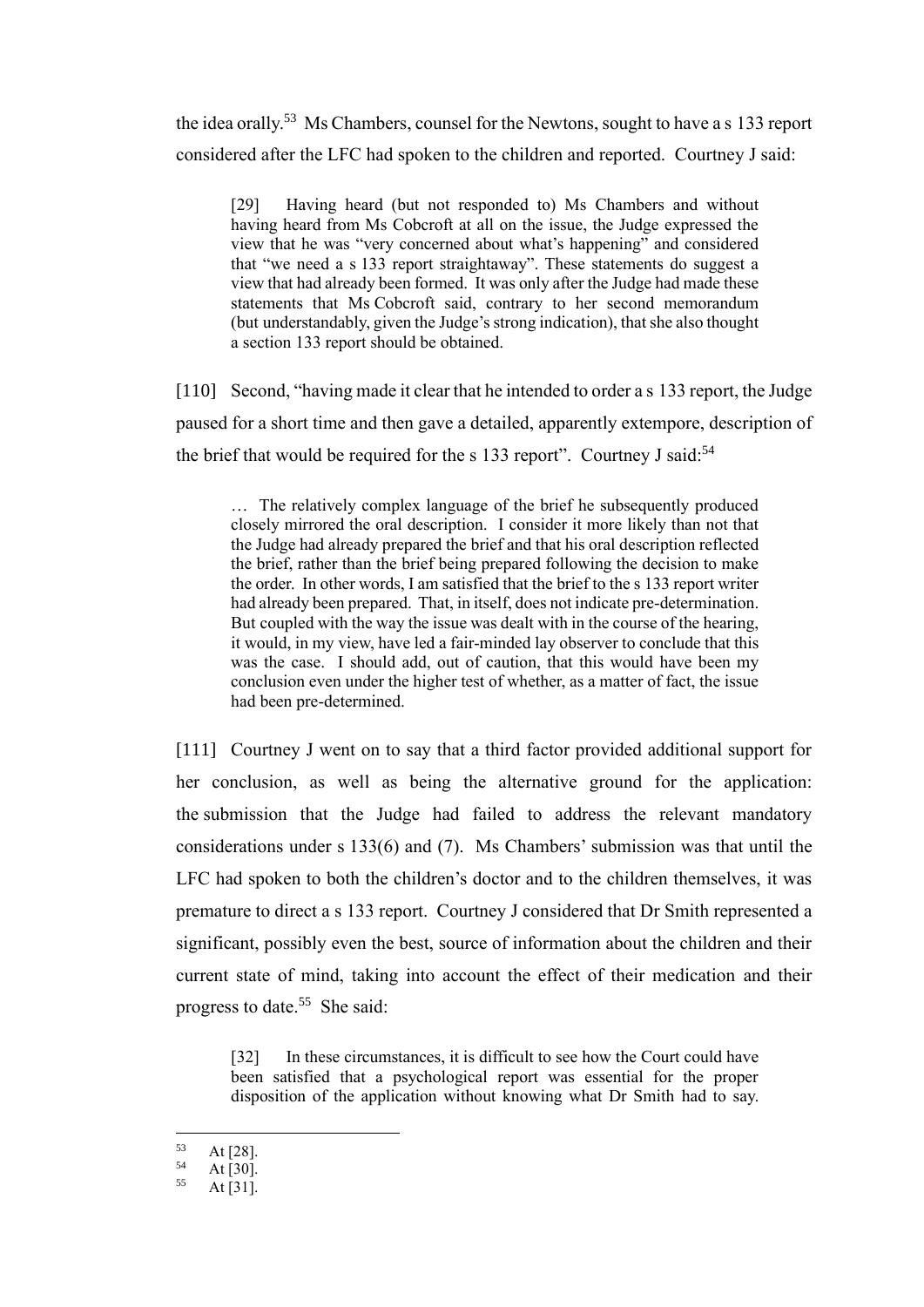the idea orally.[53] Ms Chambers, counsel for the Newtons, sought to have a s 133 report considered after the LFC had spoken to the children and reported. Courtney J said:

> [29] Having heard (but not responded to) Ms Chambers and without having heard from Ms Cobcroft at all on the issue, the Judge expressed the view that he was "very concerned about what's happening" and considered that "we need a s 133 report straightaway". These statements do suggest a view that had already been formed. It was only after the Judge had made these statements that Ms Cobcroft said, contrary to her second memorandum (but understandably, given the Judge's strong indication), that she also thought a section 133 report should be obtained.

[110] Second, "having made it clear that he intended to order a s 133 report, the Judge paused for a short time and then gave a detailed, apparently extempore, description of the brief that would be required for the s 133 report". Courtney J said:[54]

> … The relatively complex language of the brief he subsequently produced closely mirrored the oral description. I consider it more likely than not that the Judge had already prepared the brief and that his oral description reflected the brief, rather than the brief being prepared following the decision to make the order. In other words, I am satisfied that the brief to the s 133 report writer had already been prepared. That, in itself, does not indicate pre-determination. But coupled with the way the issue was dealt with in the course of the hearing, it would, in my view, have led a fair-minded lay observer to conclude that this was the case. I should add, out of caution, that this would have been my conclusion even under the higher test of whether, as a matter of fact, the issue had been pre-determined.

[111] Courtney J went on to say that a third factor provided additional support for her conclusion, as well as being the alternative ground for the application: the submission that the Judge had failed to address the relevant mandatory considerations under s 133(6) and (7). Ms Chambers' submission was that until the LFC had spoken to both the children's doctor and to the children themselves, it was premature to direct a s 133 report. Courtney J considered that Dr Smith represented a significant, possibly even the best, source of information about the children and their current state of mind, taking into account the effect of their medication and their progress to date.[55] She said:

> [32] In these circumstances, it is difficult to see how the Court could have been satisfied that a psychological report was essential for the proper disposition of the application without knowing what Dr Smith had to say.

---

[53] At [28].

[54] At [30].

[55] At [31].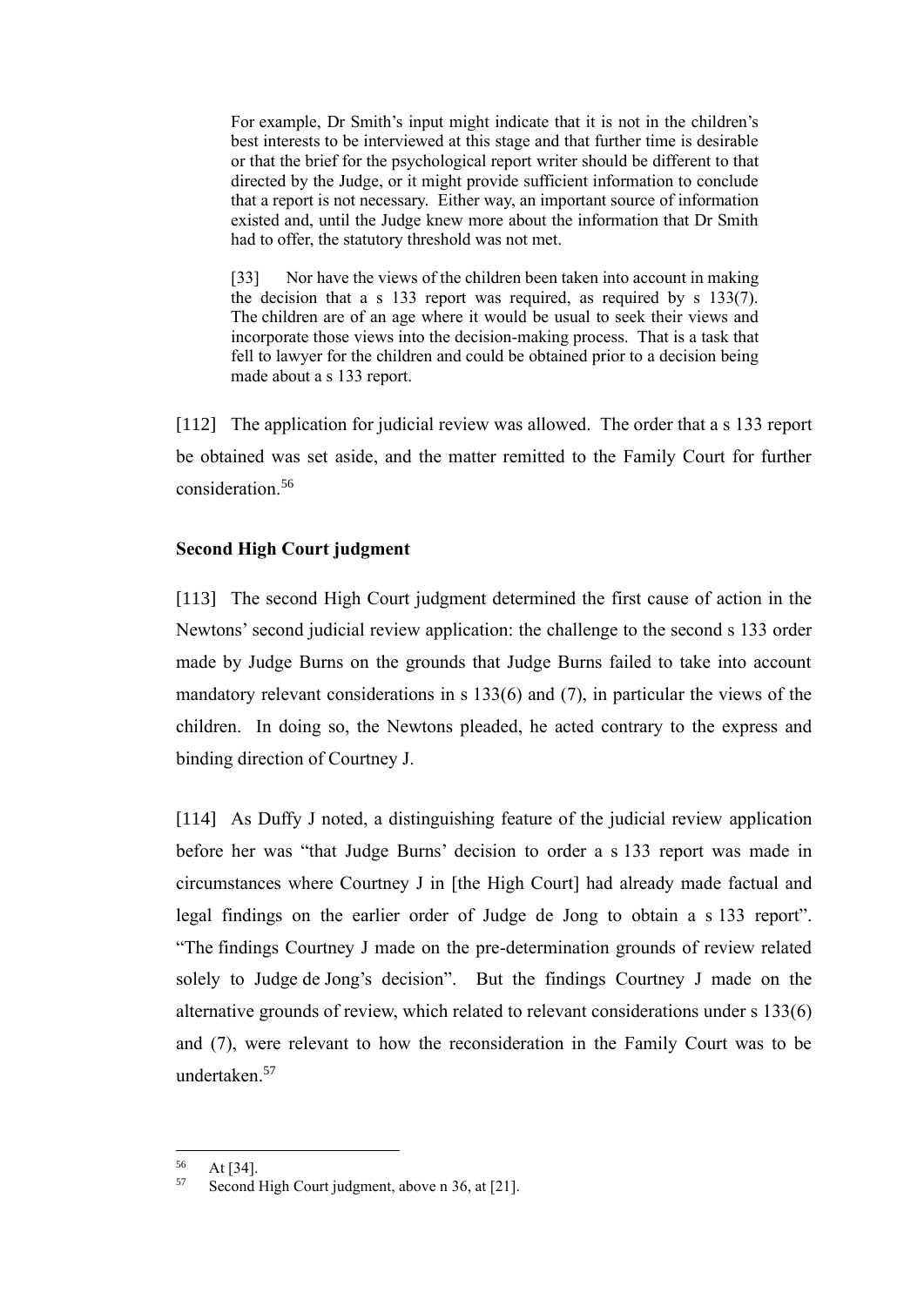> For example, Dr Smith's input might indicate that it is not in the children's best interests to be interviewed at this stage and that further time is desirable or that the brief for the psychological report writer should be different to that directed by the Judge, or it might provide sufficient information to conclude that a report is not necessary. Either way, an important source of information existed and, until the Judge knew more about the information that Dr Smith had to offer, the statutory threshold was not met.
>
> [33] Nor have the views of the children been taken into account in making the decision that a s 133 report was required, as required by s 133(7). The children are of an age where it would be usual to seek their views and incorporate those views into the decision-making process. That is a task that fell to lawyer for the children and could be obtained prior to a decision being made about a s 133 report.

[112] The application for judicial review was allowed. The order that a s 133 report be obtained was set aside, and the matter remitted to the Family Court for further consideration.[56]

**Second High Court judgment**

[113] The second High Court judgment determined the first cause of action in the Newtons' second judicial review application: the challenge to the second s 133 order made by Judge Burns on the grounds that Judge Burns failed to take into account mandatory relevant considerations in s 133(6) and (7), in particular the views of the children. In doing so, the Newtons pleaded, he acted contrary to the express and binding direction of Courtney J.

[114] As Duffy J noted, a distinguishing feature of the judicial review application before her was "that Judge Burns' decision to order a s 133 report was made in circumstances where Courtney J in [the High Court] had already made factual and legal findings on the earlier order of Judge de Jong to obtain a s 133 report". "The findings Courtney J made on the pre-determination grounds of review related solely to Judge de Jong's decision". But the findings Courtney J made on the alternative grounds of review, which related to relevant considerations under s 133(6) and (7), were relevant to how the reconsideration in the Family Court was to be undertaken.[57]

---

[56] At [34].

[57] Second High Court judgment, above n 36, at [21].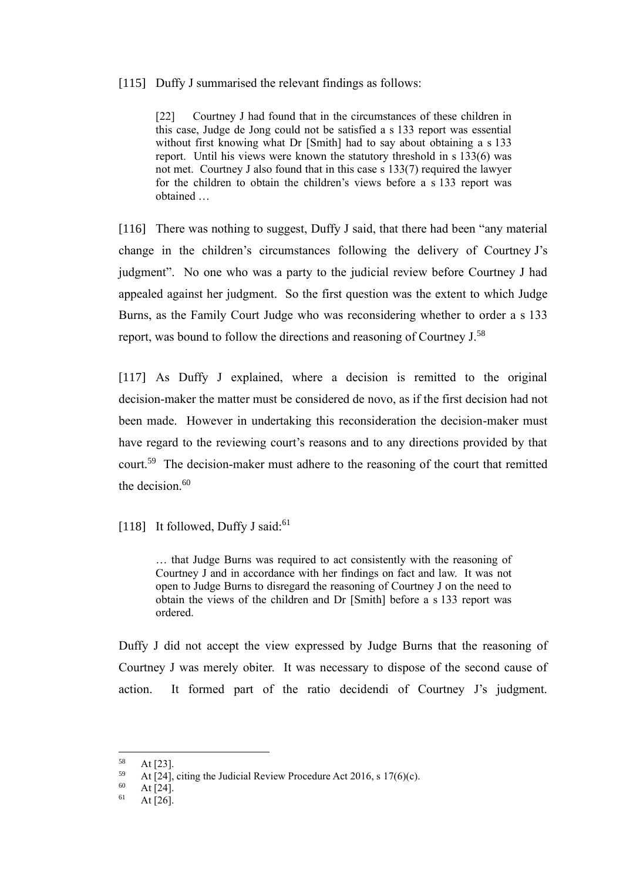[115] Duffy J summarised the relevant findings as follows:

> [22] Courtney J had found that in the circumstances of these children in this case, Judge de Jong could not be satisfied a s 133 report was essential without first knowing what Dr [Smith] had to say about obtaining a s 133 report. Until his views were known the statutory threshold in s 133(6) was not met. Courtney J also found that in this case s 133(7) required the lawyer for the children to obtain the children's views before a s 133 report was obtained …

[116] There was nothing to suggest, Duffy J said, that there had been "any material change in the children's circumstances following the delivery of Courtney J's judgment". No one who was a party to the judicial review before Courtney J had appealed against her judgment. So the first question was the extent to which Judge Burns, as the Family Court Judge who was reconsidering whether to order a s 133 report, was bound to follow the directions and reasoning of Courtney J.[58]

[117] As Duffy J explained, where a decision is remitted to the original decision-maker the matter must be considered de novo, as if the first decision had not been made. However in undertaking this reconsideration the decision-maker must have regard to the reviewing court's reasons and to any directions provided by that court.[59] The decision-maker must adhere to the reasoning of the court that remitted the decision.[60]

[118] It followed, Duffy J said:[61]

> … that Judge Burns was required to act consistently with the reasoning of Courtney J and in accordance with her findings on fact and law. It was not open to Judge Burns to disregard the reasoning of Courtney J on the need to obtain the views of the children and Dr [Smith] before a s 133 report was ordered.

Duffy J did not accept the view expressed by Judge Burns that the reasoning of Courtney J was merely obiter. It was necessary to dispose of the second cause of action. It formed part of the ratio decidendi of Courtney J's judgment.

---

[58] At [23].

[59] At [24], citing the Judicial Review Procedure Act 2016, s 17(6)(c).

[60] At [24].

[61] At [26].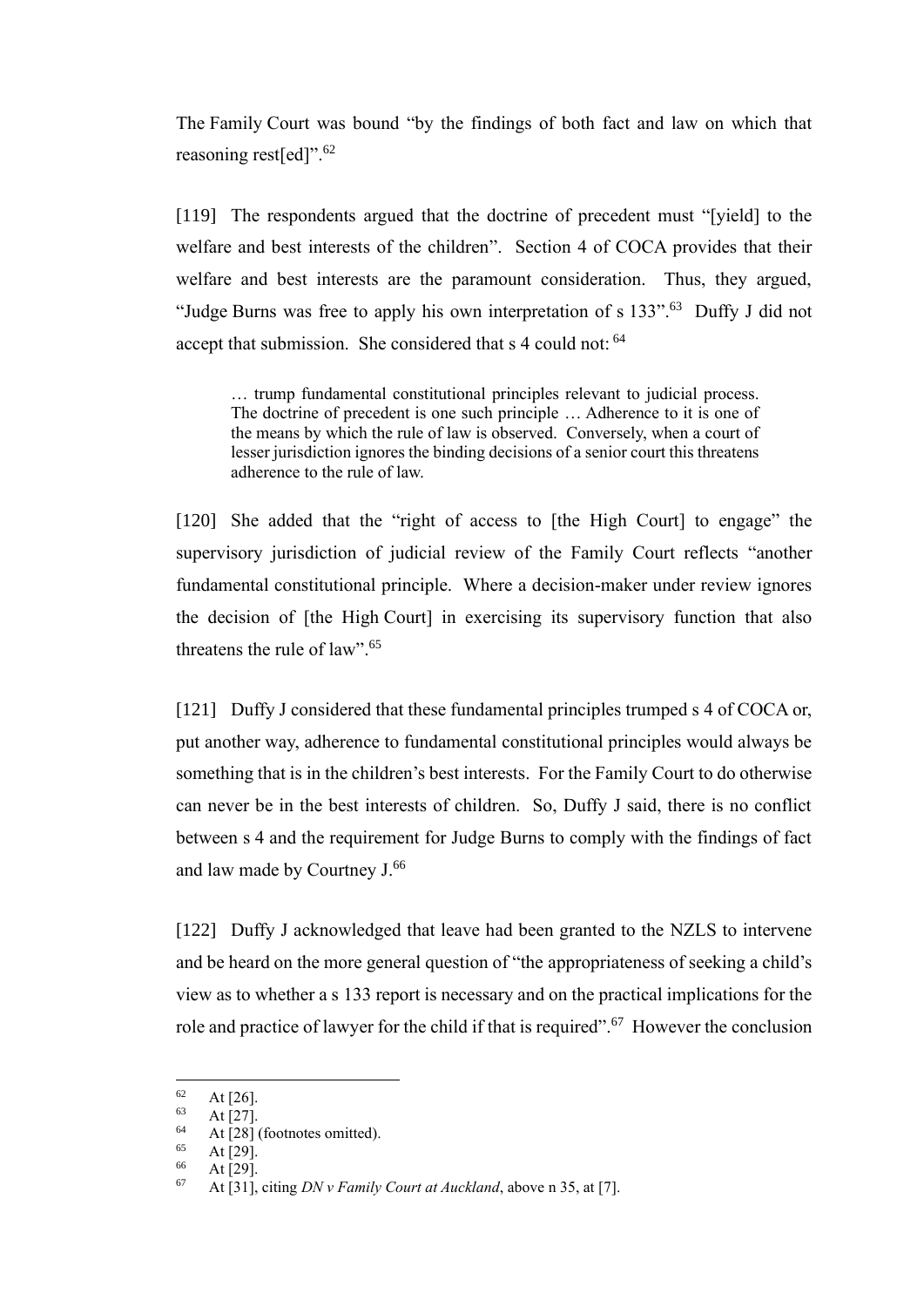The Family Court was bound "by the findings of both fact and law on which that reasoning rest[ed]".[62]

[119] The respondents argued that the doctrine of precedent must "[yield] to the welfare and best interests of the children". Section 4 of COCA provides that their welfare and best interests are the paramount consideration. Thus, they argued, "Judge Burns was free to apply his own interpretation of s 133".[63] Duffy J did not accept that submission. She considered that s 4 could not: [64]

> … trump fundamental constitutional principles relevant to judicial process. The doctrine of precedent is one such principle … Adherence to it is one of the means by which the rule of law is observed. Conversely, when a court of lesser jurisdiction ignores the binding decisions of a senior court this threatens adherence to the rule of law.

[120] She added that the "right of access to [the High Court] to engage" the supervisory jurisdiction of judicial review of the Family Court reflects "another fundamental constitutional principle. Where a decision-maker under review ignores the decision of [the High Court] in exercising its supervisory function that also threatens the rule of law".[65]

[121] Duffy J considered that these fundamental principles trumped s 4 of COCA or, put another way, adherence to fundamental constitutional principles would always be something that is in the children's best interests. For the Family Court to do otherwise can never be in the best interests of children. So, Duffy J said, there is no conflict between s 4 and the requirement for Judge Burns to comply with the findings of fact and law made by Courtney J.[66]

[122] Duffy J acknowledged that leave had been granted to the NZLS to intervene and be heard on the more general question of "the appropriateness of seeking a child's view as to whether a s 133 report is necessary and on the practical implications for the role and practice of lawyer for the child if that is required".[67] However the conclusion

---

[62] At [26].
[63] At [27].
[64] At [28] (footnotes omitted).
[65] At [29].
[66] At [29].
[67] At [31], citing *DN v Family Court at Auckland*, above n 35, at [7].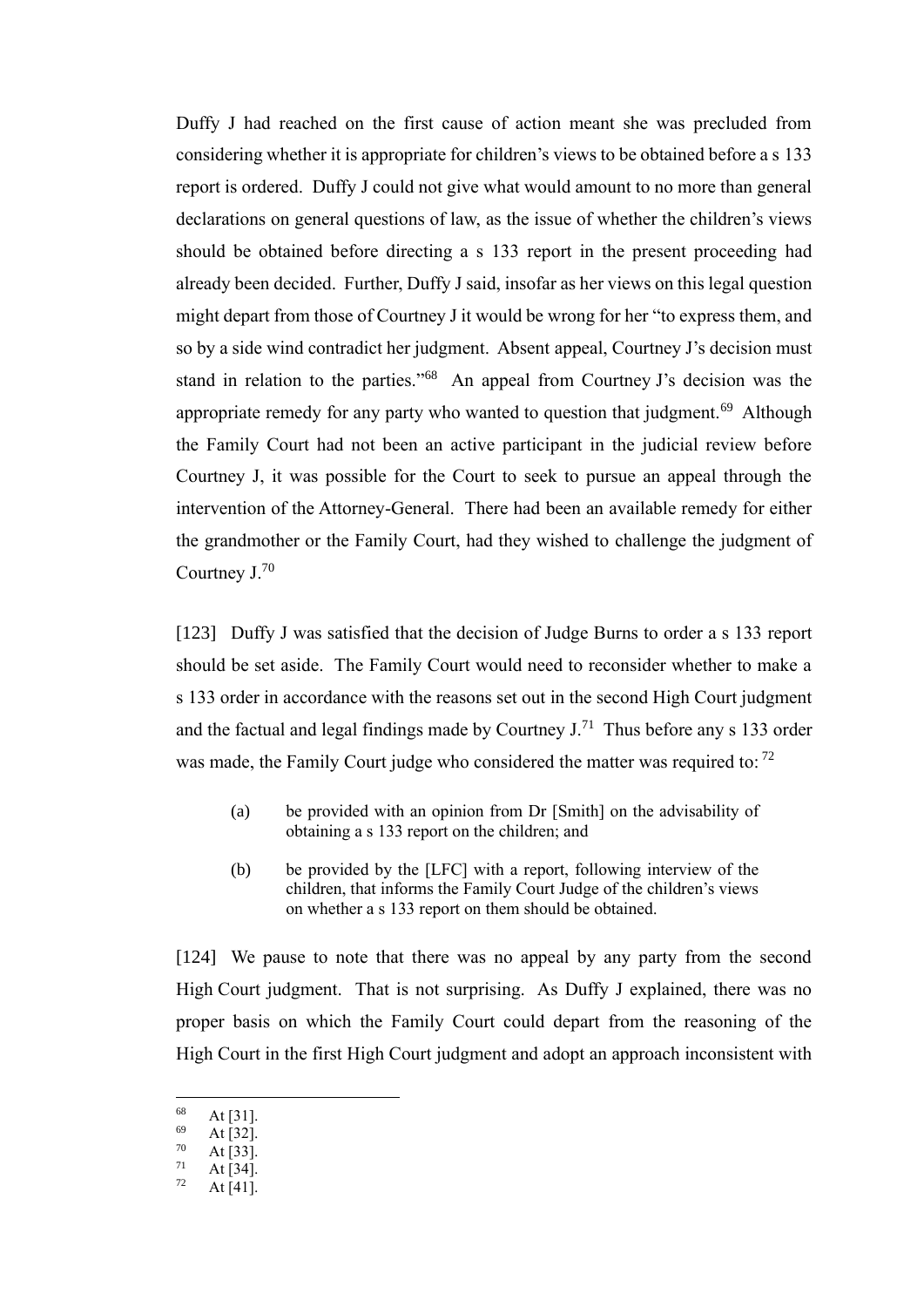Duffy J had reached on the first cause of action meant she was precluded from considering whether it is appropriate for children's views to be obtained before a s 133 report is ordered. Duffy J could not give what would amount to no more than general declarations on general questions of law, as the issue of whether the children's views should be obtained before directing a s 133 report in the present proceeding had already been decided. Further, Duffy J said, insofar as her views on this legal question might depart from those of Courtney J it would be wrong for her "to express them, and so by a side wind contradict her judgment. Absent appeal, Courtney J's decision must stand in relation to the parties."[68] An appeal from Courtney J's decision was the appropriate remedy for any party who wanted to question that judgment.[69] Although the Family Court had not been an active participant in the judicial review before Courtney J, it was possible for the Court to seek to pursue an appeal through the intervention of the Attorney-General. There had been an available remedy for either the grandmother or the Family Court, had they wished to challenge the judgment of Courtney J.[70]

[123] Duffy J was satisfied that the decision of Judge Burns to order a s 133 report should be set aside. The Family Court would need to reconsider whether to make a s 133 order in accordance with the reasons set out in the second High Court judgment and the factual and legal findings made by Courtney J.[71] Thus before any s 133 order was made, the Family Court judge who considered the matter was required to: [72]

> (a) be provided with an opinion from Dr [Smith] on the advisability of obtaining a s 133 report on the children; and
>
> (b) be provided by the [LFC] with a report, following interview of the children, that informs the Family Court Judge of the children's views on whether a s 133 report on them should be obtained.

[124] We pause to note that there was no appeal by any party from the second High Court judgment. That is not surprising. As Duffy J explained, there was no proper basis on which the Family Court could depart from the reasoning of the High Court in the first High Court judgment and adopt an approach inconsistent with

---

[68] At [31].
[69] At [32].
[70] At [33].
[71] At [34].
[72] At [41].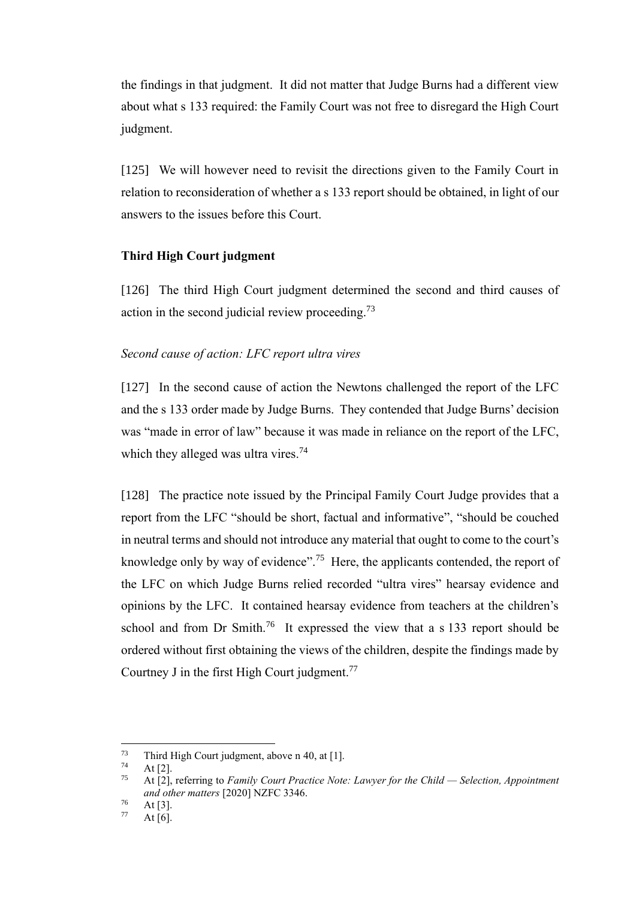the findings in that judgment. It did not matter that Judge Burns had a different view about what s 133 required: the Family Court was not free to disregard the High Court judgment.

[125] We will however need to revisit the directions given to the Family Court in relation to reconsideration of whether a s 133 report should be obtained, in light of our answers to the issues before this Court.

**Third High Court judgment**

[126] The third High Court judgment determined the second and third causes of action in the second judicial review proceeding.[73]

*Second cause of action: LFC report ultra vires*

[127] In the second cause of action the Newtons challenged the report of the LFC and the s 133 order made by Judge Burns. They contended that Judge Burns' decision was "made in error of law" because it was made in reliance on the report of the LFC, which they alleged was ultra vires.[74]

[128] The practice note issued by the Principal Family Court Judge provides that a report from the LFC "should be short, factual and informative", "should be couched in neutral terms and should not introduce any material that ought to come to the court's knowledge only by way of evidence".[75] Here, the applicants contended, the report of the LFC on which Judge Burns relied recorded "ultra vires" hearsay evidence and opinions by the LFC. It contained hearsay evidence from teachers at the children's school and from Dr Smith.[76] It expressed the view that a s 133 report should be ordered without first obtaining the views of the children, despite the findings made by Courtney J in the first High Court judgment.[77]

---

[73] Third High Court judgment, above n 40, at [1].

[74] At [2].

[75] At [2], referring to *Family Court Practice Note: Lawyer for the Child — Selection, Appointment and other matters* [2020] NZFC 3346.

[76] At [3].

[77] At [6].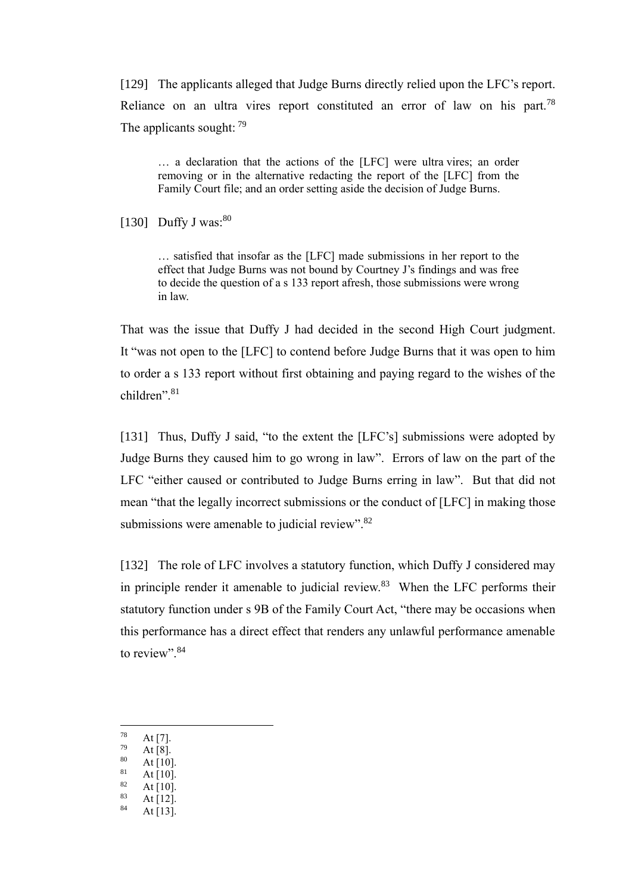[129] The applicants alleged that Judge Burns directly relied upon the LFC's report. Reliance on an ultra vires report constituted an error of law on his part.[78] The applicants sought: [79]

> … a declaration that the actions of the [LFC] were ultra vires; an order removing or in the alternative redacting the report of the [LFC] from the Family Court file; and an order setting aside the decision of Judge Burns.

[130] Duffy J was:[80]

> … satisfied that insofar as the [LFC] made submissions in her report to the effect that Judge Burns was not bound by Courtney J's findings and was free to decide the question of a s 133 report afresh, those submissions were wrong in law.

That was the issue that Duffy J had decided in the second High Court judgment. It "was not open to the [LFC] to contend before Judge Burns that it was open to him to order a s 133 report without first obtaining and paying regard to the wishes of the children".[81]

[131] Thus, Duffy J said, "to the extent the [LFC's] submissions were adopted by Judge Burns they caused him to go wrong in law". Errors of law on the part of the LFC "either caused or contributed to Judge Burns erring in law". But that did not mean "that the legally incorrect submissions or the conduct of [LFC] in making those submissions were amenable to judicial review".[82]

[132] The role of LFC involves a statutory function, which Duffy J considered may in principle render it amenable to judicial review.[83] When the LFC performs their statutory function under s 9B of the Family Court Act, "there may be occasions when this performance has a direct effect that renders any unlawful performance amenable to review".[84]

---

[78] At [7].
[79] At [8].
[80] At [10].
[81] At [10].
[82] At [10].
[83] At [12].
[84] At [13].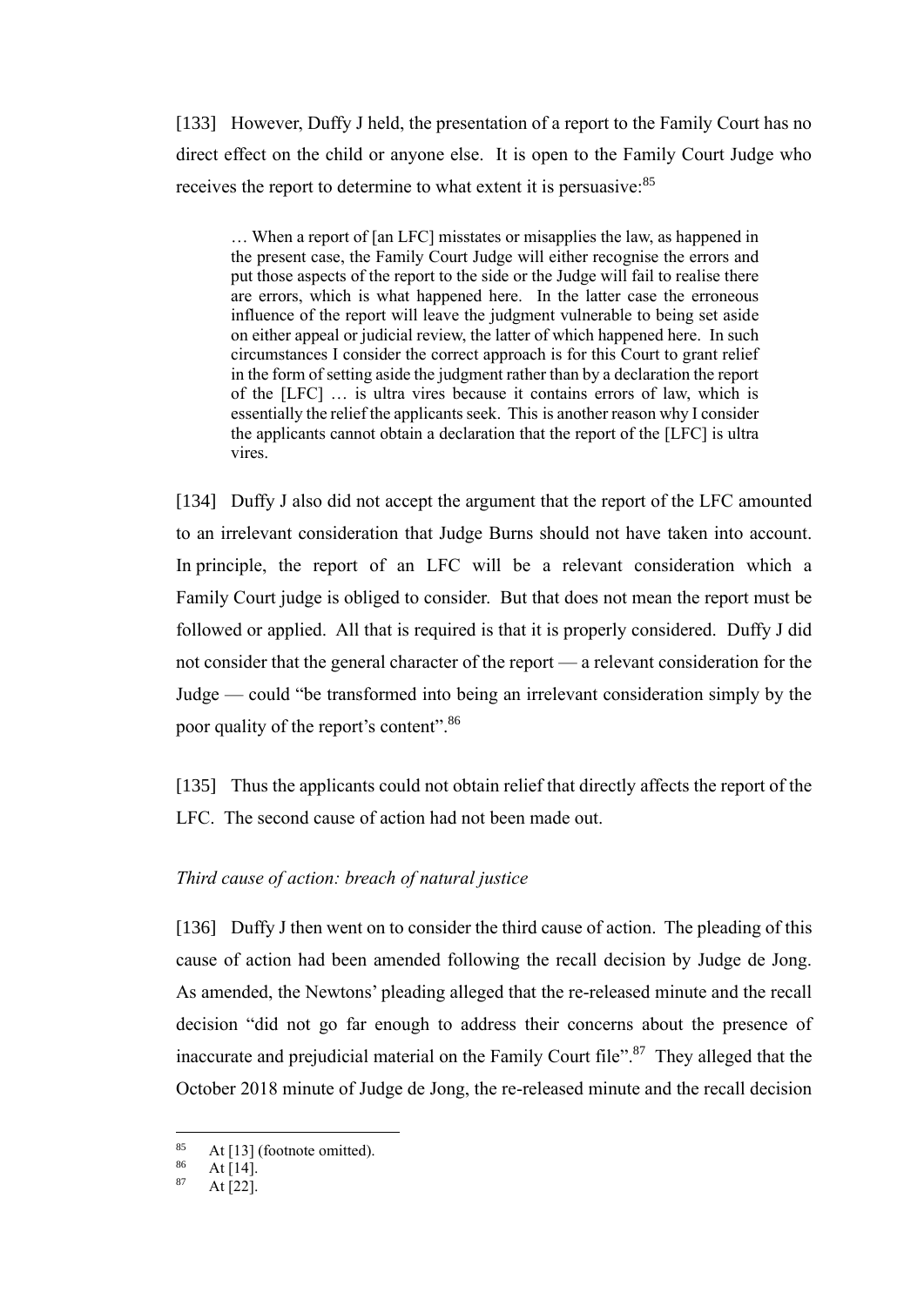[133] However, Duffy J held, the presentation of a report to the Family Court has no direct effect on the child or anyone else. It is open to the Family Court Judge who receives the report to determine to what extent it is persuasive:[85]

> … When a report of [an LFC] misstates or misapplies the law, as happened in the present case, the Family Court Judge will either recognise the errors and put those aspects of the report to the side or the Judge will fail to realise there are errors, which is what happened here. In the latter case the erroneous influence of the report will leave the judgment vulnerable to being set aside on either appeal or judicial review, the latter of which happened here. In such circumstances I consider the correct approach is for this Court to grant relief in the form of setting aside the judgment rather than by a declaration the report of the [LFC] … is ultra vires because it contains errors of law, which is essentially the relief the applicants seek. This is another reason why I consider the applicants cannot obtain a declaration that the report of the [LFC] is ultra vires.

[134] Duffy J also did not accept the argument that the report of the LFC amounted to an irrelevant consideration that Judge Burns should not have taken into account. In principle, the report of an LFC will be a relevant consideration which a Family Court judge is obliged to consider. But that does not mean the report must be followed or applied. All that is required is that it is properly considered. Duffy J did not consider that the general character of the report — a relevant consideration for the Judge — could "be transformed into being an irrelevant consideration simply by the poor quality of the report's content".[86]

[135] Thus the applicants could not obtain relief that directly affects the report of the LFC. The second cause of action had not been made out.

*Third cause of action: breach of natural justice*

[136] Duffy J then went on to consider the third cause of action. The pleading of this cause of action had been amended following the recall decision by Judge de Jong. As amended, the Newtons' pleading alleged that the re-released minute and the recall decision "did not go far enough to address their concerns about the presence of inaccurate and prejudicial material on the Family Court file".[87] They alleged that the October 2018 minute of Judge de Jong, the re-released minute and the recall decision

---

[85] At [13] (footnote omitted).
[86] At [14].
[87] At [22].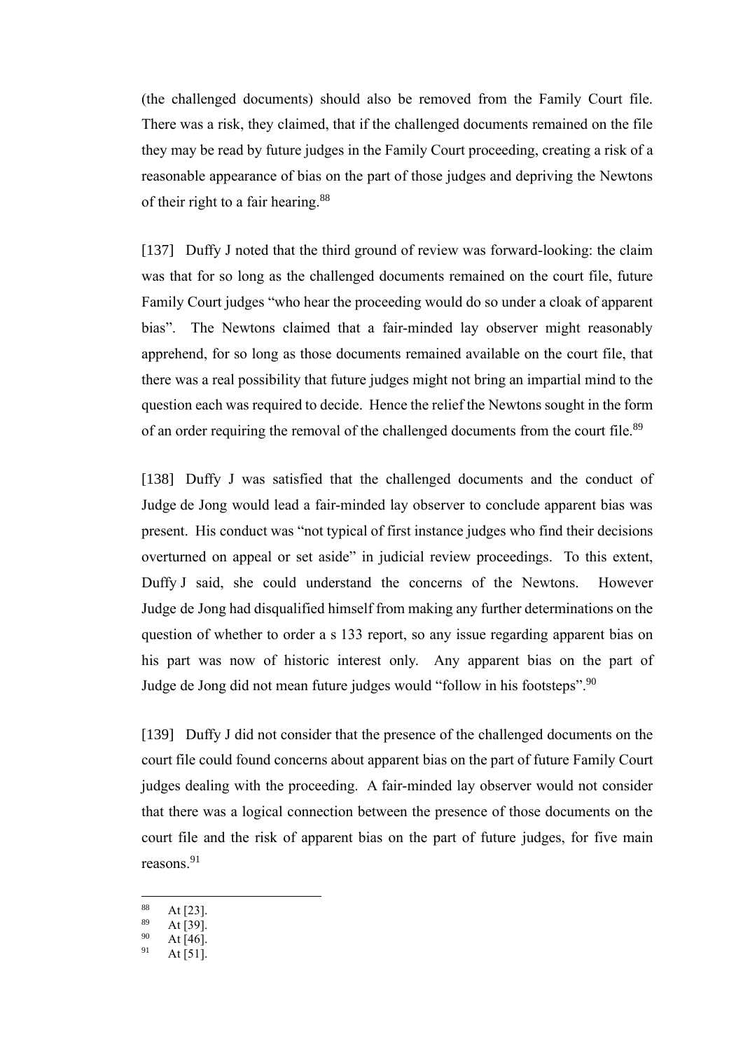(the challenged documents) should also be removed from the Family Court file. There was a risk, they claimed, that if the challenged documents remained on the file they may be read by future judges in the Family Court proceeding, creating a risk of a reasonable appearance of bias on the part of those judges and depriving the Newtons of their right to a fair hearing.[88]

[137] Duffy J noted that the third ground of review was forward-looking: the claim was that for so long as the challenged documents remained on the court file, future Family Court judges "who hear the proceeding would do so under a cloak of apparent bias". The Newtons claimed that a fair-minded lay observer might reasonably apprehend, for so long as those documents remained available on the court file, that there was a real possibility that future judges might not bring an impartial mind to the question each was required to decide. Hence the relief the Newtons sought in the form of an order requiring the removal of the challenged documents from the court file.[89]

[138] Duffy J was satisfied that the challenged documents and the conduct of Judge de Jong would lead a fair-minded lay observer to conclude apparent bias was present. His conduct was "not typical of first instance judges who find their decisions overturned on appeal or set aside" in judicial review proceedings. To this extent, Duffy J said, she could understand the concerns of the Newtons. However Judge de Jong had disqualified himself from making any further determinations on the question of whether to order a s 133 report, so any issue regarding apparent bias on his part was now of historic interest only. Any apparent bias on the part of Judge de Jong did not mean future judges would "follow in his footsteps".[90]

[139] Duffy J did not consider that the presence of the challenged documents on the court file could found concerns about apparent bias on the part of future Family Court judges dealing with the proceeding. A fair-minded lay observer would not consider that there was a logical connection between the presence of those documents on the court file and the risk of apparent bias on the part of future judges, for five main reasons.[91]

---

[88] At [23].

[89] At [39].

[90] At [46].

[91] At [51].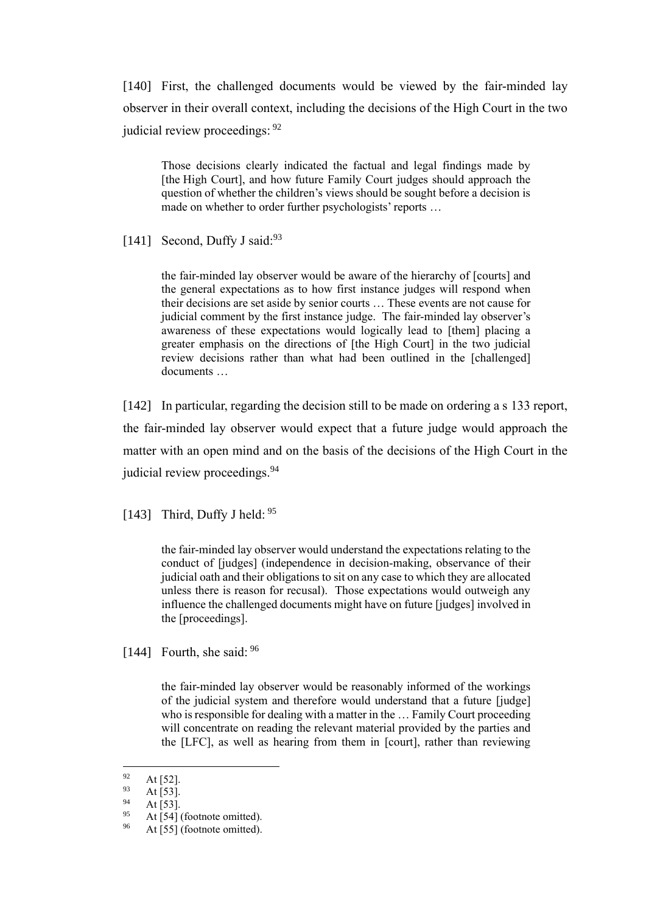[140] First, the challenged documents would be viewed by the fair-minded lay observer in their overall context, including the decisions of the High Court in the two judicial review proceedings: [92]

> Those decisions clearly indicated the factual and legal findings made by [the High Court], and how future Family Court judges should approach the question of whether the children's views should be sought before a decision is made on whether to order further psychologists' reports …

[141] Second, Duffy J said:[93]

> the fair-minded lay observer would be aware of the hierarchy of [courts] and the general expectations as to how first instance judges will respond when their decisions are set aside by senior courts … These events are not cause for judicial comment by the first instance judge. The fair-minded lay observer's awareness of these expectations would logically lead to [them] placing a greater emphasis on the directions of [the High Court] in the two judicial review decisions rather than what had been outlined in the [challenged] documents …

[142] In particular, regarding the decision still to be made on ordering a s 133 report, the fair-minded lay observer would expect that a future judge would approach the matter with an open mind and on the basis of the decisions of the High Court in the judicial review proceedings.[94]

[143] Third, Duffy J held: [95]

> the fair-minded lay observer would understand the expectations relating to the conduct of [judges] (independence in decision-making, observance of their judicial oath and their obligations to sit on any case to which they are allocated unless there is reason for recusal). Those expectations would outweigh any influence the challenged documents might have on future [judges] involved in the [proceedings].

[144] Fourth, she said: [96]

> the fair-minded lay observer would be reasonably informed of the workings of the judicial system and therefore would understand that a future [judge] who is responsible for dealing with a matter in the … Family Court proceeding will concentrate on reading the relevant material provided by the parties and the [LFC], as well as hearing from them in [court], rather than reviewing

---

[92] At [52].

[93] At [53].

[94] At [53].

[95] At [54] (footnote omitted).

[96] At [55] (footnote omitted).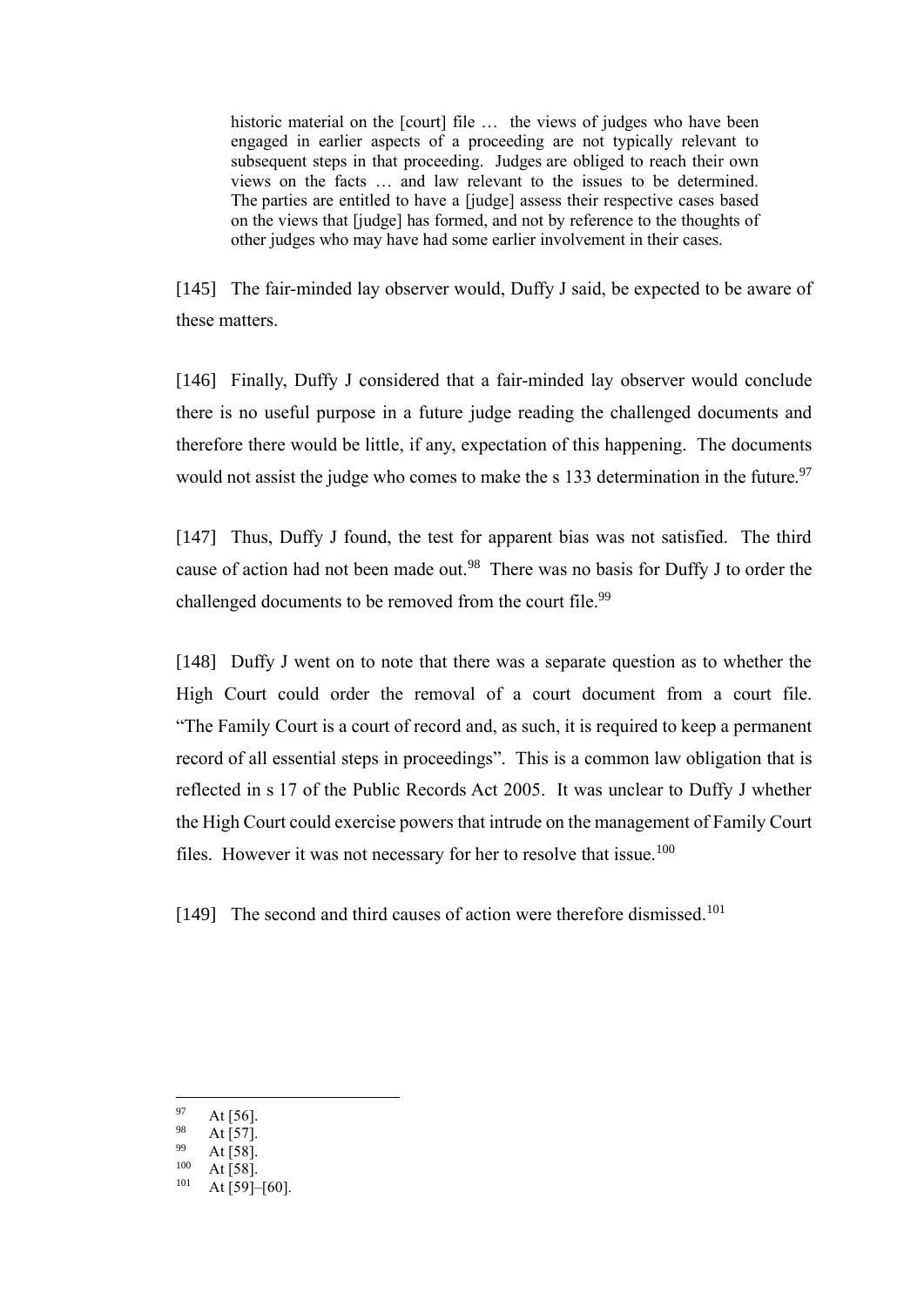> historic material on the [court] file … the views of judges who have been engaged in earlier aspects of a proceeding are not typically relevant to subsequent steps in that proceeding. Judges are obliged to reach their own views on the facts … and law relevant to the issues to be determined. The parties are entitled to have a [judge] assess their respective cases based on the views that [judge] has formed, and not by reference to the thoughts of other judges who may have had some earlier involvement in their cases.

[145] The fair-minded lay observer would, Duffy J said, be expected to be aware of these matters.

[146] Finally, Duffy J considered that a fair-minded lay observer would conclude there is no useful purpose in a future judge reading the challenged documents and therefore there would be little, if any, expectation of this happening. The documents would not assist the judge who comes to make the s 133 determination in the future.[97]

[147] Thus, Duffy J found, the test for apparent bias was not satisfied. The third cause of action had not been made out.[98] There was no basis for Duffy J to order the challenged documents to be removed from the court file.[99]

[148] Duffy J went on to note that there was a separate question as to whether the High Court could order the removal of a court document from a court file. "The Family Court is a court of record and, as such, it is required to keep a permanent record of all essential steps in proceedings". This is a common law obligation that is reflected in s 17 of the Public Records Act 2005. It was unclear to Duffy J whether the High Court could exercise powers that intrude on the management of Family Court files. However it was not necessary for her to resolve that issue.[100]

[149] The second and third causes of action were therefore dismissed.[101]

---

[97] At [56].
[98] At [57].
[99] At [58].
[100] At [58].
[101] At [59]–[60].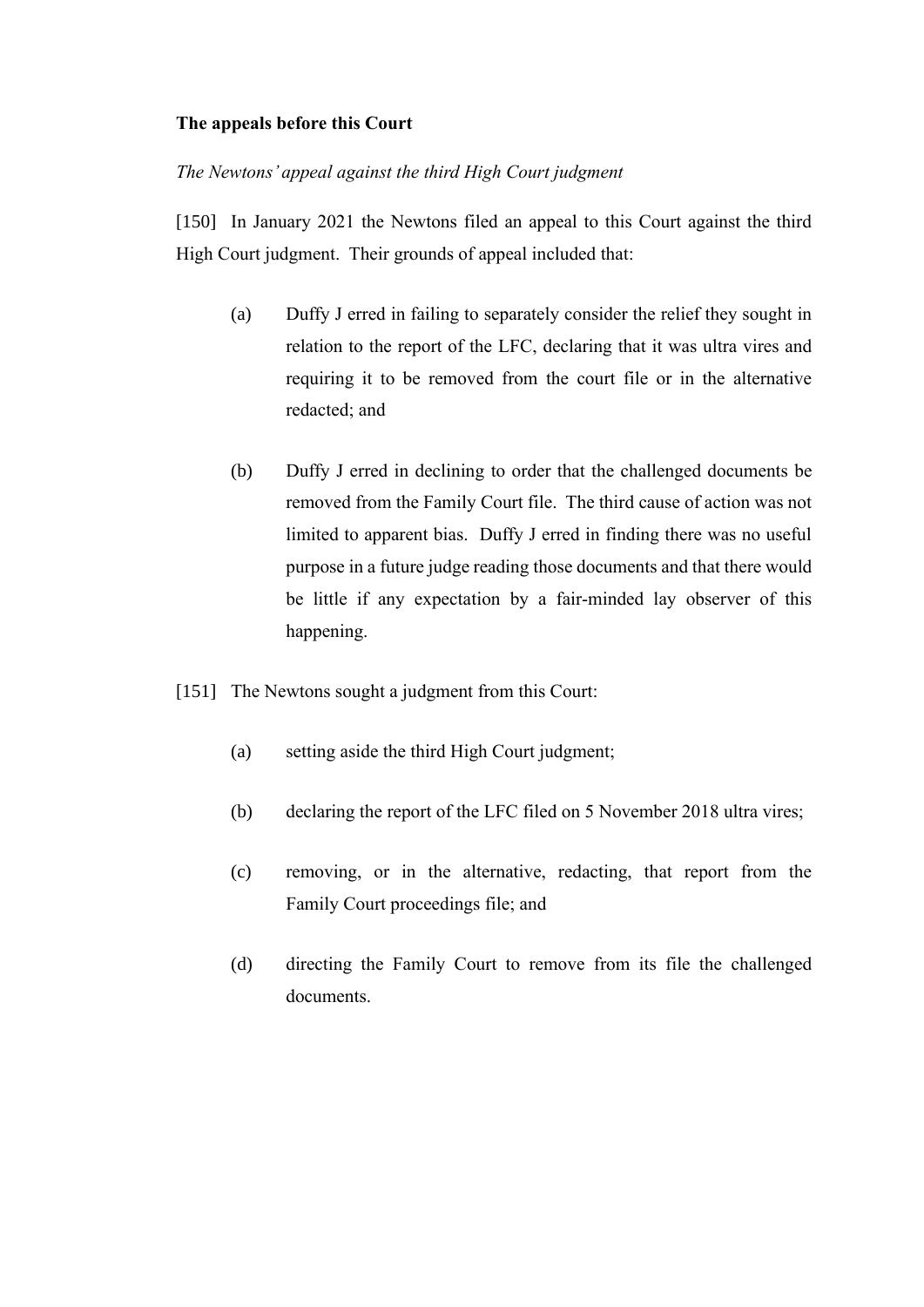**The appeals before this Court**

*The Newtons' appeal against the third High Court judgment*

[150] In January 2021 the Newtons filed an appeal to this Court against the third High Court judgment. Their grounds of appeal included that:

- (a) Duffy J erred in failing to separately consider the relief they sought in relation to the report of the LFC, declaring that it was ultra vires and requiring it to be removed from the court file or in the alternative redacted; and
- (b) Duffy J erred in declining to order that the challenged documents be removed from the Family Court file. The third cause of action was not limited to apparent bias. Duffy J erred in finding there was no useful purpose in a future judge reading those documents and that there would be little if any expectation by a fair-minded lay observer of this happening.

[151] The Newtons sought a judgment from this Court:

- (a) setting aside the third High Court judgment;
- (b) declaring the report of the LFC filed on 5 November 2018 ultra vires;
- (c) removing, or in the alternative, redacting, that report from the Family Court proceedings file; and
- (d) directing the Family Court to remove from its file the challenged documents.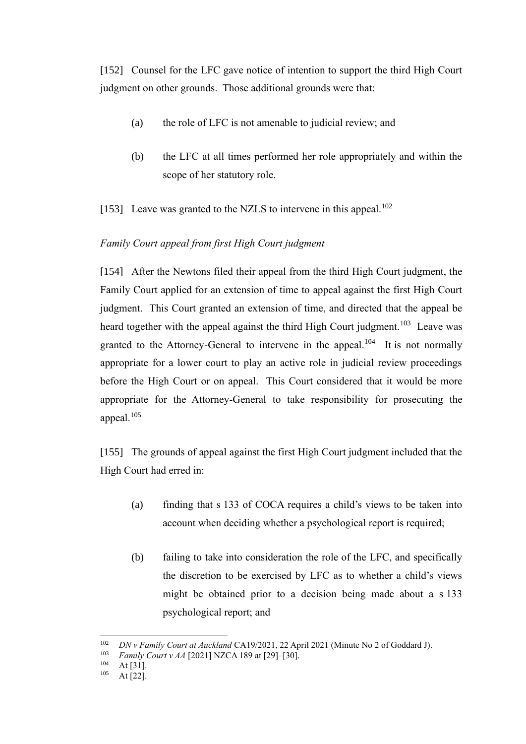[152] Counsel for the LFC gave notice of intention to support the third High Court judgment on other grounds. Those additional grounds were that:

(a) the role of LFC is not amenable to judicial review; and

(b) the LFC at all times performed her role appropriately and within the scope of her statutory role.

[153] Leave was granted to the NZLS to intervene in this appeal.[102]

*Family Court appeal from first High Court judgment*

[154] After the Newtons filed their appeal from the third High Court judgment, the Family Court applied for an extension of time to appeal against the first High Court judgment. This Court granted an extension of time, and directed that the appeal be heard together with the appeal against the third High Court judgment.[103] Leave was granted to the Attorney-General to intervene in the appeal.[104] It is not normally appropriate for a lower court to play an active role in judicial review proceedings before the High Court or on appeal. This Court considered that it would be more appropriate for the Attorney-General to take responsibility for prosecuting the appeal.[105]

[155] The grounds of appeal against the first High Court judgment included that the High Court had erred in:

(a) finding that s 133 of COCA requires a child's views to be taken into account when deciding whether a psychological report is required;

(b) failing to take into consideration the role of the LFC, and specifically the discretion to be exercised by LFC as to whether a child's views might be obtained prior to a decision being made about a s 133 psychological report; and

---

[102] *DN v Family Court at Auckland* CA19/2021, 22 April 2021 (Minute No 2 of Goddard J).

[103] *Family Court v AA* [2021] NZCA 189 at [29]–[30].

[104] At [31].

[105] At [22].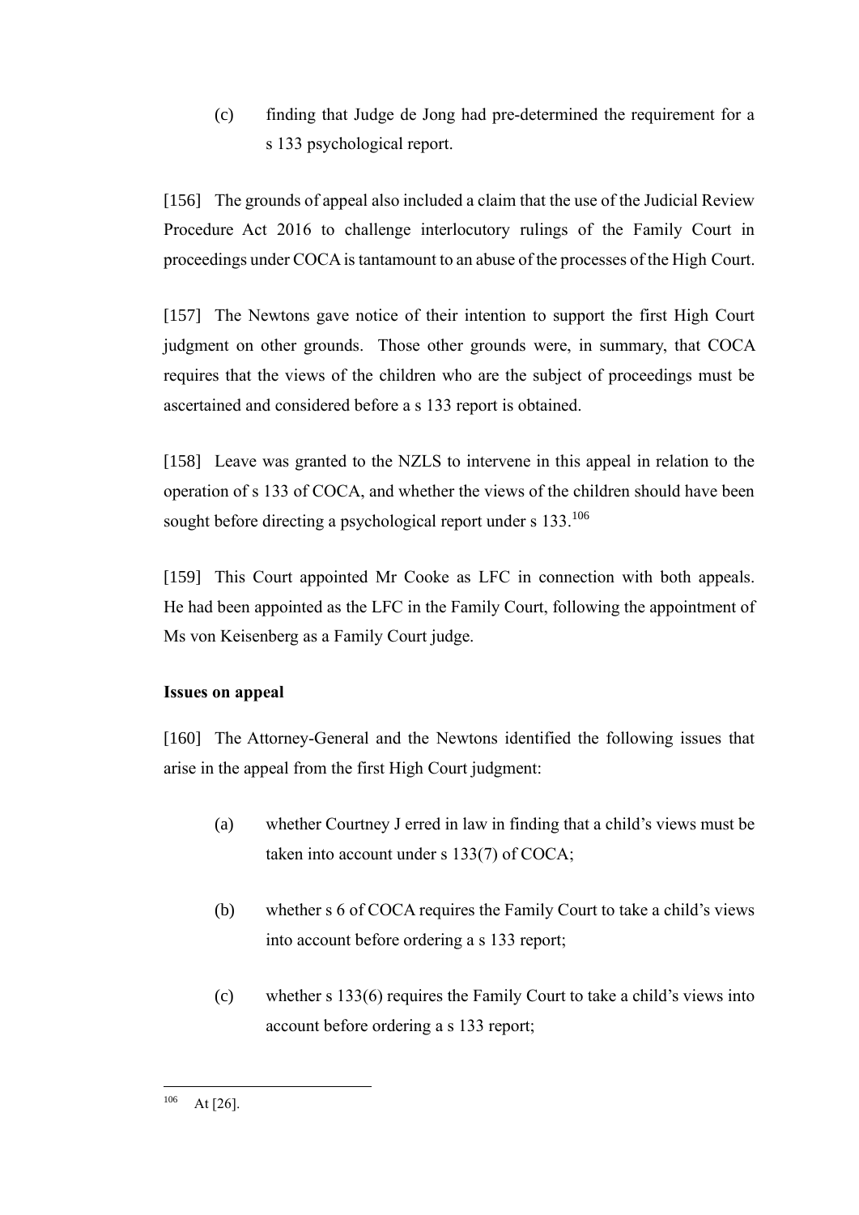(c) finding that Judge de Jong had pre-determined the requirement for a s 133 psychological report.

[156] The grounds of appeal also included a claim that the use of the Judicial Review Procedure Act 2016 to challenge interlocutory rulings of the Family Court in proceedings under COCA is tantamount to an abuse of the processes of the High Court.

[157] The Newtons gave notice of their intention to support the first High Court judgment on other grounds. Those other grounds were, in summary, that COCA requires that the views of the children who are the subject of proceedings must be ascertained and considered before a s 133 report is obtained.

[158] Leave was granted to the NZLS to intervene in this appeal in relation to the operation of s 133 of COCA, and whether the views of the children should have been sought before directing a psychological report under s 133.[106]

[159] This Court appointed Mr Cooke as LFC in connection with both appeals. He had been appointed as the LFC in the Family Court, following the appointment of Ms von Keisenberg as a Family Court judge.

**Issues on appeal**

[160] The Attorney-General and the Newtons identified the following issues that arise in the appeal from the first High Court judgment:

(a) whether Courtney J erred in law in finding that a child's views must be taken into account under s 133(7) of COCA;

(b) whether s 6 of COCA requires the Family Court to take a child's views into account before ordering a s 133 report;

(c) whether s 133(6) requires the Family Court to take a child's views into account before ordering a s 133 report;

---

[106] At [26].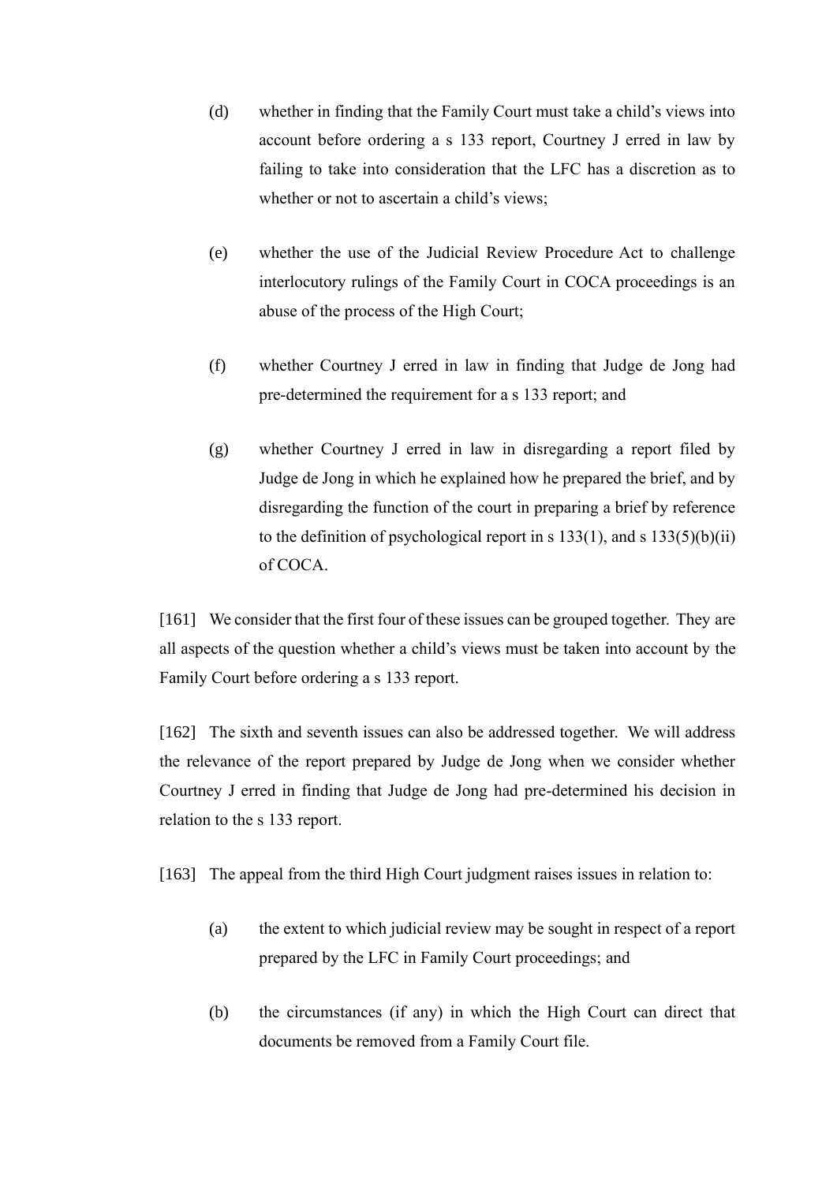(d) whether in finding that the Family Court must take a child's views into account before ordering a s 133 report, Courtney J erred in law by failing to take into consideration that the LFC has a discretion as to whether or not to ascertain a child's views;

(e) whether the use of the Judicial Review Procedure Act to challenge interlocutory rulings of the Family Court in COCA proceedings is an abuse of the process of the High Court;

(f) whether Courtney J erred in law in finding that Judge de Jong had pre-determined the requirement for a s 133 report; and

(g) whether Courtney J erred in law in disregarding a report filed by Judge de Jong in which he explained how he prepared the brief, and by disregarding the function of the court in preparing a brief by reference to the definition of psychological report in s 133(1), and s 133(5)(b)(ii) of COCA.

[161] We consider that the first four of these issues can be grouped together. They are all aspects of the question whether a child's views must be taken into account by the Family Court before ordering a s 133 report.

[162] The sixth and seventh issues can also be addressed together. We will address the relevance of the report prepared by Judge de Jong when we consider whether Courtney J erred in finding that Judge de Jong had pre-determined his decision in relation to the s 133 report.

[163] The appeal from the third High Court judgment raises issues in relation to:

(a) the extent to which judicial review may be sought in respect of a report prepared by the LFC in Family Court proceedings; and

(b) the circumstances (if any) in which the High Court can direct that documents be removed from a Family Court file.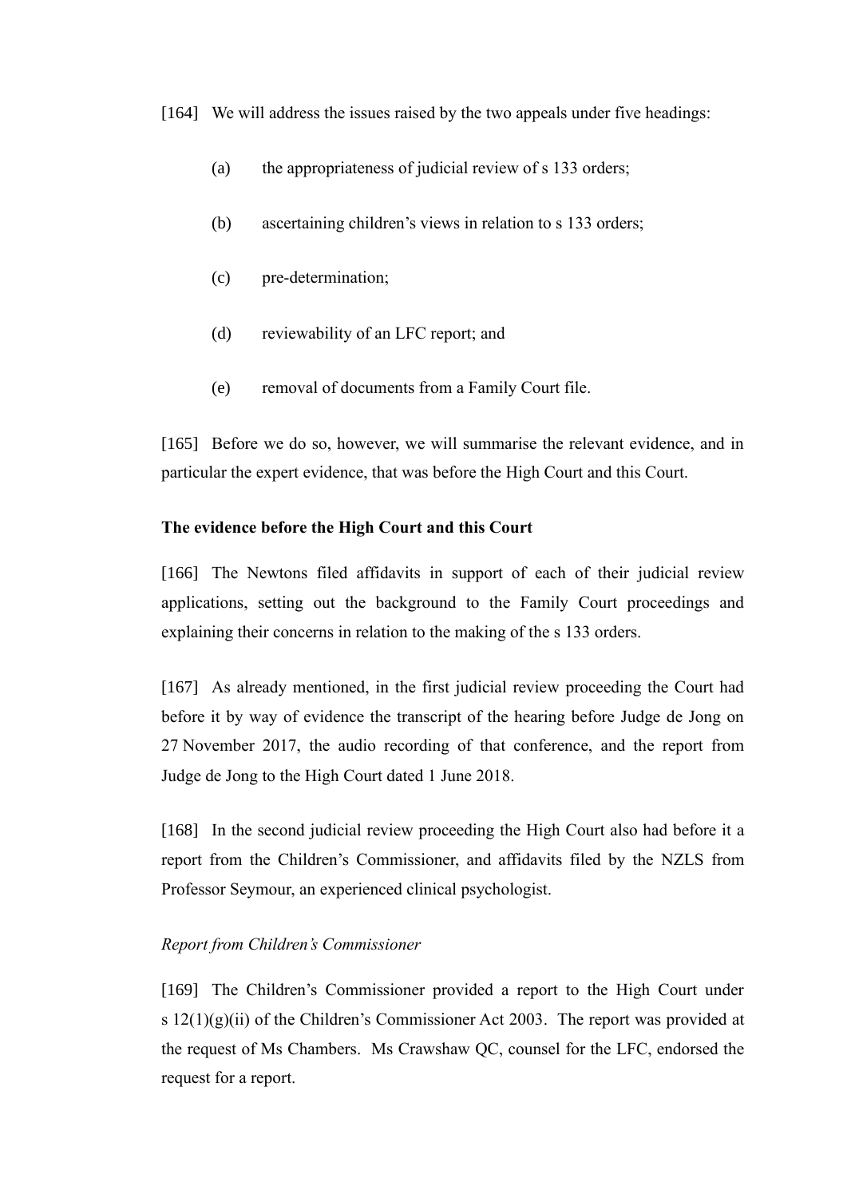[164] We will address the issues raised by the two appeals under five headings:

(a) the appropriateness of judicial review of s 133 orders;

(b) ascertaining children's views in relation to s 133 orders;

(c) pre-determination;

(d) reviewability of an LFC report; and

(e) removal of documents from a Family Court file.

[165] Before we do so, however, we will summarise the relevant evidence, and in particular the expert evidence, that was before the High Court and this Court.

**The evidence before the High Court and this Court**

[166] The Newtons filed affidavits in support of each of their judicial review applications, setting out the background to the Family Court proceedings and explaining their concerns in relation to the making of the s 133 orders.

[167] As already mentioned, in the first judicial review proceeding the Court had before it by way of evidence the transcript of the hearing before Judge de Jong on 27 November 2017, the audio recording of that conference, and the report from Judge de Jong to the High Court dated 1 June 2018.

[168] In the second judicial review proceeding the High Court also had before it a report from the Children's Commissioner, and affidavits filed by the NZLS from Professor Seymour, an experienced clinical psychologist.

*Report from Children's Commissioner*

[169] The Children's Commissioner provided a report to the High Court under s 12(1)(g)(ii) of the Children's Commissioner Act 2003. The report was provided at the request of Ms Chambers. Ms Crawshaw QC, counsel for the LFC, endorsed the request for a report.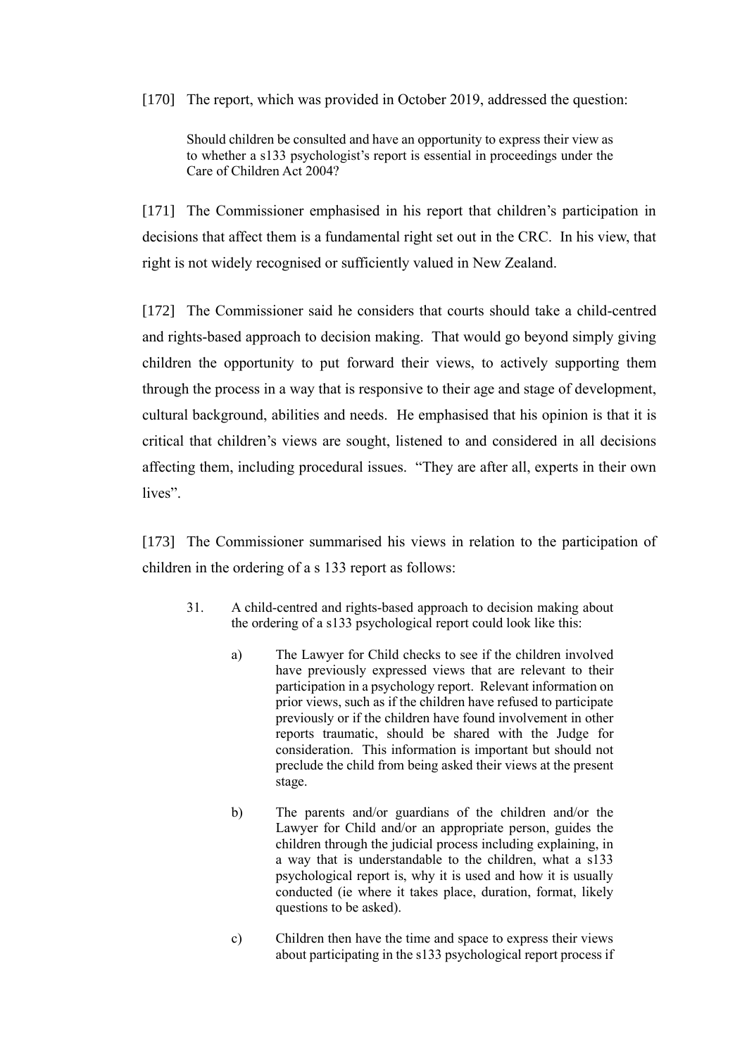[170] The report, which was provided in October 2019, addressed the question:

> Should children be consulted and have an opportunity to express their view as to whether a s133 psychologist's report is essential in proceedings under the Care of Children Act 2004?

[171] The Commissioner emphasised in his report that children's participation in decisions that affect them is a fundamental right set out in the CRC. In his view, that right is not widely recognised or sufficiently valued in New Zealand.

[172] The Commissioner said he considers that courts should take a child-centred and rights-based approach to decision making. That would go beyond simply giving children the opportunity to put forward their views, to actively supporting them through the process in a way that is responsive to their age and stage of development, cultural background, abilities and needs. He emphasised that his opinion is that it is critical that children's views are sought, listened to and considered in all decisions affecting them, including procedural issues. "They are after all, experts in their own lives".

[173] The Commissioner summarised his views in relation to the participation of children in the ordering of a s 133 report as follows:

> 31. A child-centred and rights-based approach to decision making about the ordering of a s133 psychological report could look like this:
>
> a) The Lawyer for Child checks to see if the children involved have previously expressed views that are relevant to their participation in a psychology report. Relevant information on prior views, such as if the children have refused to participate previously or if the children have found involvement in other reports traumatic, should be shared with the Judge for consideration. This information is important but should not preclude the child from being asked their views at the present stage.
>
> b) The parents and/or guardians of the children and/or the Lawyer for Child and/or an appropriate person, guides the children through the judicial process including explaining, in a way that is understandable to the children, what a s133 psychological report is, why it is used and how it is usually conducted (ie where it takes place, duration, format, likely questions to be asked).
>
> c) Children then have the time and space to express their views about participating in the s133 psychological report process if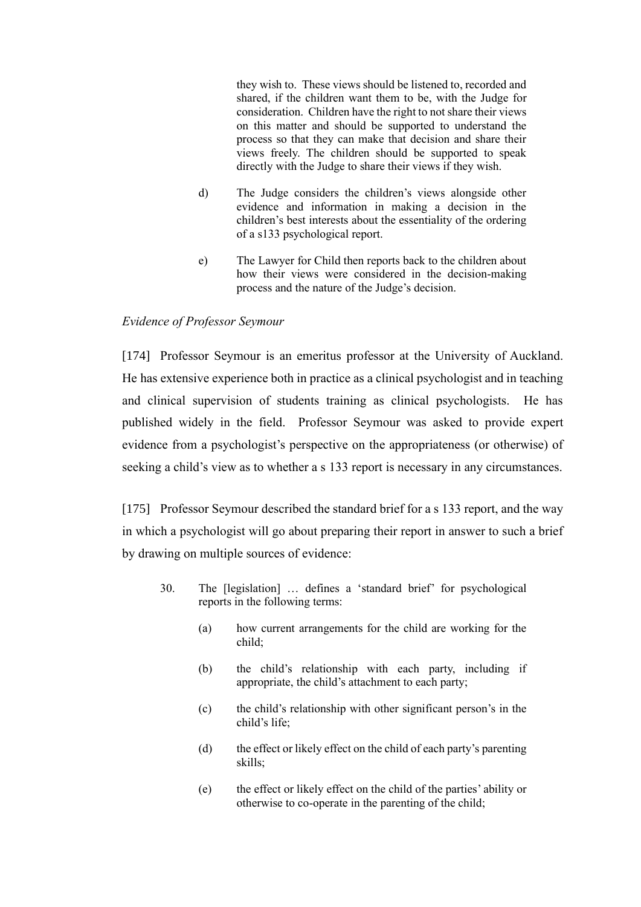they wish to. These views should be listened to, recorded and shared, if the children want them to be, with the Judge for consideration. Children have the right to not share their views on this matter and should be supported to understand the process so that they can make that decision and share their views freely. The children should be supported to speak directly with the Judge to share their views if they wish.

> d) The Judge considers the children's views alongside other evidence and information in making a decision in the children's best interests about the essentiality of the ordering of a s133 psychological report.
>
> e) The Lawyer for Child then reports back to the children about how their views were considered in the decision-making process and the nature of the Judge's decision.

*Evidence of Professor Seymour*

[174] Professor Seymour is an emeritus professor at the University of Auckland. He has extensive experience both in practice as a clinical psychologist and in teaching and clinical supervision of students training as clinical psychologists. He has published widely in the field. Professor Seymour was asked to provide expert evidence from a psychologist's perspective on the appropriateness (or otherwise) of seeking a child's view as to whether a s 133 report is necessary in any circumstances.

[175] Professor Seymour described the standard brief for a s 133 report, and the way in which a psychologist will go about preparing their report in answer to such a brief by drawing on multiple sources of evidence:

> 30. The [legislation] … defines a 'standard brief' for psychological reports in the following terms:
>
> (a) how current arrangements for the child are working for the child;
>
> (b) the child's relationship with each party, including if appropriate, the child's attachment to each party;
>
> (c) the child's relationship with other significant person's in the child's life;
>
> (d) the effect or likely effect on the child of each party's parenting skills;
>
> (e) the effect or likely effect on the child of the parties' ability or otherwise to co-operate in the parenting of the child;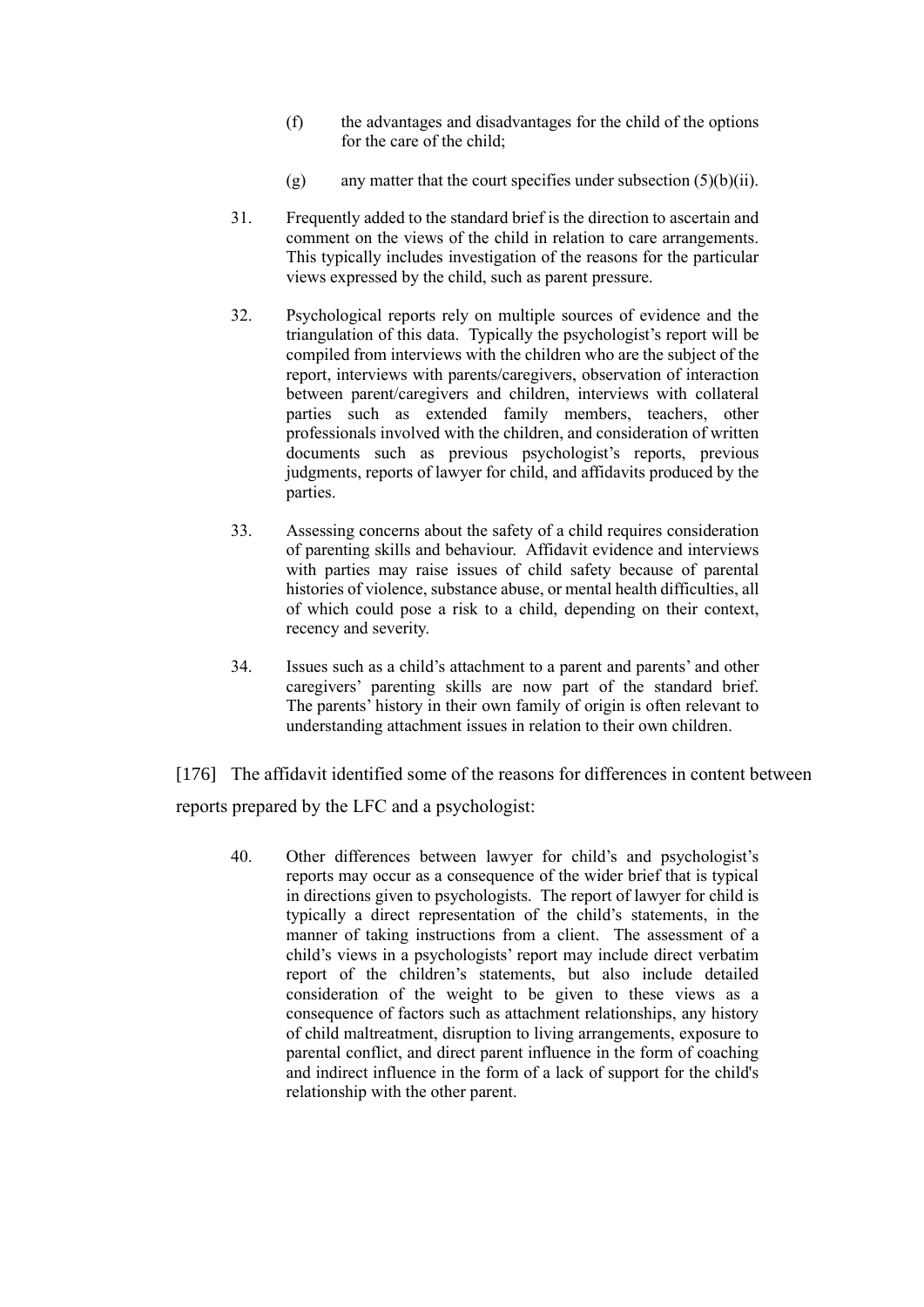> (f) the advantages and disadvantages for the child of the options for the care of the child;
>
> (g) any matter that the court specifies under subsection (5)(b)(ii).
>
> 31. Frequently added to the standard brief is the direction to ascertain and comment on the views of the child in relation to care arrangements. This typically includes investigation of the reasons for the particular views expressed by the child, such as parent pressure.
>
> 32. Psychological reports rely on multiple sources of evidence and the triangulation of this data. Typically the psychologist's report will be compiled from interviews with the children who are the subject of the report, interviews with parents/caregivers, observation of interaction between parent/caregivers and children, interviews with collateral parties such as extended family members, teachers, other professionals involved with the children, and consideration of written documents such as previous psychologist's reports, previous judgments, reports of lawyer for child, and affidavits produced by the parties.
>
> 33. Assessing concerns about the safety of a child requires consideration of parenting skills and behaviour. Affidavit evidence and interviews with parties may raise issues of child safety because of parental histories of violence, substance abuse, or mental health difficulties, all of which could pose a risk to a child, depending on their context, recency and severity.
>
> 34. Issues such as a child's attachment to a parent and parents' and other caregivers' parenting skills are now part of the standard brief. The parents' history in their own family of origin is often relevant to understanding attachment issues in relation to their own children.

[176] The affidavit identified some of the reasons for differences in content between reports prepared by the LFC and a psychologist:

> 40. Other differences between lawyer for child's and psychologist's reports may occur as a consequence of the wider brief that is typical in directions given to psychologists. The report of lawyer for child is typically a direct representation of the child's statements, in the manner of taking instructions from a client. The assessment of a child's views in a psychologists' report may include direct verbatim report of the children's statements, but also include detailed consideration of the weight to be given to these views as a consequence of factors such as attachment relationships, any history of child maltreatment, disruption to living arrangements, exposure to parental conflict, and direct parent influence in the form of coaching and indirect influence in the form of a lack of support for the child's relationship with the other parent.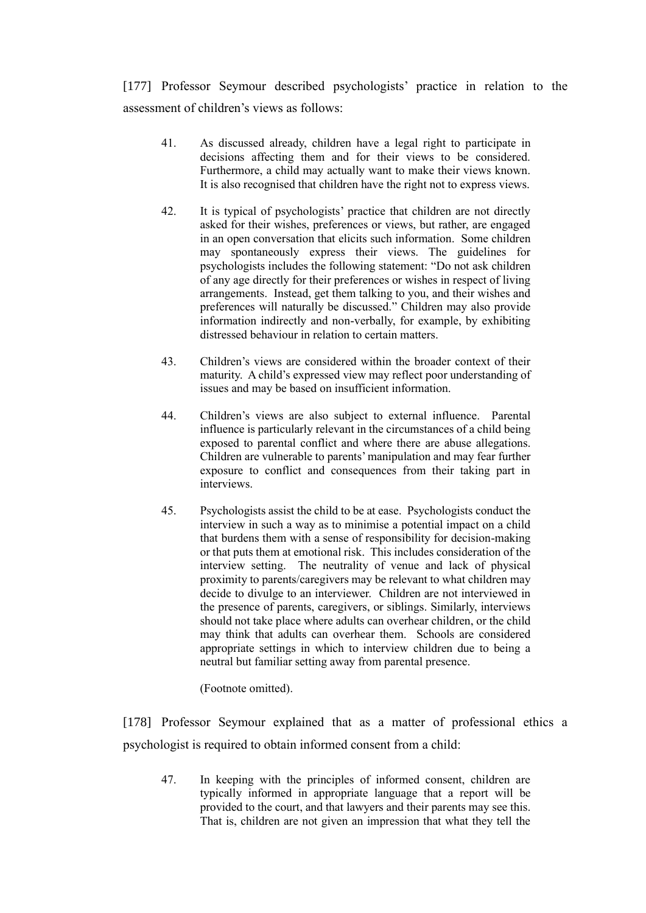[177] Professor Seymour described psychologists' practice in relation to the assessment of children's views as follows:

> 41. As discussed already, children have a legal right to participate in decisions affecting them and for their views to be considered. Furthermore, a child may actually want to make their views known. It is also recognised that children have the right not to express views.
>
> 42. It is typical of psychologists' practice that children are not directly asked for their wishes, preferences or views, but rather, are engaged in an open conversation that elicits such information. Some children may spontaneously express their views. The guidelines for psychologists includes the following statement: "Do not ask children of any age directly for their preferences or wishes in respect of living arrangements. Instead, get them talking to you, and their wishes and preferences will naturally be discussed." Children may also provide information indirectly and non-verbally, for example, by exhibiting distressed behaviour in relation to certain matters.
>
> 43. Children's views are considered within the broader context of their maturity. A child's expressed view may reflect poor understanding of issues and may be based on insufficient information.
>
> 44. Children's views are also subject to external influence. Parental influence is particularly relevant in the circumstances of a child being exposed to parental conflict and where there are abuse allegations. Children are vulnerable to parents' manipulation and may fear further exposure to conflict and consequences from their taking part in interviews.
>
> 45. Psychologists assist the child to be at ease. Psychologists conduct the interview in such a way as to minimise a potential impact on a child that burdens them with a sense of responsibility for decision-making or that puts them at emotional risk. This includes consideration of the interview setting. The neutrality of venue and lack of physical proximity to parents/caregivers may be relevant to what children may decide to divulge to an interviewer. Children are not interviewed in the presence of parents, caregivers, or siblings. Similarly, interviews should not take place where adults can overhear children, or the child may think that adults can overhear them. Schools are considered appropriate settings in which to interview children due to being a neutral but familiar setting away from parental presence.
>
> (Footnote omitted).

[178] Professor Seymour explained that as a matter of professional ethics a psychologist is required to obtain informed consent from a child:

> 47. In keeping with the principles of informed consent, children are typically informed in appropriate language that a report will be provided to the court, and that lawyers and their parents may see this. That is, children are not given an impression that what they tell the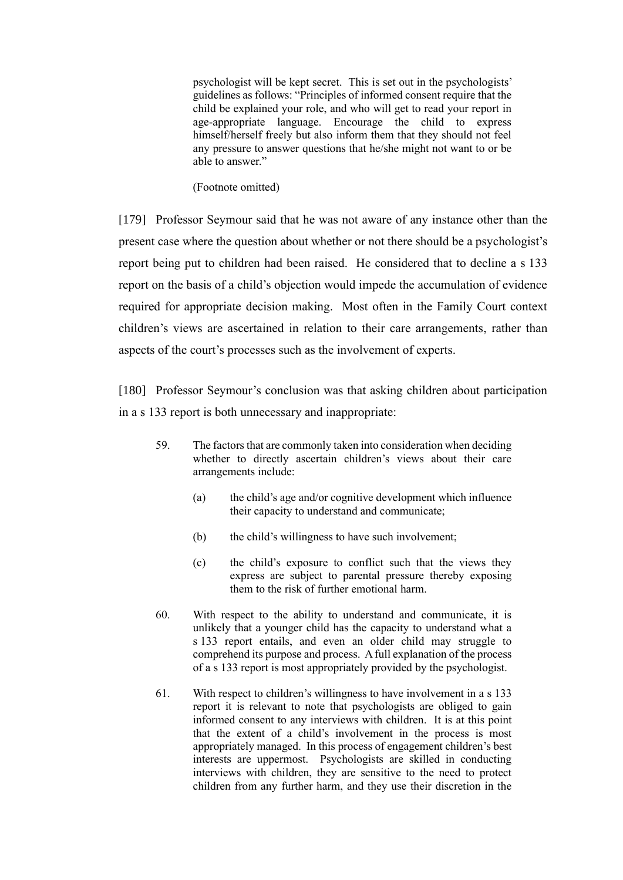> psychologist will be kept secret. This is set out in the psychologists' guidelines as follows: "Principles of informed consent require that the child be explained your role, and who will get to read your report in age-appropriate language. Encourage the child to express himself/herself freely but also inform them that they should not feel any pressure to answer questions that he/she might not want to or be able to answer."
>
> (Footnote omitted)

[179] Professor Seymour said that he was not aware of any instance other than the present case where the question about whether or not there should be a psychologist's report being put to children had been raised. He considered that to decline a s 133 report on the basis of a child's objection would impede the accumulation of evidence required for appropriate decision making. Most often in the Family Court context children's views are ascertained in relation to their care arrangements, rather than aspects of the court's processes such as the involvement of experts.

[180] Professor Seymour's conclusion was that asking children about participation in a s 133 report is both unnecessary and inappropriate:

> 59. The factors that are commonly taken into consideration when deciding whether to directly ascertain children's views about their care arrangements include:
>
> (a) the child's age and/or cognitive development which influence their capacity to understand and communicate;
>
> (b) the child's willingness to have such involvement;
>
> (c) the child's exposure to conflict such that the views they express are subject to parental pressure thereby exposing them to the risk of further emotional harm.
>
> 60. With respect to the ability to understand and communicate, it is unlikely that a younger child has the capacity to understand what a s 133 report entails, and even an older child may struggle to comprehend its purpose and process. A full explanation of the process of a s 133 report is most appropriately provided by the psychologist.
>
> 61. With respect to children's willingness to have involvement in a s 133 report it is relevant to note that psychologists are obliged to gain informed consent to any interviews with children. It is at this point that the extent of a child's involvement in the process is most appropriately managed. In this process of engagement children's best interests are uppermost. Psychologists are skilled in conducting interviews with children, they are sensitive to the need to protect children from any further harm, and they use their discretion in the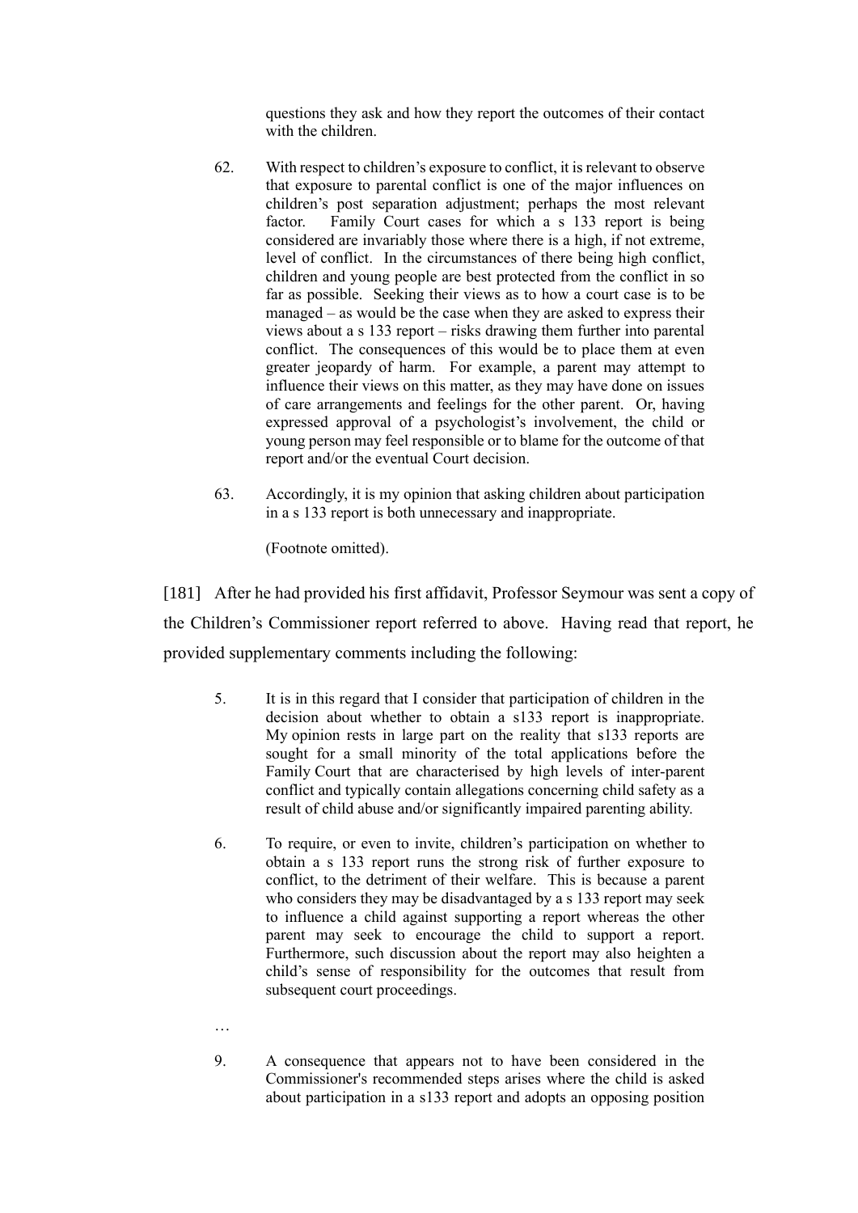> questions they ask and how they report the outcomes of their contact with the children.
>
> 62. With respect to children's exposure to conflict, it is relevant to observe that exposure to parental conflict is one of the major influences on children's post separation adjustment; perhaps the most relevant factor. Family Court cases for which a s 133 report is being considered are invariably those where there is a high, if not extreme, level of conflict. In the circumstances of there being high conflict, children and young people are best protected from the conflict in so far as possible. Seeking their views as to how a court case is to be managed – as would be the case when they are asked to express their views about a s 133 report – risks drawing them further into parental conflict. The consequences of this would be to place them at even greater jeopardy of harm. For example, a parent may attempt to influence their views on this matter, as they may have done on issues of care arrangements and feelings for the other parent. Or, having expressed approval of a psychologist's involvement, the child or young person may feel responsible or to blame for the outcome of that report and/or the eventual Court decision.
>
> 63. Accordingly, it is my opinion that asking children about participation in a s 133 report is both unnecessary and inappropriate.
>
> (Footnote omitted).

[181] After he had provided his first affidavit, Professor Seymour was sent a copy of the Children's Commissioner report referred to above. Having read that report, he provided supplementary comments including the following:

> 5. It is in this regard that I consider that participation of children in the decision about whether to obtain a s133 report is inappropriate. My opinion rests in large part on the reality that s133 reports are sought for a small minority of the total applications before the Family Court that are characterised by high levels of inter-parent conflict and typically contain allegations concerning child safety as a result of child abuse and/or significantly impaired parenting ability.
>
> 6. To require, or even to invite, children's participation on whether to obtain a s 133 report runs the strong risk of further exposure to conflict, to the detriment of their welfare. This is because a parent who considers they may be disadvantaged by a s 133 report may seek to influence a child against supporting a report whereas the other parent may seek to encourage the child to support a report. Furthermore, such discussion about the report may also heighten a child's sense of responsibility for the outcomes that result from subsequent court proceedings.
>
> …
>
> 9. A consequence that appears not to have been considered in the Commissioner's recommended steps arises where the child is asked about participation in a s133 report and adopts an opposing position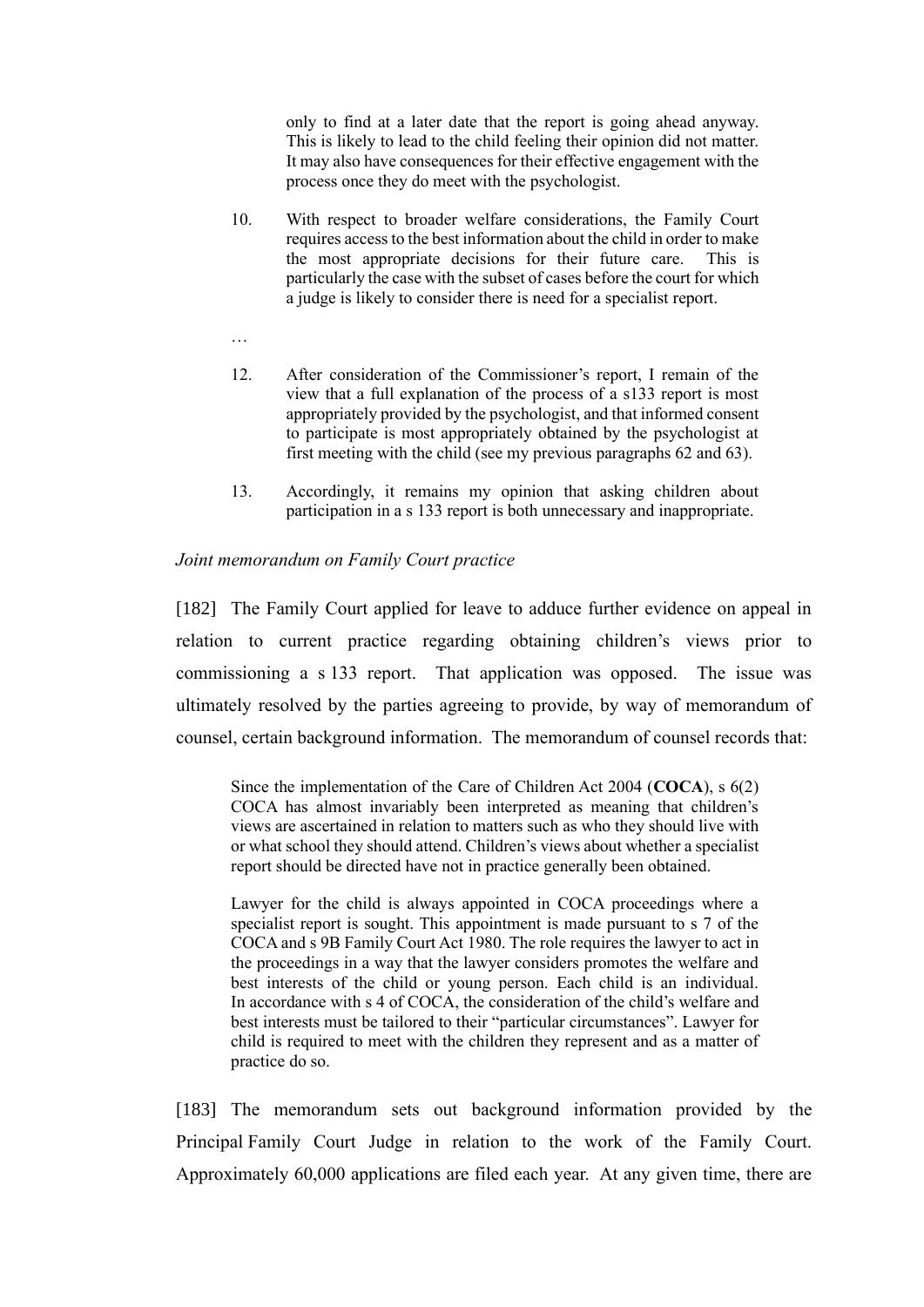> only to find at a later date that the report is going ahead anyway. This is likely to lead to the child feeling their opinion did not matter. It may also have consequences for their effective engagement with the process once they do meet with the psychologist.
>
> 10. With respect to broader welfare considerations, the Family Court requires access to the best information about the child in order to make the most appropriate decisions for their future care. This is particularly the case with the subset of cases before the court for which a judge is likely to consider there is need for a specialist report.
>
> …
>
> 12. After consideration of the Commissioner's report, I remain of the view that a full explanation of the process of a s133 report is most appropriately provided by the psychologist, and that informed consent to participate is most appropriately obtained by the psychologist at first meeting with the child (see my previous paragraphs 62 and 63).
>
> 13. Accordingly, it remains my opinion that asking children about participation in a s 133 report is both unnecessary and inappropriate.

*Joint memorandum on Family Court practice*

[182] The Family Court applied for leave to adduce further evidence on appeal in relation to current practice regarding obtaining children's views prior to commissioning a s 133 report. That application was opposed. The issue was ultimately resolved by the parties agreeing to provide, by way of memorandum of counsel, certain background information. The memorandum of counsel records that:

> Since the implementation of the Care of Children Act 2004 (**COCA**), s 6(2) COCA has almost invariably been interpreted as meaning that children's views are ascertained in relation to matters such as who they should live with or what school they should attend. Children's views about whether a specialist report should be directed have not in practice generally been obtained.
>
> Lawyer for the child is always appointed in COCA proceedings where a specialist report is sought. This appointment is made pursuant to s 7 of the COCA and s 9B Family Court Act 1980. The role requires the lawyer to act in the proceedings in a way that the lawyer considers promotes the welfare and best interests of the child or young person. Each child is an individual. In accordance with s 4 of COCA, the consideration of the child's welfare and best interests must be tailored to their "particular circumstances". Lawyer for child is required to meet with the children they represent and as a matter of practice do so.

[183] The memorandum sets out background information provided by the Principal Family Court Judge in relation to the work of the Family Court. Approximately 60,000 applications are filed each year. At any given time, there are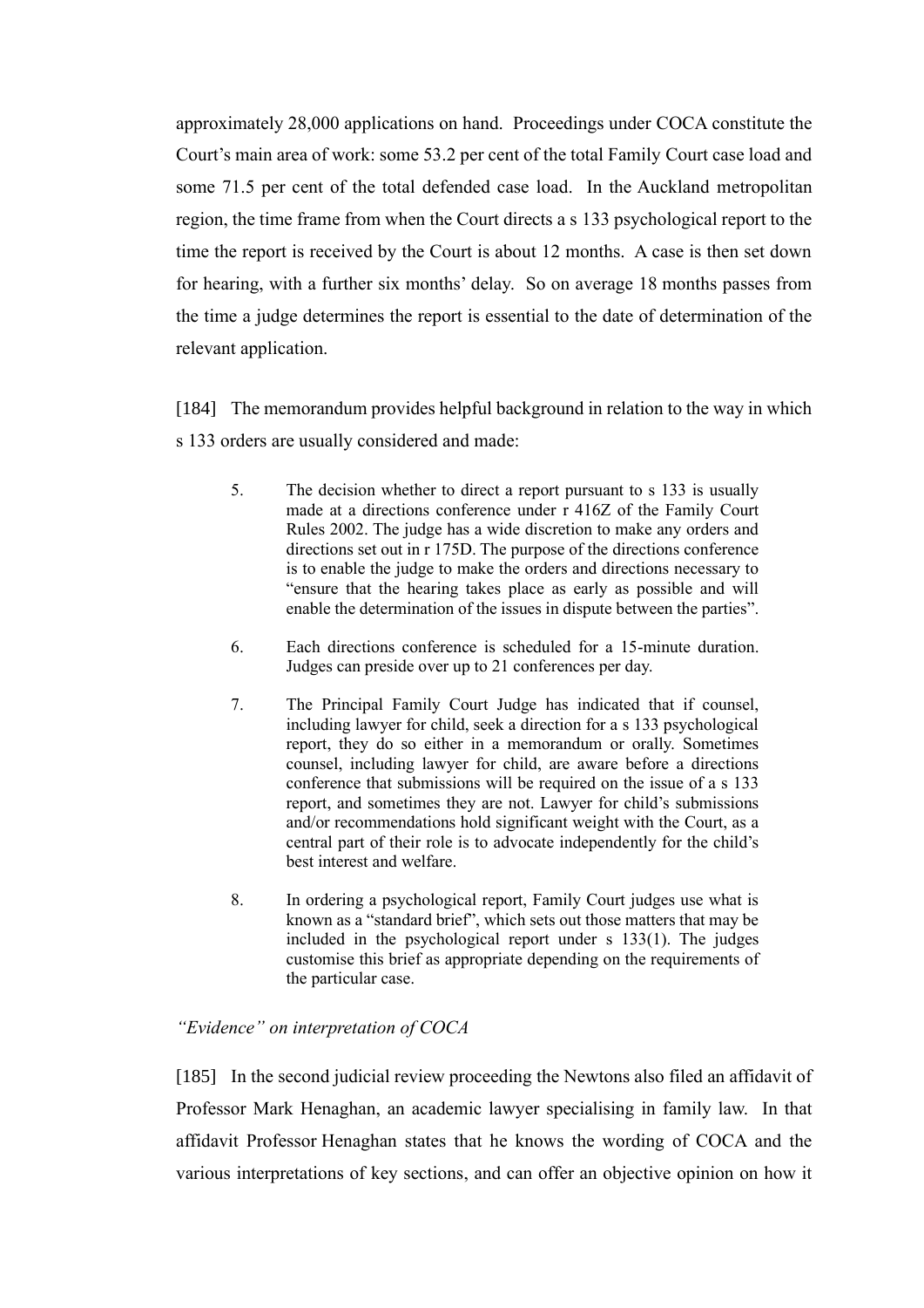approximately 28,000 applications on hand. Proceedings under COCA constitute the Court's main area of work: some 53.2 per cent of the total Family Court case load and some 71.5 per cent of the total defended case load. In the Auckland metropolitan region, the time frame from when the Court directs a s 133 psychological report to the time the report is received by the Court is about 12 months. A case is then set down for hearing, with a further six months' delay. So on average 18 months passes from the time a judge determines the report is essential to the date of determination of the relevant application.

[184] The memorandum provides helpful background in relation to the way in which s 133 orders are usually considered and made:

> 5. The decision whether to direct a report pursuant to s 133 is usually made at a directions conference under r 416Z of the Family Court Rules 2002. The judge has a wide discretion to make any orders and directions set out in r 175D. The purpose of the directions conference is to enable the judge to make the orders and directions necessary to "ensure that the hearing takes place as early as possible and will enable the determination of the issues in dispute between the parties".
>
> 6. Each directions conference is scheduled for a 15-minute duration. Judges can preside over up to 21 conferences per day.
>
> 7. The Principal Family Court Judge has indicated that if counsel, including lawyer for child, seek a direction for a s 133 psychological report, they do so either in a memorandum or orally. Sometimes counsel, including lawyer for child, are aware before a directions conference that submissions will be required on the issue of a s 133 report, and sometimes they are not. Lawyer for child's submissions and/or recommendations hold significant weight with the Court, as a central part of their role is to advocate independently for the child's best interest and welfare.
>
> 8. In ordering a psychological report, Family Court judges use what is known as a "standard brief", which sets out those matters that may be included in the psychological report under s 133(1). The judges customise this brief as appropriate depending on the requirements of the particular case.

*"Evidence" on interpretation of COCA*

[185] In the second judicial review proceeding the Newtons also filed an affidavit of Professor Mark Henaghan, an academic lawyer specialising in family law. In that affidavit Professor Henaghan states that he knows the wording of COCA and the various interpretations of key sections, and can offer an objective opinion on how it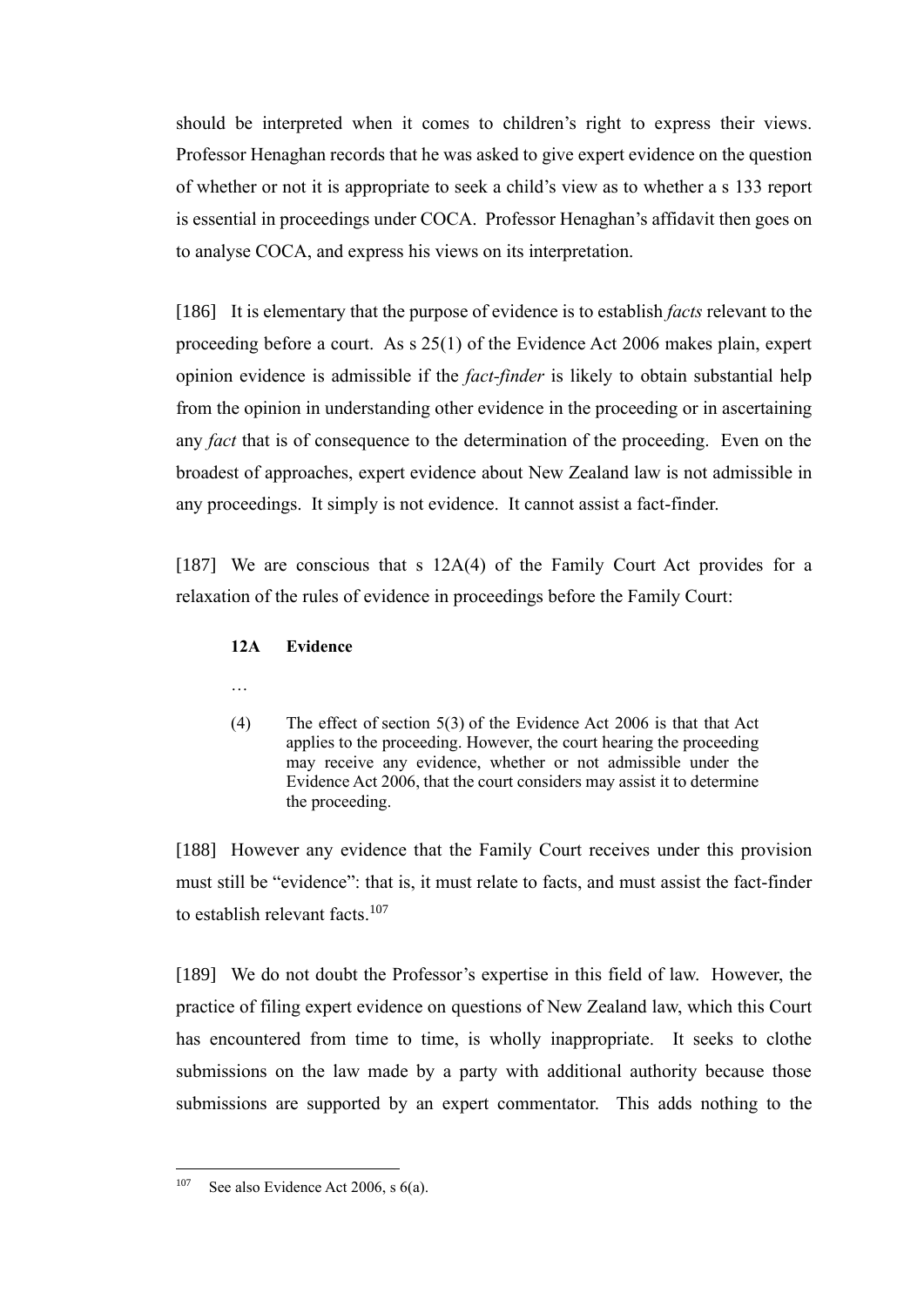should be interpreted when it comes to children's right to express their views. Professor Henaghan records that he was asked to give expert evidence on the question of whether or not it is appropriate to seek a child's view as to whether a s 133 report is essential in proceedings under COCA. Professor Henaghan's affidavit then goes on to analyse COCA, and express his views on its interpretation.

[186] It is elementary that the purpose of evidence is to establish *facts* relevant to the proceeding before a court. As s 25(1) of the Evidence Act 2006 makes plain, expert opinion evidence is admissible if the *fact-finder* is likely to obtain substantial help from the opinion in understanding other evidence in the proceeding or in ascertaining any *fact* that is of consequence to the determination of the proceeding. Even on the broadest of approaches, expert evidence about New Zealand law is not admissible in any proceedings. It simply is not evidence. It cannot assist a fact-finder.

[187] We are conscious that s 12A(4) of the Family Court Act provides for a relaxation of the rules of evidence in proceedings before the Family Court:

> **12A Evidence**
>
> …
>
> (4) The effect of section 5(3) of the Evidence Act 2006 is that that Act applies to the proceeding. However, the court hearing the proceeding may receive any evidence, whether or not admissible under the Evidence Act 2006, that the court considers may assist it to determine the proceeding.

[188] However any evidence that the Family Court receives under this provision must still be "evidence": that is, it must relate to facts, and must assist the fact-finder to establish relevant facts.[107]

[189] We do not doubt the Professor's expertise in this field of law. However, the practice of filing expert evidence on questions of New Zealand law, which this Court has encountered from time to time, is wholly inappropriate. It seeks to clothe submissions on the law made by a party with additional authority because those submissions are supported by an expert commentator. This adds nothing to the

---

[107] See also Evidence Act 2006, s 6(a).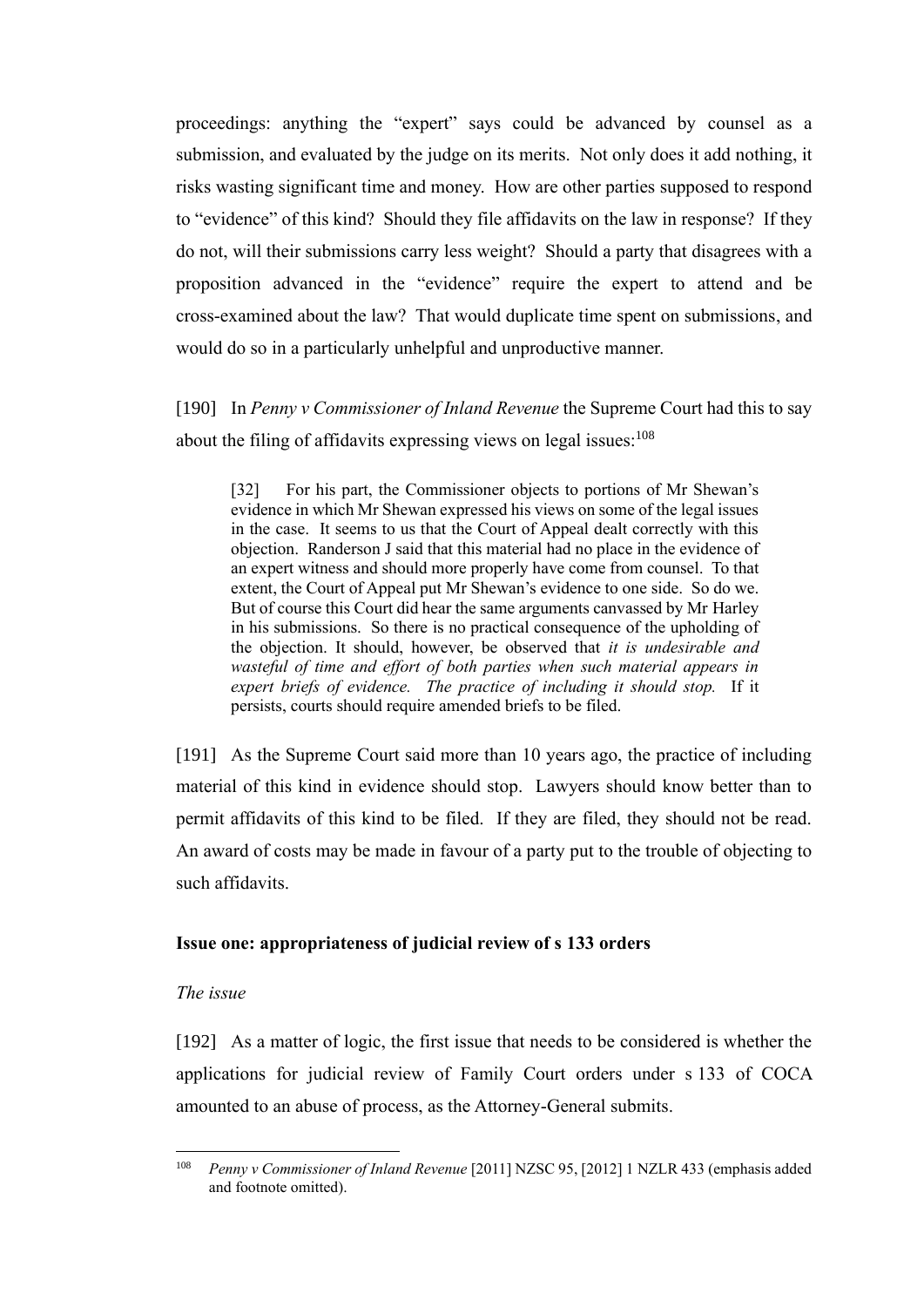proceedings: anything the "expert" says could be advanced by counsel as a submission, and evaluated by the judge on its merits. Not only does it add nothing, it risks wasting significant time and money. How are other parties supposed to respond to "evidence" of this kind? Should they file affidavits on the law in response? If they do not, will their submissions carry less weight? Should a party that disagrees with a proposition advanced in the "evidence" require the expert to attend and be cross-examined about the law? That would duplicate time spent on submissions, and would do so in a particularly unhelpful and unproductive manner.

[190] In *Penny v Commissioner of Inland Revenue* the Supreme Court had this to say about the filing of affidavits expressing views on legal issues:[108]

> [32] For his part, the Commissioner objects to portions of Mr Shewan's evidence in which Mr Shewan expressed his views on some of the legal issues in the case. It seems to us that the Court of Appeal dealt correctly with this objection. Randerson J said that this material had no place in the evidence of an expert witness and should more properly have come from counsel. To that extent, the Court of Appeal put Mr Shewan's evidence to one side. So do we. But of course this Court did hear the same arguments canvassed by Mr Harley in his submissions. So there is no practical consequence of the upholding of the objection. It should, however, be observed that *it is undesirable and wasteful of time and effort of both parties when such material appears in expert briefs of evidence. The practice of including it should stop.* If it persists, courts should require amended briefs to be filed.

[191] As the Supreme Court said more than 10 years ago, the practice of including material of this kind in evidence should stop. Lawyers should know better than to permit affidavits of this kind to be filed. If they are filed, they should not be read. An award of costs may be made in favour of a party put to the trouble of objecting to such affidavits.

### Issue one: appropriateness of judicial review of s 133 orders

*The issue*

[192] As a matter of logic, the first issue that needs to be considered is whether the applications for judicial review of Family Court orders under s 133 of COCA amounted to an abuse of process, as the Attorney-General submits.

---

[108] *Penny v Commissioner of Inland Revenue* [2011] NZSC 95, [2012] 1 NZLR 433 (emphasis added and footnote omitted).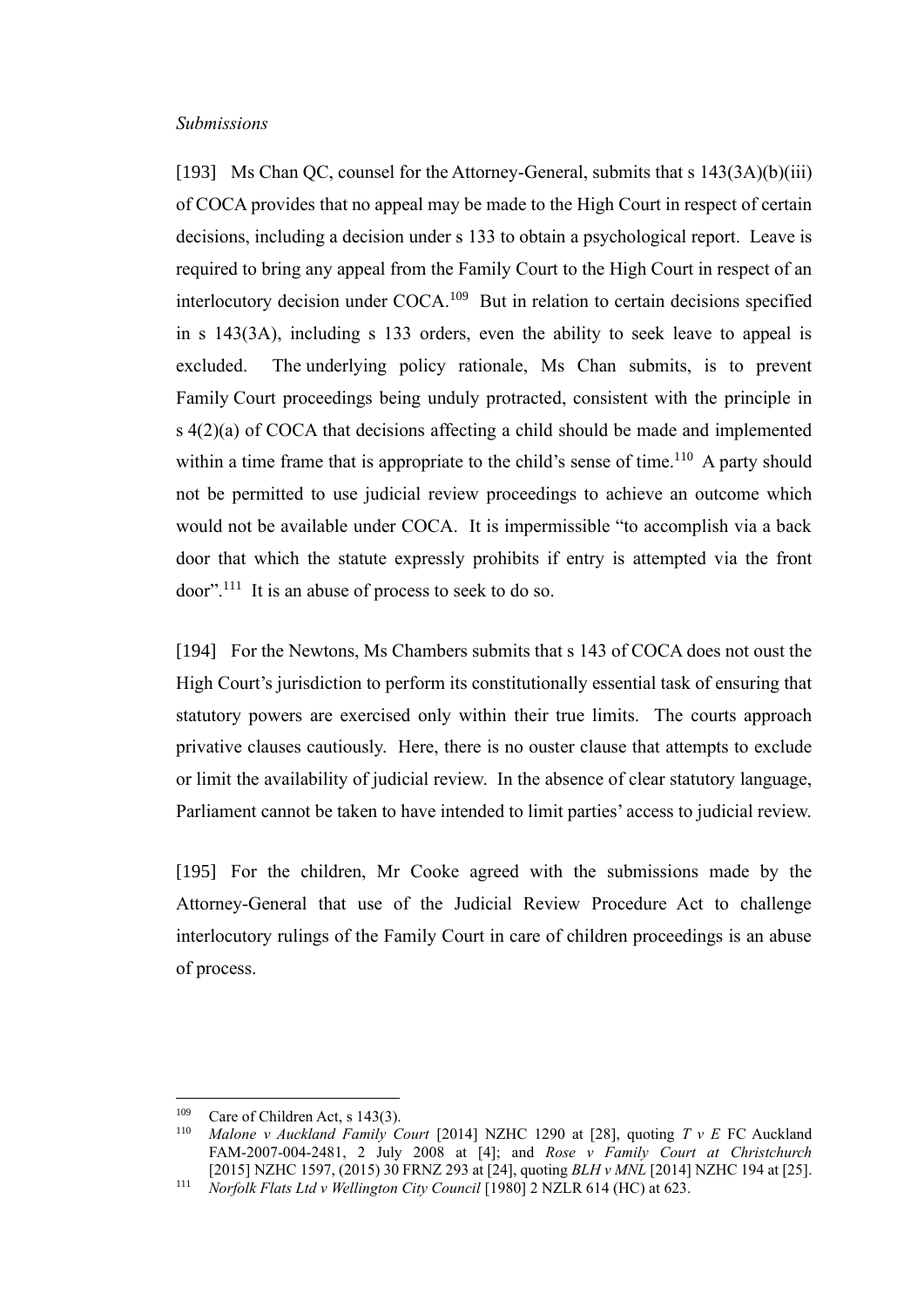*Submissions*

[193] Ms Chan QC, counsel for the Attorney-General, submits that s 143(3A)(b)(iii) of COCA provides that no appeal may be made to the High Court in respect of certain decisions, including a decision under s 133 to obtain a psychological report. Leave is required to bring any appeal from the Family Court to the High Court in respect of an interlocutory decision under COCA.[109] But in relation to certain decisions specified in s 143(3A), including s 133 orders, even the ability to seek leave to appeal is excluded. The underlying policy rationale, Ms Chan submits, is to prevent Family Court proceedings being unduly protracted, consistent with the principle in s 4(2)(a) of COCA that decisions affecting a child should be made and implemented within a time frame that is appropriate to the child's sense of time.[110] A party should not be permitted to use judicial review proceedings to achieve an outcome which would not be available under COCA. It is impermissible "to accomplish via a back door that which the statute expressly prohibits if entry is attempted via the front door".[111] It is an abuse of process to seek to do so.

[194] For the Newtons, Ms Chambers submits that s 143 of COCA does not oust the High Court's jurisdiction to perform its constitutionally essential task of ensuring that statutory powers are exercised only within their true limits. The courts approach privative clauses cautiously. Here, there is no ouster clause that attempts to exclude or limit the availability of judicial review. In the absence of clear statutory language, Parliament cannot be taken to have intended to limit parties' access to judicial review.

[195] For the children, Mr Cooke agreed with the submissions made by the Attorney-General that use of the Judicial Review Procedure Act to challenge interlocutory rulings of the Family Court in care of children proceedings is an abuse of process.

---

[109] Care of Children Act, s 143(3).

[110] *Malone v Auckland Family Court* [2014] NZHC 1290 at [28], quoting *T v E* FC Auckland FAM-2007-004-2481, 2 July 2008 at [4]; and *Rose v Family Court at Christchurch* [2015] NZHC 1597, (2015) 30 FRNZ 293 at [24], quoting *BLH v MNL* [2014] NZHC 194 at [25].

[111] *Norfolk Flats Ltd v Wellington City Council* [1980] 2 NZLR 614 (HC) at 623.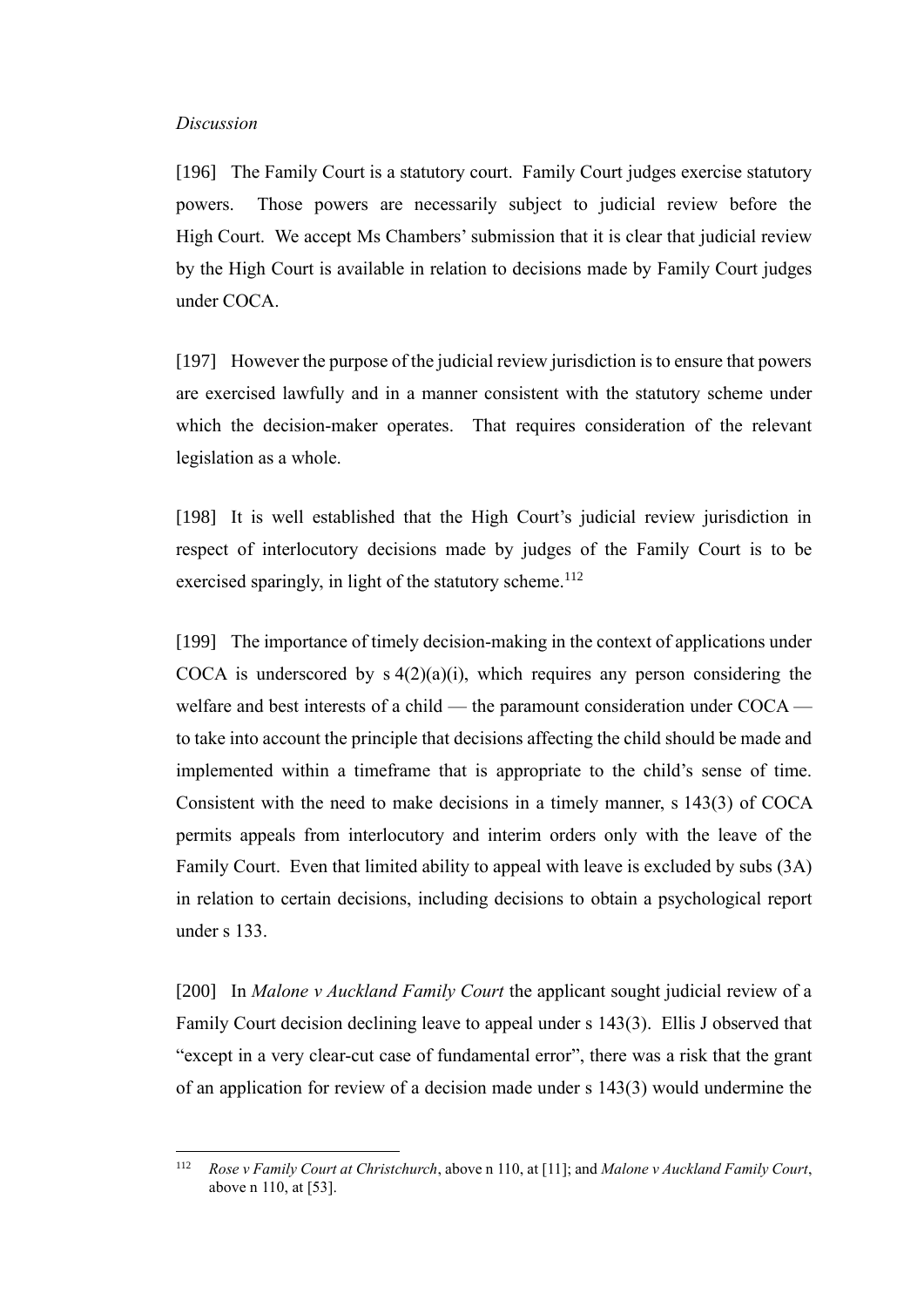*Discussion*

[196] The Family Court is a statutory court. Family Court judges exercise statutory powers. Those powers are necessarily subject to judicial review before the High Court. We accept Ms Chambers' submission that it is clear that judicial review by the High Court is available in relation to decisions made by Family Court judges under COCA.

[197] However the purpose of the judicial review jurisdiction is to ensure that powers are exercised lawfully and in a manner consistent with the statutory scheme under which the decision-maker operates. That requires consideration of the relevant legislation as a whole.

[198] It is well established that the High Court's judicial review jurisdiction in respect of interlocutory decisions made by judges of the Family Court is to be exercised sparingly, in light of the statutory scheme.[112]

[199] The importance of timely decision-making in the context of applications under COCA is underscored by s 4(2)(a)(i), which requires any person considering the welfare and best interests of a child — the paramount consideration under COCA — to take into account the principle that decisions affecting the child should be made and implemented within a timeframe that is appropriate to the child's sense of time. Consistent with the need to make decisions in a timely manner, s 143(3) of COCA permits appeals from interlocutory and interim orders only with the leave of the Family Court. Even that limited ability to appeal with leave is excluded by subs (3A) in relation to certain decisions, including decisions to obtain a psychological report under s 133.

[200] In *Malone v Auckland Family Court* the applicant sought judicial review of a Family Court decision declining leave to appeal under s 143(3). Ellis J observed that "except in a very clear-cut case of fundamental error", there was a risk that the grant of an application for review of a decision made under s 143(3) would undermine the

[112] *Rose v Family Court at Christchurch*, above n 110, at [11]; and *Malone v Auckland Family Court*, above n 110, at [53].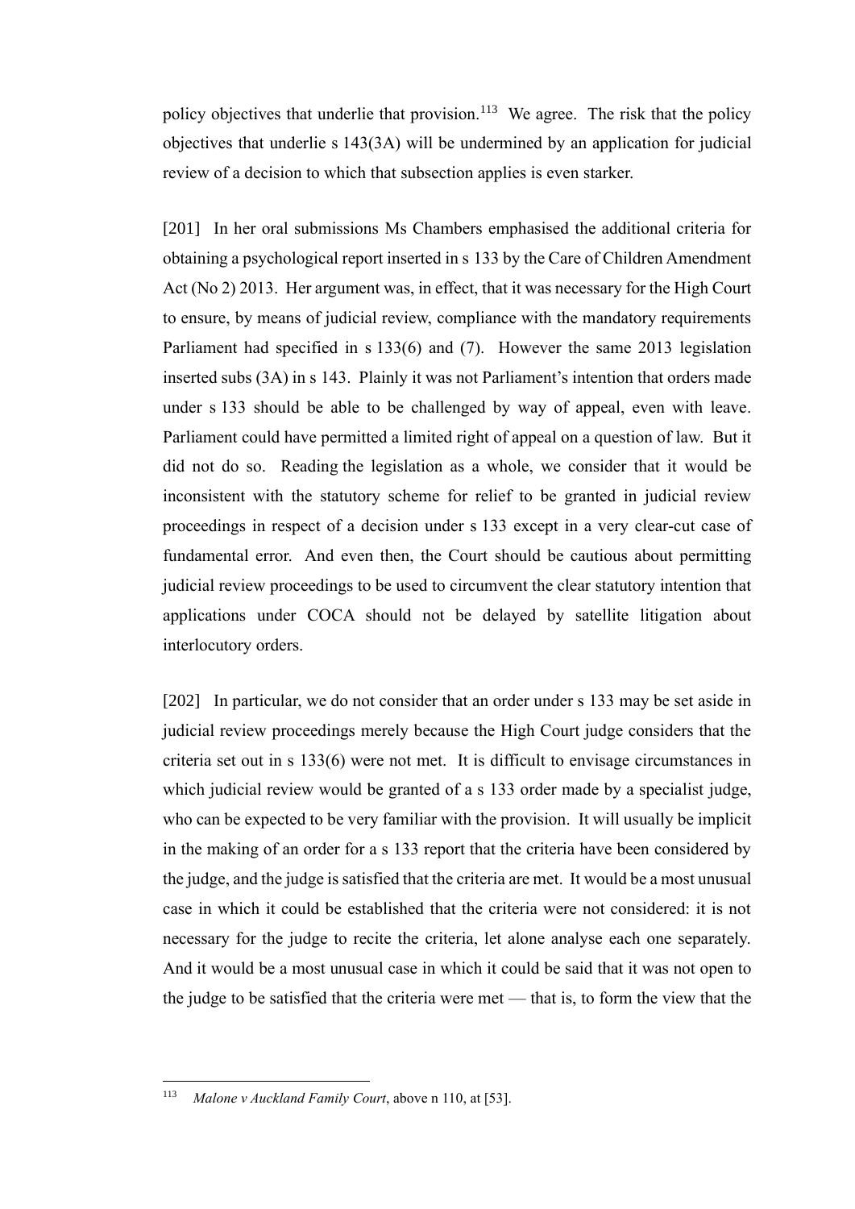policy objectives that underlie that provision.[113] We agree. The risk that the policy objectives that underlie s 143(3A) will be undermined by an application for judicial review of a decision to which that subsection applies is even starker.

[201] In her oral submissions Ms Chambers emphasised the additional criteria for obtaining a psychological report inserted in s 133 by the Care of Children Amendment Act (No 2) 2013. Her argument was, in effect, that it was necessary for the High Court to ensure, by means of judicial review, compliance with the mandatory requirements Parliament had specified in s 133(6) and (7). However the same 2013 legislation inserted subs (3A) in s 143. Plainly it was not Parliament's intention that orders made under s 133 should be able to be challenged by way of appeal, even with leave. Parliament could have permitted a limited right of appeal on a question of law. But it did not do so. Reading the legislation as a whole, we consider that it would be inconsistent with the statutory scheme for relief to be granted in judicial review proceedings in respect of a decision under s 133 except in a very clear-cut case of fundamental error. And even then, the Court should be cautious about permitting judicial review proceedings to be used to circumvent the clear statutory intention that applications under COCA should not be delayed by satellite litigation about interlocutory orders.

[202] In particular, we do not consider that an order under s 133 may be set aside in judicial review proceedings merely because the High Court judge considers that the criteria set out in s 133(6) were not met. It is difficult to envisage circumstances in which judicial review would be granted of a s 133 order made by a specialist judge, who can be expected to be very familiar with the provision. It will usually be implicit in the making of an order for a s 133 report that the criteria have been considered by the judge, and the judge is satisfied that the criteria are met. It would be a most unusual case in which it could be established that the criteria were not considered: it is not necessary for the judge to recite the criteria, let alone analyse each one separately. And it would be a most unusual case in which it could be said that it was not open to the judge to be satisfied that the criteria were met — that is, to form the view that the

[113] *Malone v Auckland Family Court*, above n 110, at [53].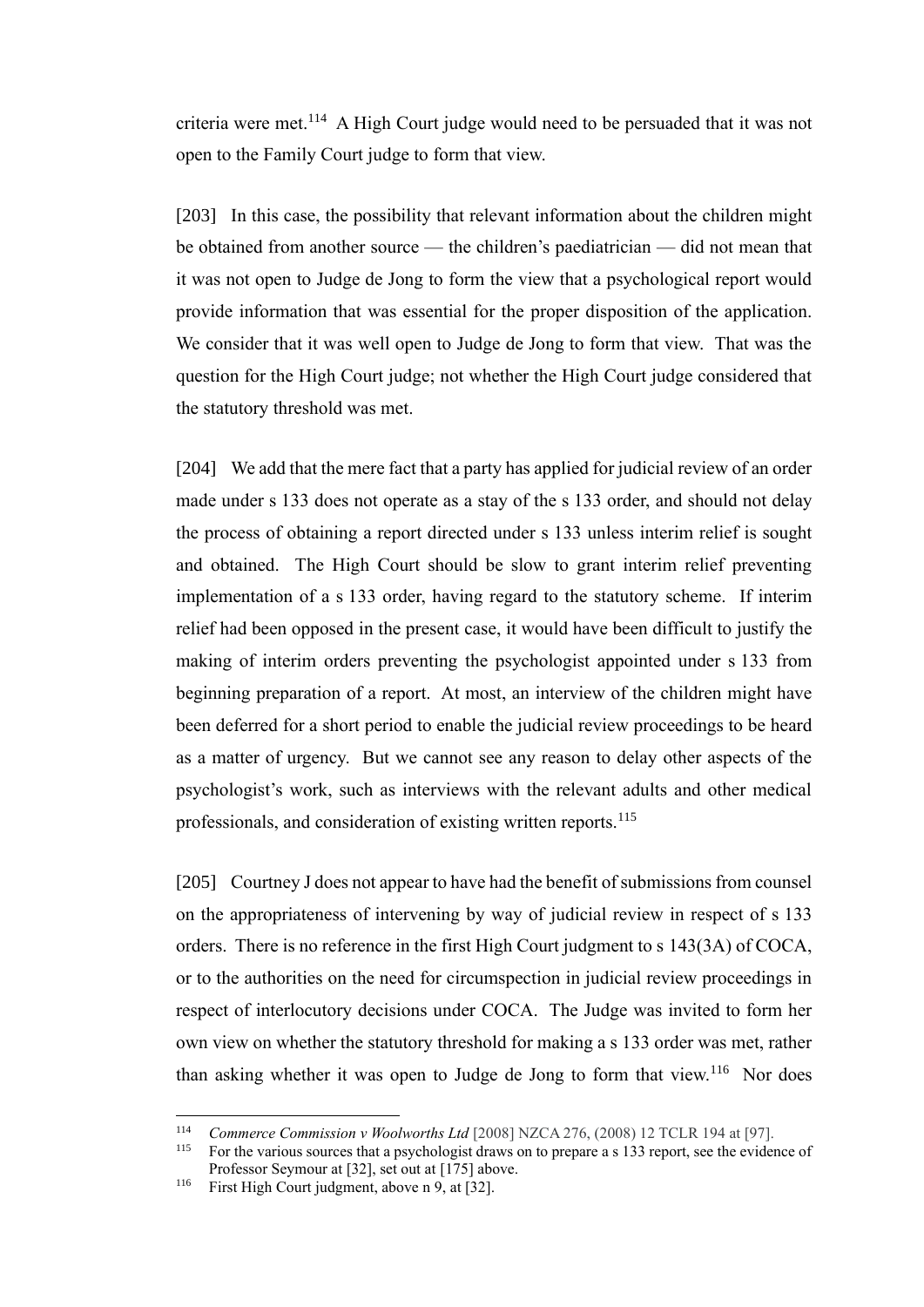criteria were met.[114] A High Court judge would need to be persuaded that it was not open to the Family Court judge to form that view.

[203] In this case, the possibility that relevant information about the children might be obtained from another source — the children's paediatrician — did not mean that it was not open to Judge de Jong to form the view that a psychological report would provide information that was essential for the proper disposition of the application. We consider that it was well open to Judge de Jong to form that view. That was the question for the High Court judge; not whether the High Court judge considered that the statutory threshold was met.

[204] We add that the mere fact that a party has applied for judicial review of an order made under s 133 does not operate as a stay of the s 133 order, and should not delay the process of obtaining a report directed under s 133 unless interim relief is sought and obtained. The High Court should be slow to grant interim relief preventing implementation of a s 133 order, having regard to the statutory scheme. If interim relief had been opposed in the present case, it would have been difficult to justify the making of interim orders preventing the psychologist appointed under s 133 from beginning preparation of a report. At most, an interview of the children might have been deferred for a short period to enable the judicial review proceedings to be heard as a matter of urgency. But we cannot see any reason to delay other aspects of the psychologist's work, such as interviews with the relevant adults and other medical professionals, and consideration of existing written reports.[115]

[205] Courtney J does not appear to have had the benefit of submissions from counsel on the appropriateness of intervening by way of judicial review in respect of s 133 orders. There is no reference in the first High Court judgment to s 143(3A) of COCA, or to the authorities on the need for circumspection in judicial review proceedings in respect of interlocutory decisions under COCA. The Judge was invited to form her own view on whether the statutory threshold for making a s 133 order was met, rather than asking whether it was open to Judge de Jong to form that view.[116] Nor does

---

[114] *Commerce Commission v Woolworths Ltd* [2008] NZCA 276, (2008) 12 TCLR 194 at [97].

[115] For the various sources that a psychologist draws on to prepare a s 133 report, see the evidence of Professor Seymour at [32], set out at [175] above.

[116] First High Court judgment, above n 9, at [32].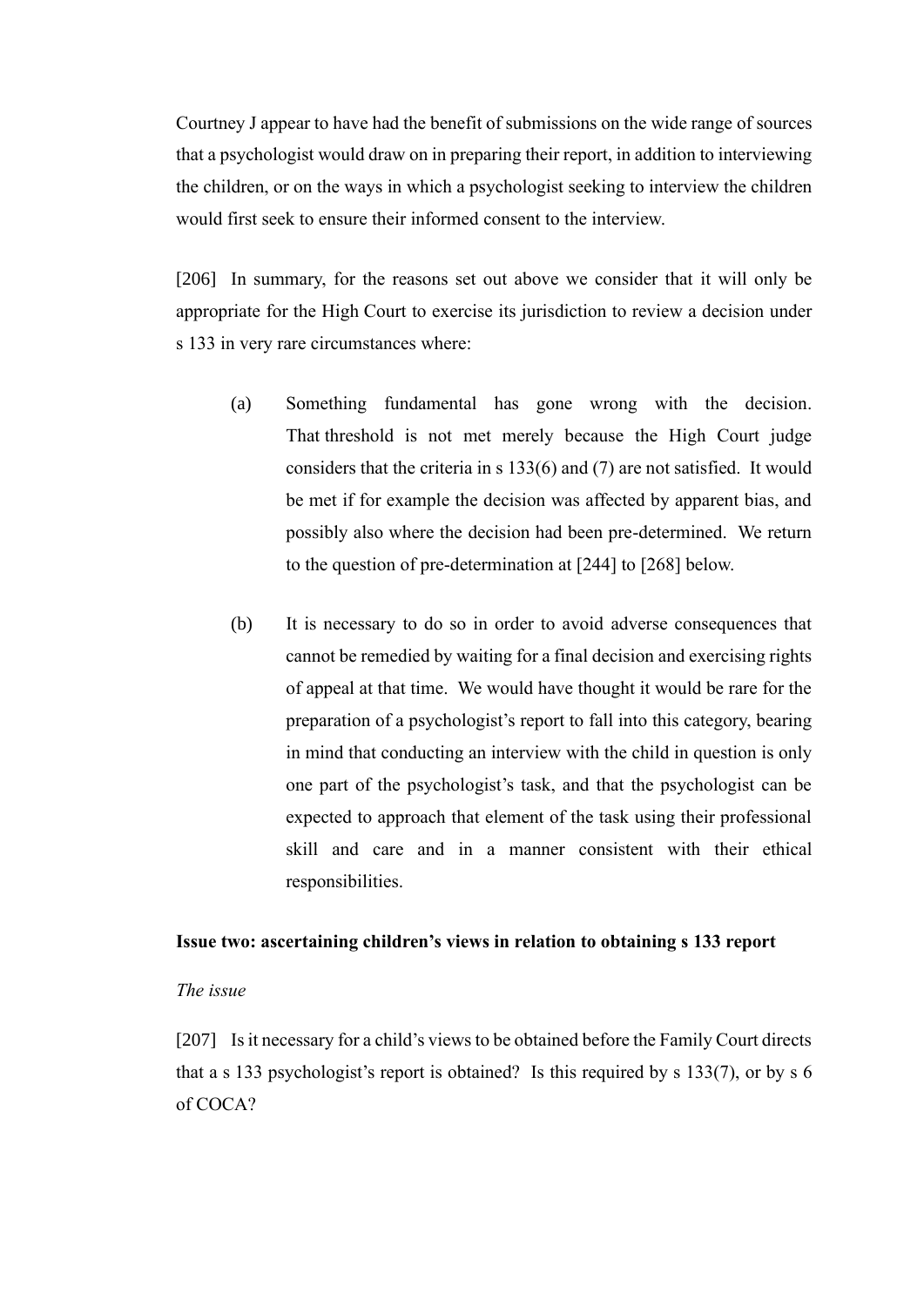Courtney J appear to have had the benefit of submissions on the wide range of sources that a psychologist would draw on in preparing their report, in addition to interviewing the children, or on the ways in which a psychologist seeking to interview the children would first seek to ensure their informed consent to the interview.

[206] In summary, for the reasons set out above we consider that it will only be appropriate for the High Court to exercise its jurisdiction to review a decision under s 133 in very rare circumstances where:

(a) Something fundamental has gone wrong with the decision. That threshold is not met merely because the High Court judge considers that the criteria in s 133(6) and (7) are not satisfied. It would be met if for example the decision was affected by apparent bias, and possibly also where the decision had been pre-determined. We return to the question of pre-determination at [244] to [268] below.

(b) It is necessary to do so in order to avoid adverse consequences that cannot be remedied by waiting for a final decision and exercising rights of appeal at that time. We would have thought it would be rare for the preparation of a psychologist's report to fall into this category, bearing in mind that conducting an interview with the child in question is only one part of the psychologist's task, and that the psychologist can be expected to approach that element of the task using their professional skill and care and in a manner consistent with their ethical responsibilities.

**Issue two: ascertaining children's views in relation to obtaining s 133 report**

*The issue*

[207] Is it necessary for a child's views to be obtained before the Family Court directs that a s 133 psychologist's report is obtained? Is this required by s 133(7), or by s 6 of COCA?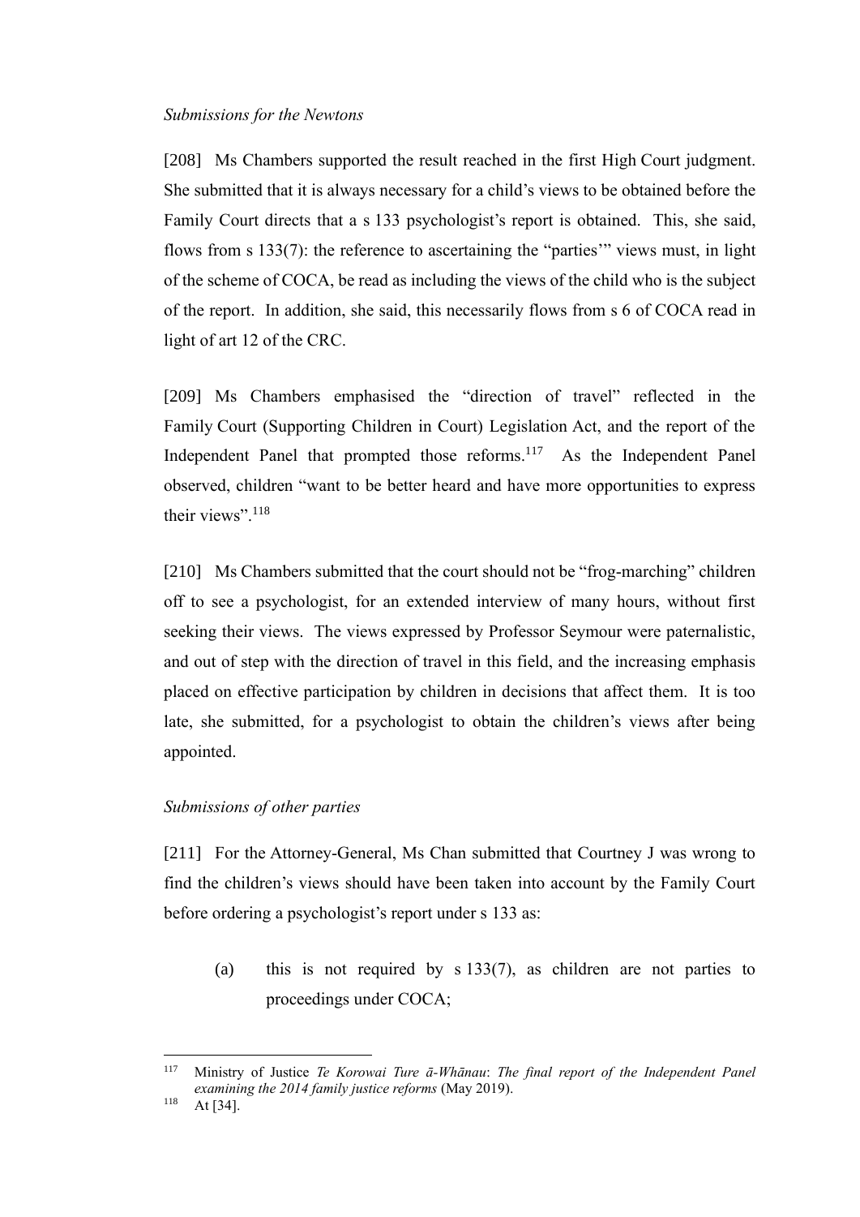*Submissions for the Newtons*

[208] Ms Chambers supported the result reached in the first High Court judgment. She submitted that it is always necessary for a child's views to be obtained before the Family Court directs that a s 133 psychologist's report is obtained. This, she said, flows from s 133(7): the reference to ascertaining the "parties'" views must, in light of the scheme of COCA, be read as including the views of the child who is the subject of the report. In addition, she said, this necessarily flows from s 6 of COCA read in light of art 12 of the CRC.

[209] Ms Chambers emphasised the "direction of travel" reflected in the Family Court (Supporting Children in Court) Legislation Act, and the report of the Independent Panel that prompted those reforms.[117] As the Independent Panel observed, children "want to be better heard and have more opportunities to express their views".[118]

[210] Ms Chambers submitted that the court should not be "frog-marching" children off to see a psychologist, for an extended interview of many hours, without first seeking their views. The views expressed by Professor Seymour were paternalistic, and out of step with the direction of travel in this field, and the increasing emphasis placed on effective participation by children in decisions that affect them. It is too late, she submitted, for a psychologist to obtain the children's views after being appointed.

*Submissions of other parties*

[211] For the Attorney-General, Ms Chan submitted that Courtney J was wrong to find the children's views should have been taken into account by the Family Court before ordering a psychologist's report under s 133 as:

(a) this is not required by s 133(7), as children are not parties to proceedings under COCA;

---

[117] Ministry of Justice *Te Korowai Ture ā-Whānau*: *The final report of the Independent Panel examining the 2014 family justice reforms* (May 2019).

[118] At [34].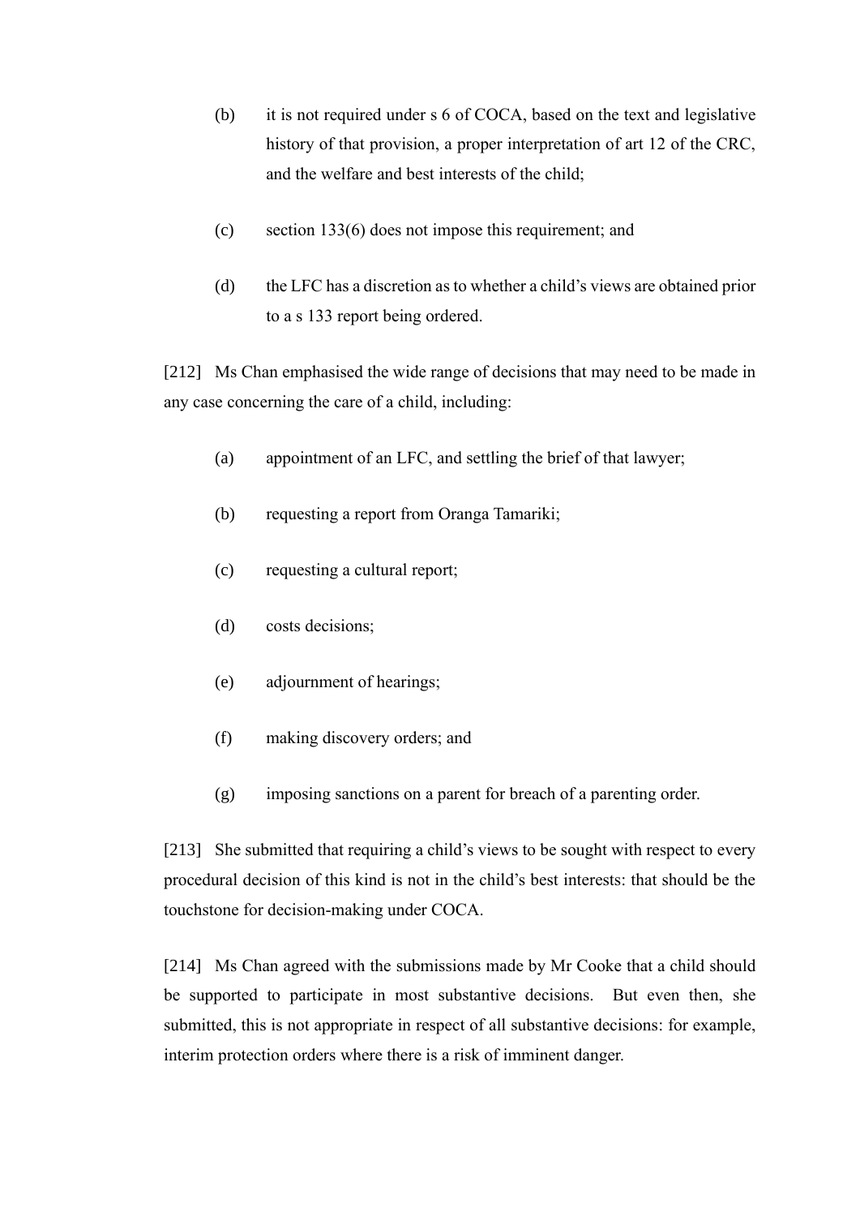(b) it is not required under s 6 of COCA, based on the text and legislative history of that provision, a proper interpretation of art 12 of the CRC, and the welfare and best interests of the child;

(c) section 133(6) does not impose this requirement; and

(d) the LFC has a discretion as to whether a child's views are obtained prior to a s 133 report being ordered.

[212] Ms Chan emphasised the wide range of decisions that may need to be made in any case concerning the care of a child, including:

(a) appointment of an LFC, and settling the brief of that lawyer;

(b) requesting a report from Oranga Tamariki;

(c) requesting a cultural report;

(d) costs decisions;

(e) adjournment of hearings;

(f) making discovery orders; and

(g) imposing sanctions on a parent for breach of a parenting order.

[213] She submitted that requiring a child's views to be sought with respect to every procedural decision of this kind is not in the child's best interests: that should be the touchstone for decision-making under COCA.

[214] Ms Chan agreed with the submissions made by Mr Cooke that a child should be supported to participate in most substantive decisions. But even then, she submitted, this is not appropriate in respect of all substantive decisions: for example, interim protection orders where there is a risk of imminent danger.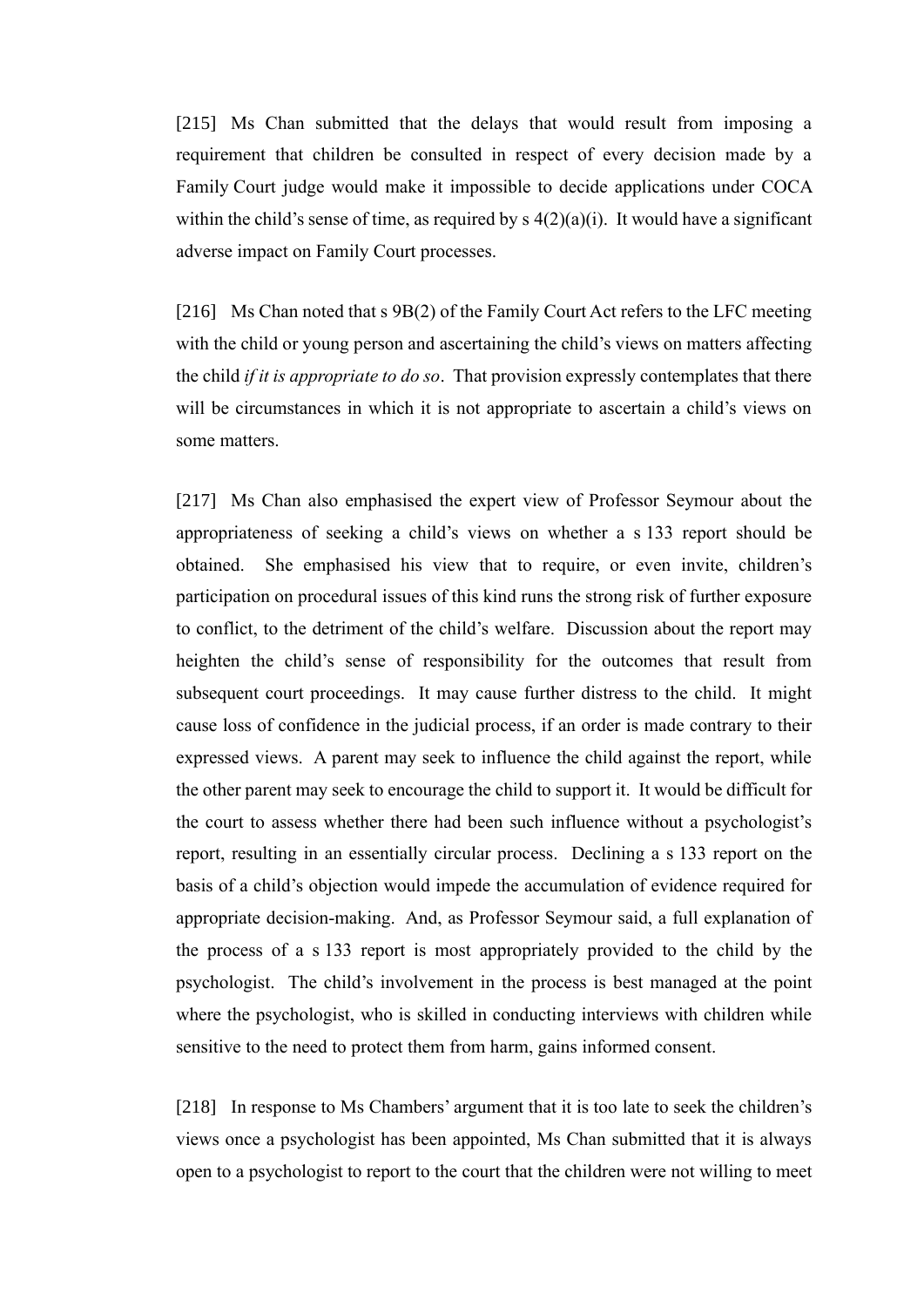[215] Ms Chan submitted that the delays that would result from imposing a requirement that children be consulted in respect of every decision made by a Family Court judge would make it impossible to decide applications under COCA within the child's sense of time, as required by s 4(2)(a)(i). It would have a significant adverse impact on Family Court processes.

[216] Ms Chan noted that s 9B(2) of the Family Court Act refers to the LFC meeting with the child or young person and ascertaining the child's views on matters affecting the child *if it is appropriate to do so*. That provision expressly contemplates that there will be circumstances in which it is not appropriate to ascertain a child's views on some matters.

[217] Ms Chan also emphasised the expert view of Professor Seymour about the appropriateness of seeking a child's views on whether a s 133 report should be obtained. She emphasised his view that to require, or even invite, children's participation on procedural issues of this kind runs the strong risk of further exposure to conflict, to the detriment of the child's welfare. Discussion about the report may heighten the child's sense of responsibility for the outcomes that result from subsequent court proceedings. It may cause further distress to the child. It might cause loss of confidence in the judicial process, if an order is made contrary to their expressed views. A parent may seek to influence the child against the report, while the other parent may seek to encourage the child to support it. It would be difficult for the court to assess whether there had been such influence without a psychologist's report, resulting in an essentially circular process. Declining a s 133 report on the basis of a child's objection would impede the accumulation of evidence required for appropriate decision-making. And, as Professor Seymour said, a full explanation of the process of a s 133 report is most appropriately provided to the child by the psychologist. The child's involvement in the process is best managed at the point where the psychologist, who is skilled in conducting interviews with children while sensitive to the need to protect them from harm, gains informed consent.

[218] In response to Ms Chambers' argument that it is too late to seek the children's views once a psychologist has been appointed, Ms Chan submitted that it is always open to a psychologist to report to the court that the children were not willing to meet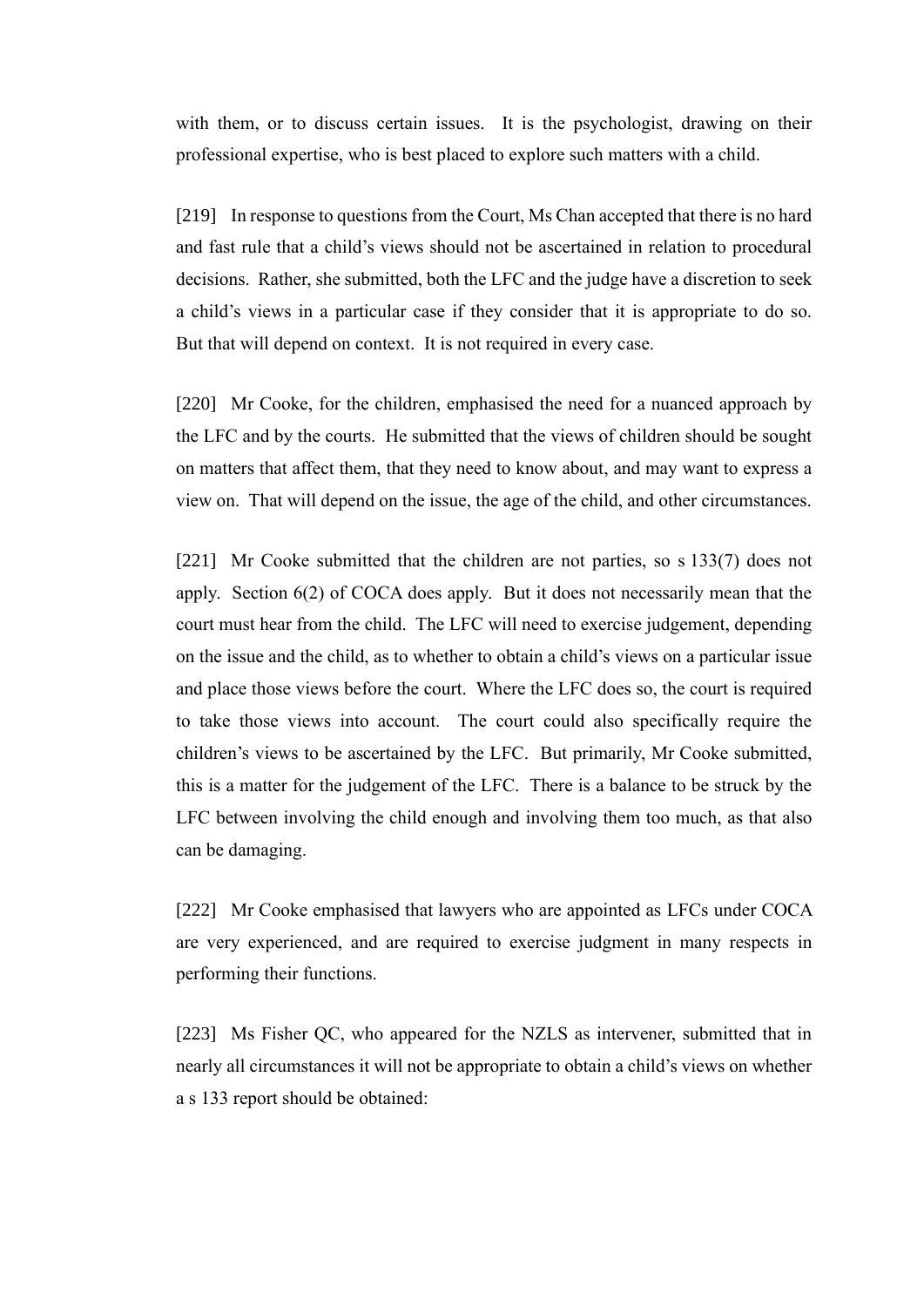with them, or to discuss certain issues. It is the psychologist, drawing on their professional expertise, who is best placed to explore such matters with a child.

[219] In response to questions from the Court, Ms Chan accepted that there is no hard and fast rule that a child's views should not be ascertained in relation to procedural decisions. Rather, she submitted, both the LFC and the judge have a discretion to seek a child's views in a particular case if they consider that it is appropriate to do so. But that will depend on context. It is not required in every case.

[220] Mr Cooke, for the children, emphasised the need for a nuanced approach by the LFC and by the courts. He submitted that the views of children should be sought on matters that affect them, that they need to know about, and may want to express a view on. That will depend on the issue, the age of the child, and other circumstances.

[221] Mr Cooke submitted that the children are not parties, so s 133(7) does not apply. Section 6(2) of COCA does apply. But it does not necessarily mean that the court must hear from the child. The LFC will need to exercise judgement, depending on the issue and the child, as to whether to obtain a child's views on a particular issue and place those views before the court. Where the LFC does so, the court is required to take those views into account. The court could also specifically require the children's views to be ascertained by the LFC. But primarily, Mr Cooke submitted, this is a matter for the judgement of the LFC. There is a balance to be struck by the LFC between involving the child enough and involving them too much, as that also can be damaging.

[222] Mr Cooke emphasised that lawyers who are appointed as LFCs under COCA are very experienced, and are required to exercise judgment in many respects in performing their functions.

[223] Ms Fisher QC, who appeared for the NZLS as intervener, submitted that in nearly all circumstances it will not be appropriate to obtain a child's views on whether a s 133 report should be obtained: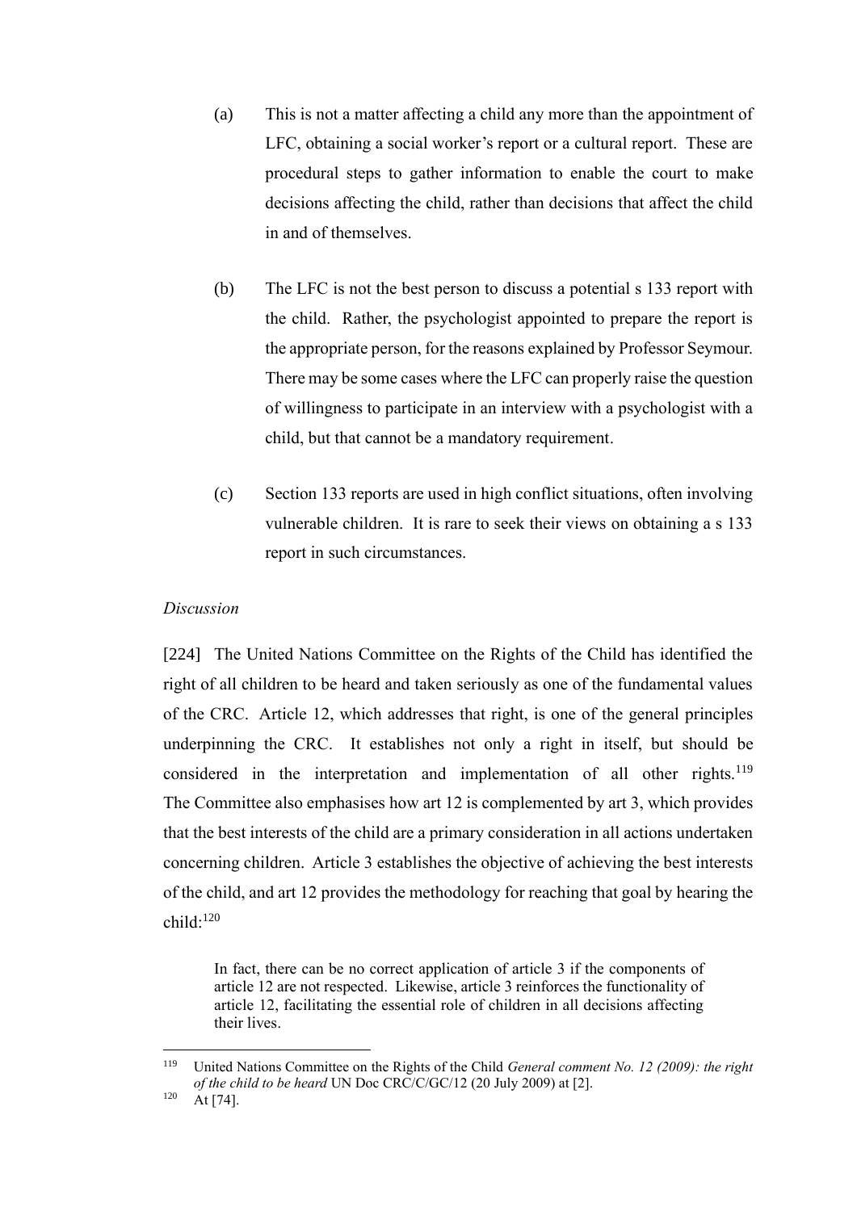(a) This is not a matter affecting a child any more than the appointment of LFC, obtaining a social worker's report or a cultural report. These are procedural steps to gather information to enable the court to make decisions affecting the child, rather than decisions that affect the child in and of themselves.

(b) The LFC is not the best person to discuss a potential s 133 report with the child. Rather, the psychologist appointed to prepare the report is the appropriate person, for the reasons explained by Professor Seymour. There may be some cases where the LFC can properly raise the question of willingness to participate in an interview with a psychologist with a child, but that cannot be a mandatory requirement.

(c) Section 133 reports are used in high conflict situations, often involving vulnerable children. It is rare to seek their views on obtaining a s 133 report in such circumstances.

*Discussion*

[224] The United Nations Committee on the Rights of the Child has identified the right of all children to be heard and taken seriously as one of the fundamental values of the CRC. Article 12, which addresses that right, is one of the general principles underpinning the CRC. It establishes not only a right in itself, but should be considered in the interpretation and implementation of all other rights.[119] The Committee also emphasises how art 12 is complemented by art 3, which provides that the best interests of the child are a primary consideration in all actions undertaken concerning children. Article 3 establishes the objective of achieving the best interests of the child, and art 12 provides the methodology for reaching that goal by hearing the child:[120]

> In fact, there can be no correct application of article 3 if the components of article 12 are not respected. Likewise, article 3 reinforces the functionality of article 12, facilitating the essential role of children in all decisions affecting their lives.

---

[119] United Nations Committee on the Rights of the Child *General comment No. 12 (2009): the right of the child to be heard* UN Doc CRC/C/GC/12 (20 July 2009) at [2].

[120] At [74].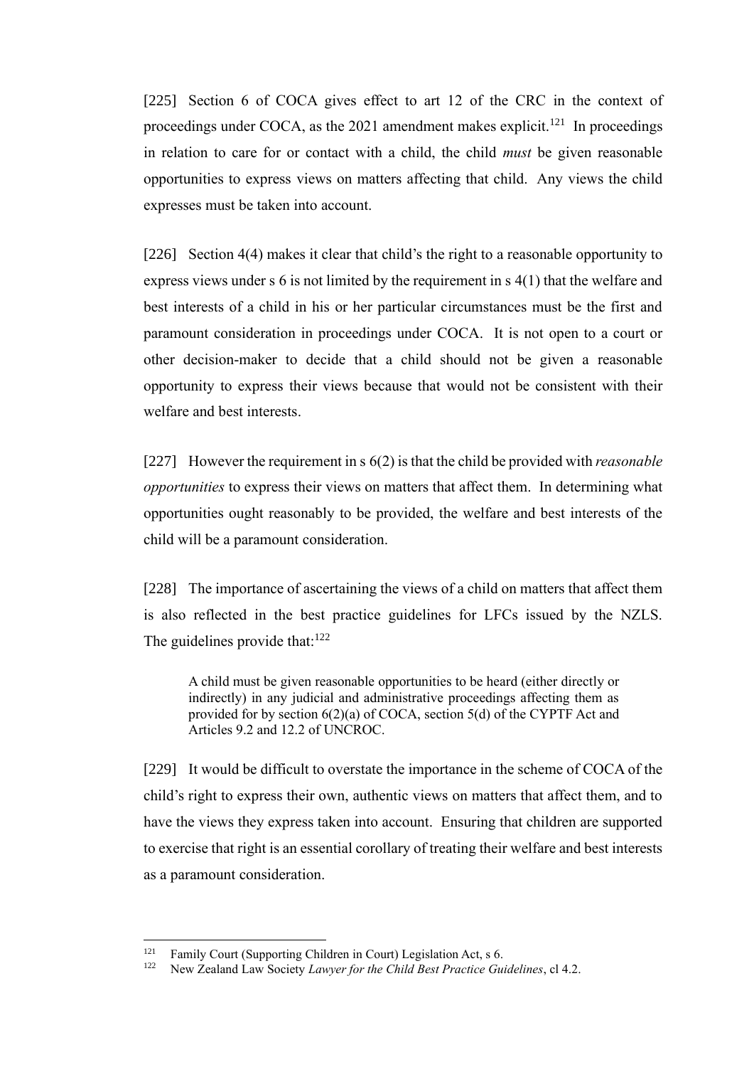[225] Section 6 of COCA gives effect to art 12 of the CRC in the context of proceedings under COCA, as the 2021 amendment makes explicit.[121] In proceedings in relation to care for or contact with a child, the child *must* be given reasonable opportunities to express views on matters affecting that child. Any views the child expresses must be taken into account.

[226] Section 4(4) makes it clear that child's the right to a reasonable opportunity to express views under s 6 is not limited by the requirement in s 4(1) that the welfare and best interests of a child in his or her particular circumstances must be the first and paramount consideration in proceedings under COCA. It is not open to a court or other decision-maker to decide that a child should not be given a reasonable opportunity to express their views because that would not be consistent with their welfare and best interests.

[227] However the requirement in s 6(2) is that the child be provided with *reasonable opportunities* to express their views on matters that affect them. In determining what opportunities ought reasonably to be provided, the welfare and best interests of the child will be a paramount consideration.

[228] The importance of ascertaining the views of a child on matters that affect them is also reflected in the best practice guidelines for LFCs issued by the NZLS. The guidelines provide that:[122]

> A child must be given reasonable opportunities to be heard (either directly or indirectly) in any judicial and administrative proceedings affecting them as provided for by section 6(2)(a) of COCA, section 5(d) of the CYPTF Act and Articles 9.2 and 12.2 of UNCROC.

[229] It would be difficult to overstate the importance in the scheme of COCA of the child's right to express their own, authentic views on matters that affect them, and to have the views they express taken into account. Ensuring that children are supported to exercise that right is an essential corollary of treating their welfare and best interests as a paramount consideration.

---

[121] Family Court (Supporting Children in Court) Legislation Act, s 6.

[122] New Zealand Law Society *Lawyer for the Child Best Practice Guidelines*, cl 4.2.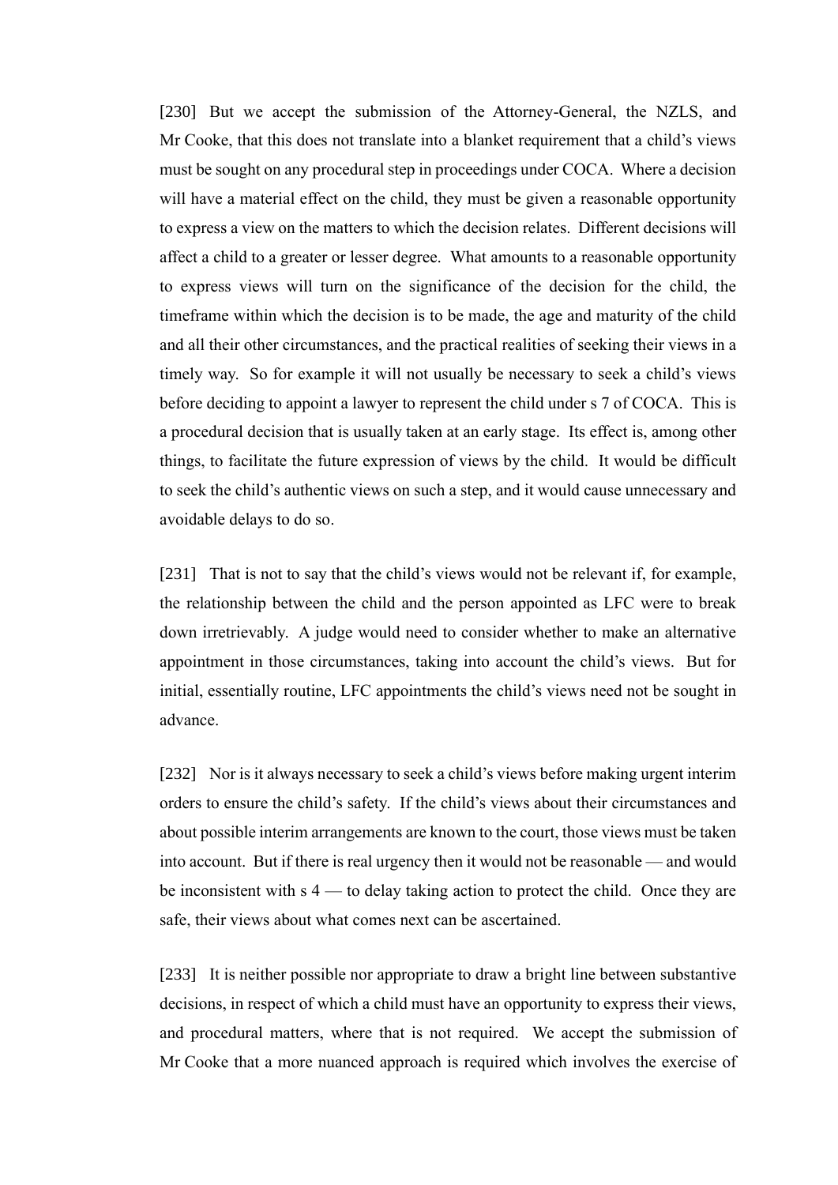[230] But we accept the submission of the Attorney-General, the NZLS, and Mr Cooke, that this does not translate into a blanket requirement that a child's views must be sought on any procedural step in proceedings under COCA. Where a decision will have a material effect on the child, they must be given a reasonable opportunity to express a view on the matters to which the decision relates. Different decisions will affect a child to a greater or lesser degree. What amounts to a reasonable opportunity to express views will turn on the significance of the decision for the child, the timeframe within which the decision is to be made, the age and maturity of the child and all their other circumstances, and the practical realities of seeking their views in a timely way. So for example it will not usually be necessary to seek a child's views before deciding to appoint a lawyer to represent the child under s 7 of COCA. This is a procedural decision that is usually taken at an early stage. Its effect is, among other things, to facilitate the future expression of views by the child. It would be difficult to seek the child's authentic views on such a step, and it would cause unnecessary and avoidable delays to do so.

[231] That is not to say that the child's views would not be relevant if, for example, the relationship between the child and the person appointed as LFC were to break down irretrievably. A judge would need to consider whether to make an alternative appointment in those circumstances, taking into account the child's views. But for initial, essentially routine, LFC appointments the child's views need not be sought in advance.

[232] Nor is it always necessary to seek a child's views before making urgent interim orders to ensure the child's safety. If the child's views about their circumstances and about possible interim arrangements are known to the court, those views must be taken into account. But if there is real urgency then it would not be reasonable — and would be inconsistent with s 4 — to delay taking action to protect the child. Once they are safe, their views about what comes next can be ascertained.

[233] It is neither possible nor appropriate to draw a bright line between substantive decisions, in respect of which a child must have an opportunity to express their views, and procedural matters, where that is not required. We accept the submission of Mr Cooke that a more nuanced approach is required which involves the exercise of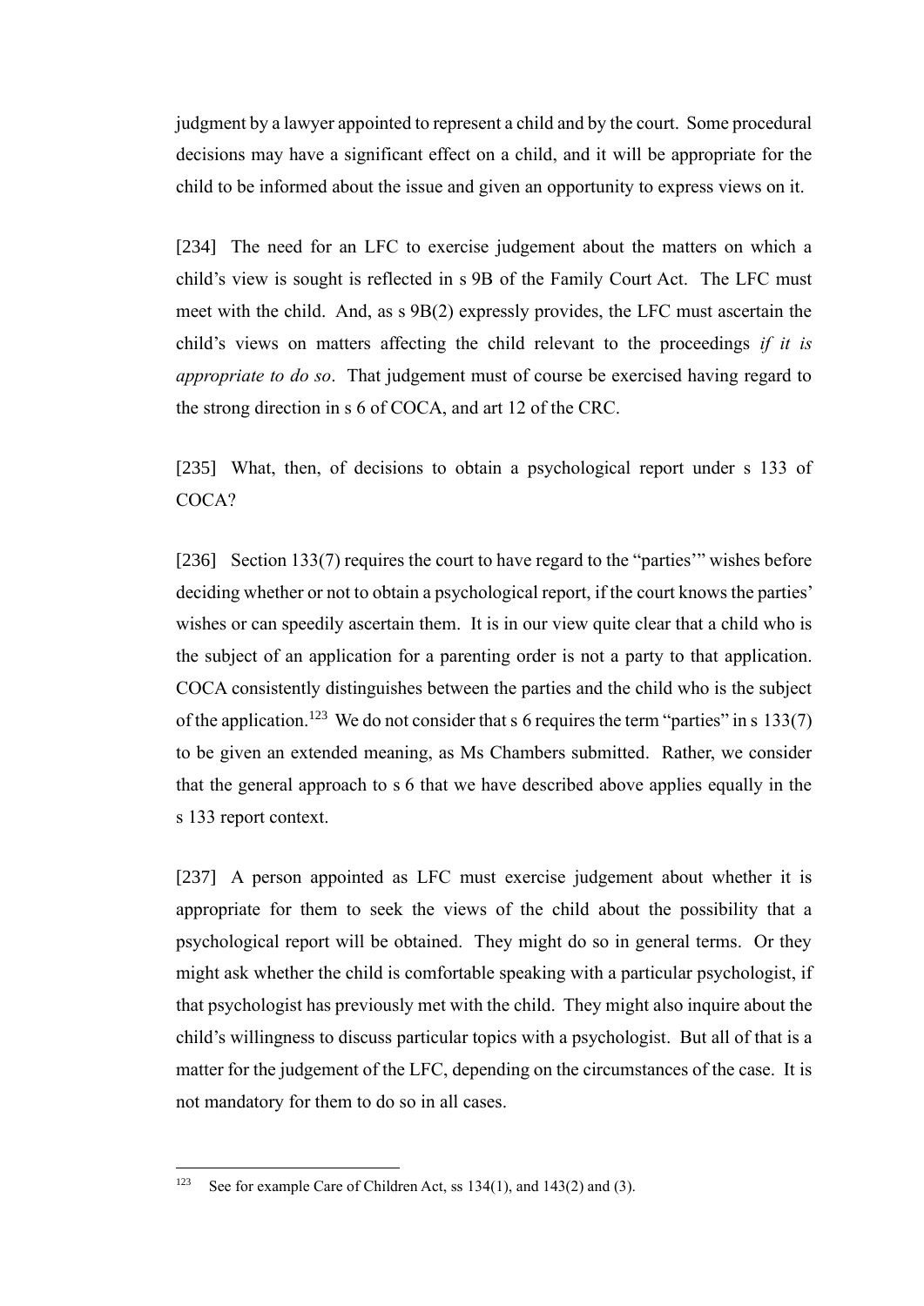judgment by a lawyer appointed to represent a child and by the court. Some procedural decisions may have a significant effect on a child, and it will be appropriate for the child to be informed about the issue and given an opportunity to express views on it.

[234] The need for an LFC to exercise judgement about the matters on which a child's view is sought is reflected in s 9B of the Family Court Act. The LFC must meet with the child. And, as s 9B(2) expressly provides, the LFC must ascertain the child's views on matters affecting the child relevant to the proceedings *if it is appropriate to do so*. That judgement must of course be exercised having regard to the strong direction in s 6 of COCA, and art 12 of the CRC.

[235] What, then, of decisions to obtain a psychological report under s 133 of COCA?

[236] Section 133(7) requires the court to have regard to the "parties'" wishes before deciding whether or not to obtain a psychological report, if the court knows the parties' wishes or can speedily ascertain them. It is in our view quite clear that a child who is the subject of an application for a parenting order is not a party to that application. COCA consistently distinguishes between the parties and the child who is the subject of the application.[123] We do not consider that s 6 requires the term "parties" in s 133(7) to be given an extended meaning, as Ms Chambers submitted. Rather, we consider that the general approach to s 6 that we have described above applies equally in the s 133 report context.

[237] A person appointed as LFC must exercise judgement about whether it is appropriate for them to seek the views of the child about the possibility that a psychological report will be obtained. They might do so in general terms. Or they might ask whether the child is comfortable speaking with a particular psychologist, if that psychologist has previously met with the child. They might also inquire about the child's willingness to discuss particular topics with a psychologist. But all of that is a matter for the judgement of the LFC, depending on the circumstances of the case. It is not mandatory for them to do so in all cases.

---

[123] See for example Care of Children Act, ss 134(1), and 143(2) and (3).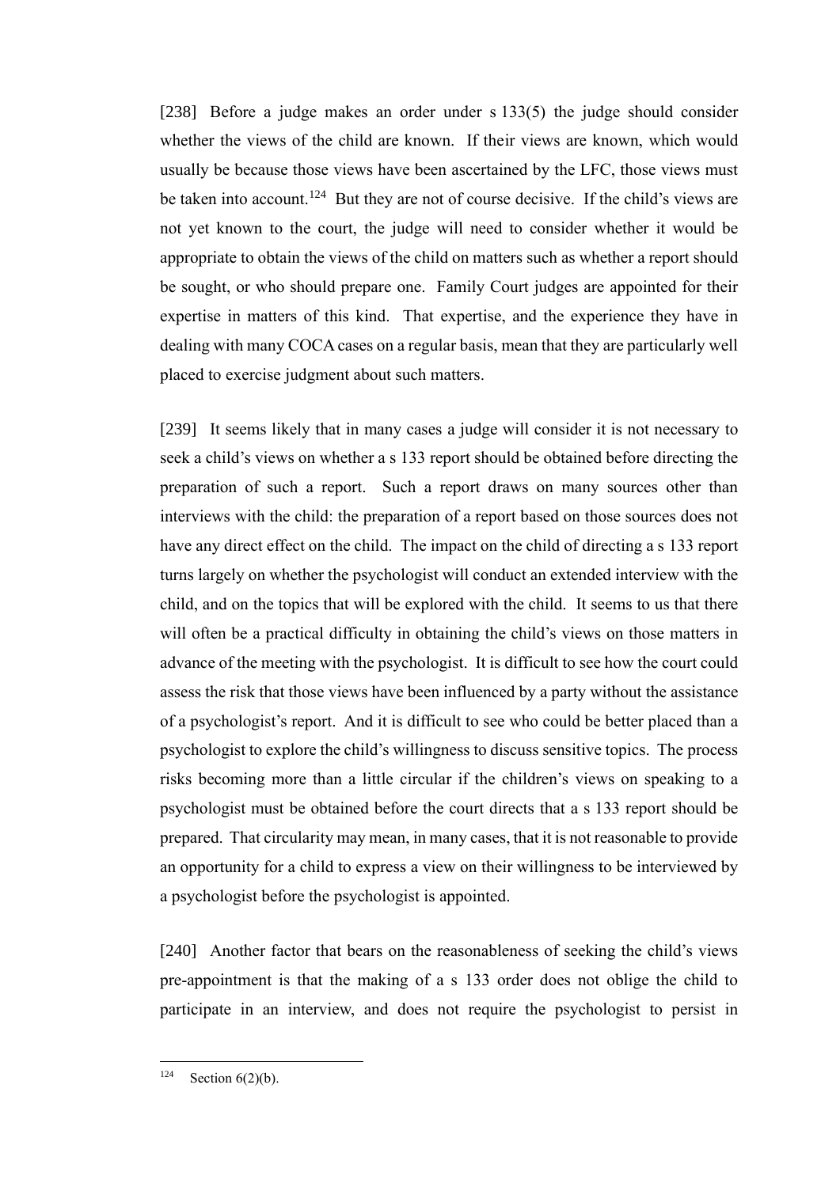[238] Before a judge makes an order under s 133(5) the judge should consider whether the views of the child are known. If their views are known, which would usually be because those views have been ascertained by the LFC, those views must be taken into account.[124] But they are not of course decisive. If the child's views are not yet known to the court, the judge will need to consider whether it would be appropriate to obtain the views of the child on matters such as whether a report should be sought, or who should prepare one. Family Court judges are appointed for their expertise in matters of this kind. That expertise, and the experience they have in dealing with many COCA cases on a regular basis, mean that they are particularly well placed to exercise judgment about such matters.

[239] It seems likely that in many cases a judge will consider it is not necessary to seek a child's views on whether a s 133 report should be obtained before directing the preparation of such a report. Such a report draws on many sources other than interviews with the child: the preparation of a report based on those sources does not have any direct effect on the child. The impact on the child of directing a s 133 report turns largely on whether the psychologist will conduct an extended interview with the child, and on the topics that will be explored with the child. It seems to us that there will often be a practical difficulty in obtaining the child's views on those matters in advance of the meeting with the psychologist. It is difficult to see how the court could assess the risk that those views have been influenced by a party without the assistance of a psychologist's report. And it is difficult to see who could be better placed than a psychologist to explore the child's willingness to discuss sensitive topics. The process risks becoming more than a little circular if the children's views on speaking to a psychologist must be obtained before the court directs that a s 133 report should be prepared. That circularity may mean, in many cases, that it is not reasonable to provide an opportunity for a child to express a view on their willingness to be interviewed by a psychologist before the psychologist is appointed.

[240] Another factor that bears on the reasonableness of seeking the child's views pre-appointment is that the making of a s 133 order does not oblige the child to participate in an interview, and does not require the psychologist to persist in

---

[124] Section 6(2)(b).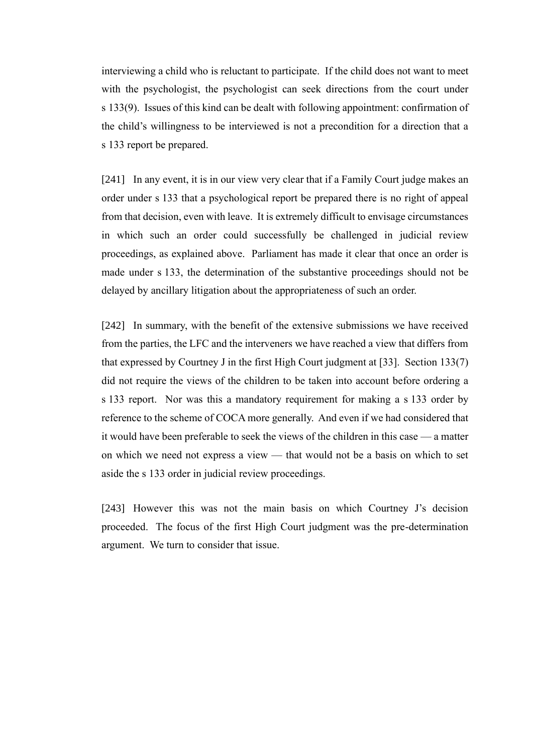interviewing a child who is reluctant to participate. If the child does not want to meet with the psychologist, the psychologist can seek directions from the court under s 133(9). Issues of this kind can be dealt with following appointment: confirmation of the child's willingness to be interviewed is not a precondition for a direction that a s 133 report be prepared.

[241] In any event, it is in our view very clear that if a Family Court judge makes an order under s 133 that a psychological report be prepared there is no right of appeal from that decision, even with leave. It is extremely difficult to envisage circumstances in which such an order could successfully be challenged in judicial review proceedings, as explained above. Parliament has made it clear that once an order is made under s 133, the determination of the substantive proceedings should not be delayed by ancillary litigation about the appropriateness of such an order.

[242] In summary, with the benefit of the extensive submissions we have received from the parties, the LFC and the interveners we have reached a view that differs from that expressed by Courtney J in the first High Court judgment at [33]. Section 133(7) did not require the views of the children to be taken into account before ordering a s 133 report. Nor was this a mandatory requirement for making a s 133 order by reference to the scheme of COCA more generally. And even if we had considered that it would have been preferable to seek the views of the children in this case — a matter on which we need not express a view — that would not be a basis on which to set aside the s 133 order in judicial review proceedings.

[243] However this was not the main basis on which Courtney J's decision proceeded. The focus of the first High Court judgment was the pre-determination argument. We turn to consider that issue.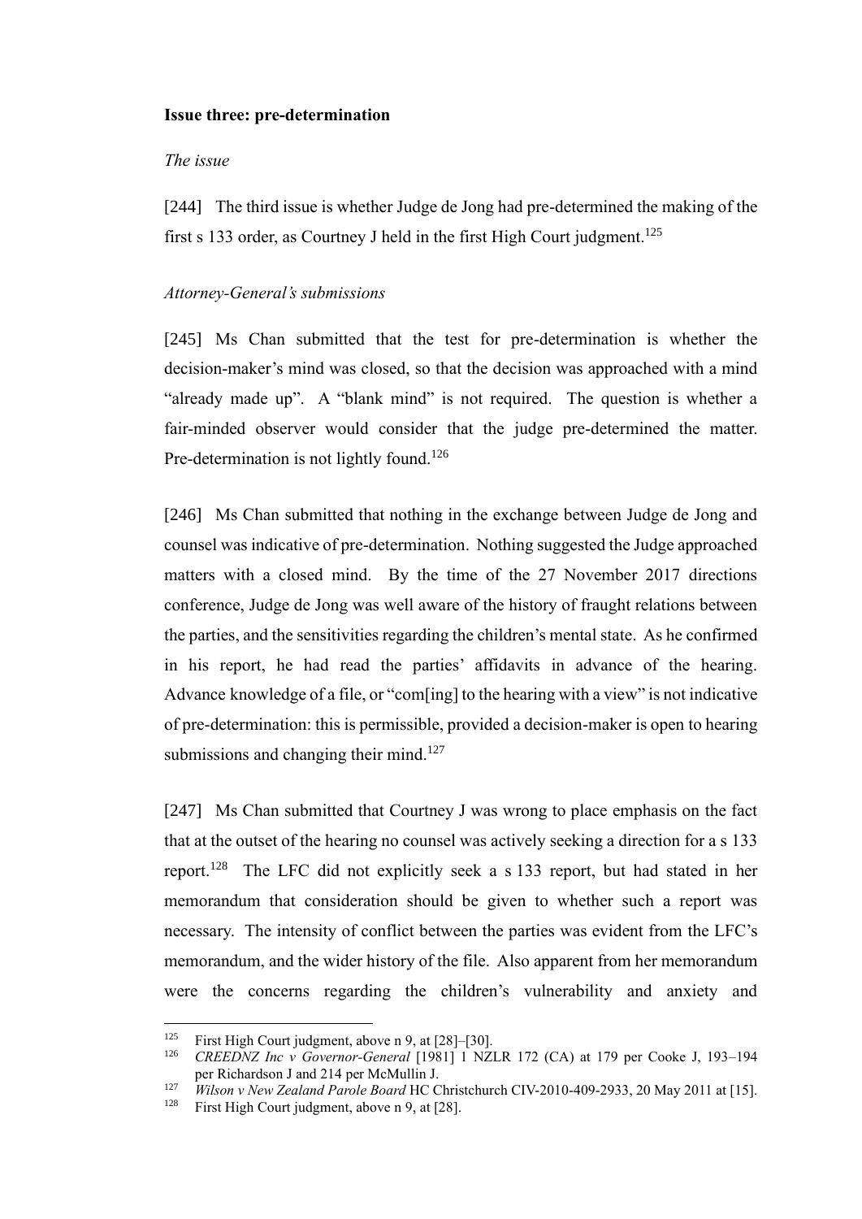**Issue three: pre-determination**

*The issue*

[244] The third issue is whether Judge de Jong had pre-determined the making of the first s 133 order, as Courtney J held in the first High Court judgment.[125]

*Attorney-General's submissions*

[245] Ms Chan submitted that the test for pre-determination is whether the decision-maker's mind was closed, so that the decision was approached with a mind "already made up". A "blank mind" is not required. The question is whether a fair-minded observer would consider that the judge pre-determined the matter. Pre-determination is not lightly found.[126]

[246] Ms Chan submitted that nothing in the exchange between Judge de Jong and counsel was indicative of pre-determination. Nothing suggested the Judge approached matters with a closed mind. By the time of the 27 November 2017 directions conference, Judge de Jong was well aware of the history of fraught relations between the parties, and the sensitivities regarding the children's mental state. As he confirmed in his report, he had read the parties' affidavits in advance of the hearing. Advance knowledge of a file, or "com[ing] to the hearing with a view" is not indicative of pre-determination: this is permissible, provided a decision-maker is open to hearing submissions and changing their mind.[127]

[247] Ms Chan submitted that Courtney J was wrong to place emphasis on the fact that at the outset of the hearing no counsel was actively seeking a direction for a s 133 report.[128] The LFC did not explicitly seek a s 133 report, but had stated in her memorandum that consideration should be given to whether such a report was necessary. The intensity of conflict between the parties was evident from the LFC's memorandum, and the wider history of the file. Also apparent from her memorandum were the concerns regarding the children's vulnerability and anxiety and

---

[125] First High Court judgment, above n 9, at [28]–[30].

[126] *CREEDNZ Inc v Governor-General* [1981] 1 NZLR 172 (CA) at 179 per Cooke J, 193–194 per Richardson J and 214 per McMullin J.

[127] *Wilson v New Zealand Parole Board* HC Christchurch CIV-2010-409-2933, 20 May 2011 at [15].

[128] First High Court judgment, above n 9, at [28].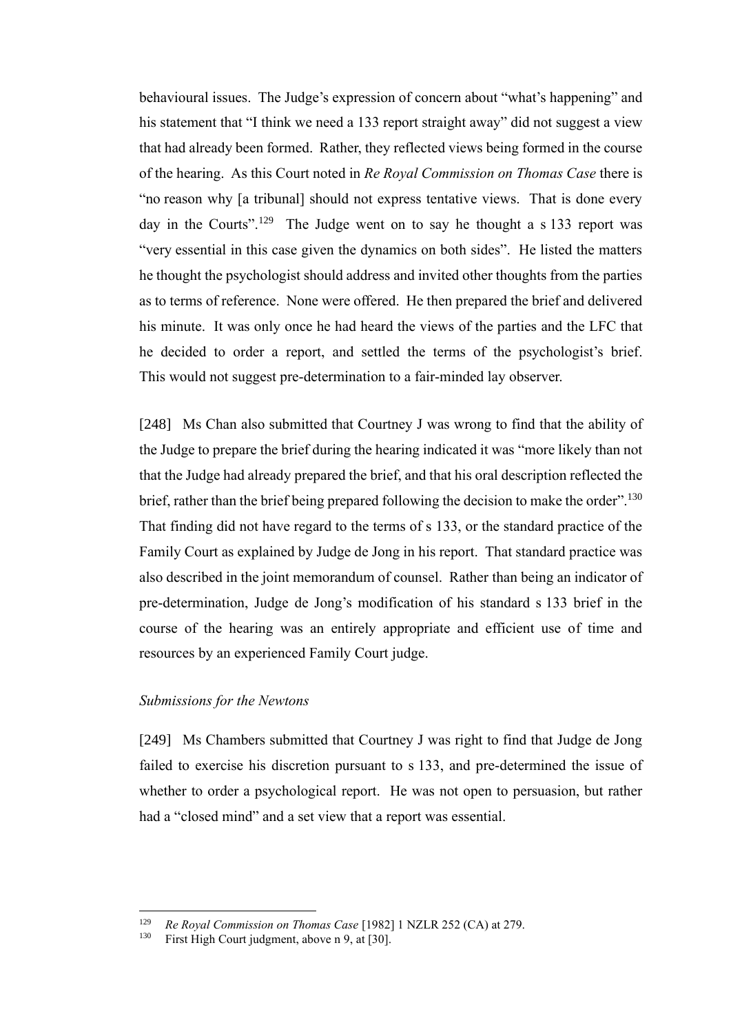behavioural issues. The Judge's expression of concern about "what's happening" and his statement that "I think we need a 133 report straight away" did not suggest a view that had already been formed. Rather, they reflected views being formed in the course of the hearing. As this Court noted in *Re Royal Commission on Thomas Case* there is "no reason why [a tribunal] should not express tentative views. That is done every day in the Courts".[129] The Judge went on to say he thought a s 133 report was "very essential in this case given the dynamics on both sides". He listed the matters he thought the psychologist should address and invited other thoughts from the parties as to terms of reference. None were offered. He then prepared the brief and delivered his minute. It was only once he had heard the views of the parties and the LFC that he decided to order a report, and settled the terms of the psychologist's brief. This would not suggest pre-determination to a fair-minded lay observer.

[248] Ms Chan also submitted that Courtney J was wrong to find that the ability of the Judge to prepare the brief during the hearing indicated it was "more likely than not that the Judge had already prepared the brief, and that his oral description reflected the brief, rather than the brief being prepared following the decision to make the order".[130] That finding did not have regard to the terms of s 133, or the standard practice of the Family Court as explained by Judge de Jong in his report. That standard practice was also described in the joint memorandum of counsel. Rather than being an indicator of pre-determination, Judge de Jong's modification of his standard s 133 brief in the course of the hearing was an entirely appropriate and efficient use of time and resources by an experienced Family Court judge.

*Submissions for the Newtons*

[249] Ms Chambers submitted that Courtney J was right to find that Judge de Jong failed to exercise his discretion pursuant to s 133, and pre-determined the issue of whether to order a psychological report. He was not open to persuasion, but rather had a "closed mind" and a set view that a report was essential.

---

[129] *Re Royal Commission on Thomas Case* [1982] 1 NZLR 252 (CA) at 279.

[130] First High Court judgment, above n 9, at [30].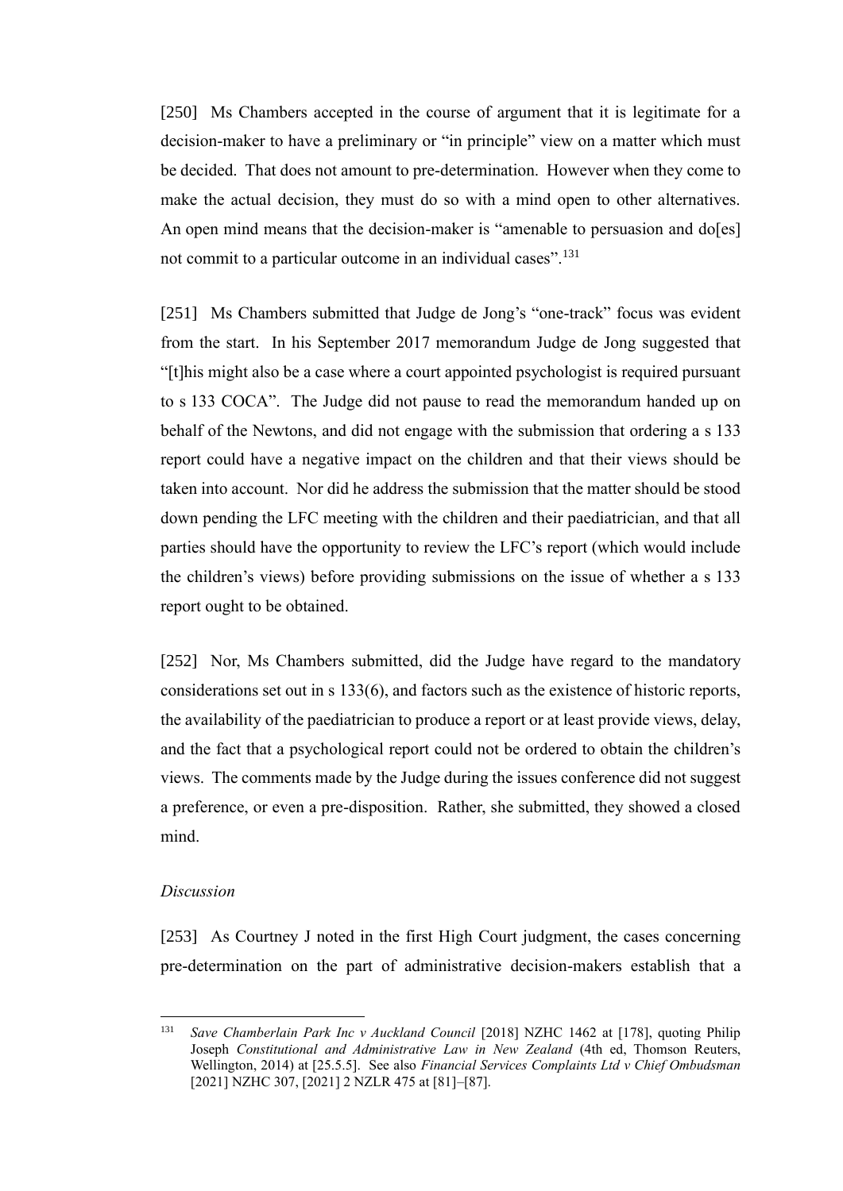[250] Ms Chambers accepted in the course of argument that it is legitimate for a decision-maker to have a preliminary or "in principle" view on a matter which must be decided. That does not amount to pre-determination. However when they come to make the actual decision, they must do so with a mind open to other alternatives. An open mind means that the decision-maker is "amenable to persuasion and do[es] not commit to a particular outcome in an individual cases".[131]

[251] Ms Chambers submitted that Judge de Jong's "one-track" focus was evident from the start. In his September 2017 memorandum Judge de Jong suggested that "[t]his might also be a case where a court appointed psychologist is required pursuant to s 133 COCA". The Judge did not pause to read the memorandum handed up on behalf of the Newtons, and did not engage with the submission that ordering a s 133 report could have a negative impact on the children and that their views should be taken into account. Nor did he address the submission that the matter should be stood down pending the LFC meeting with the children and their paediatrician, and that all parties should have the opportunity to review the LFC's report (which would include the children's views) before providing submissions on the issue of whether a s 133 report ought to be obtained.

[252] Nor, Ms Chambers submitted, did the Judge have regard to the mandatory considerations set out in s 133(6), and factors such as the existence of historic reports, the availability of the paediatrician to produce a report or at least provide views, delay, and the fact that a psychological report could not be ordered to obtain the children's views. The comments made by the Judge during the issues conference did not suggest a preference, or even a pre-disposition. Rather, she submitted, they showed a closed mind.

*Discussion*

[253] As Courtney J noted in the first High Court judgment, the cases concerning pre-determination on the part of administrative decision-makers establish that a

---

[131] *Save Chamberlain Park Inc v Auckland Council* [2018] NZHC 1462 at [178], quoting Philip Joseph *Constitutional and Administrative Law in New Zealand* (4th ed, Thomson Reuters, Wellington, 2014) at [25.5.5]. See also *Financial Services Complaints Ltd v Chief Ombudsman* [2021] NZHC 307, [2021] 2 NZLR 475 at [81]–[87].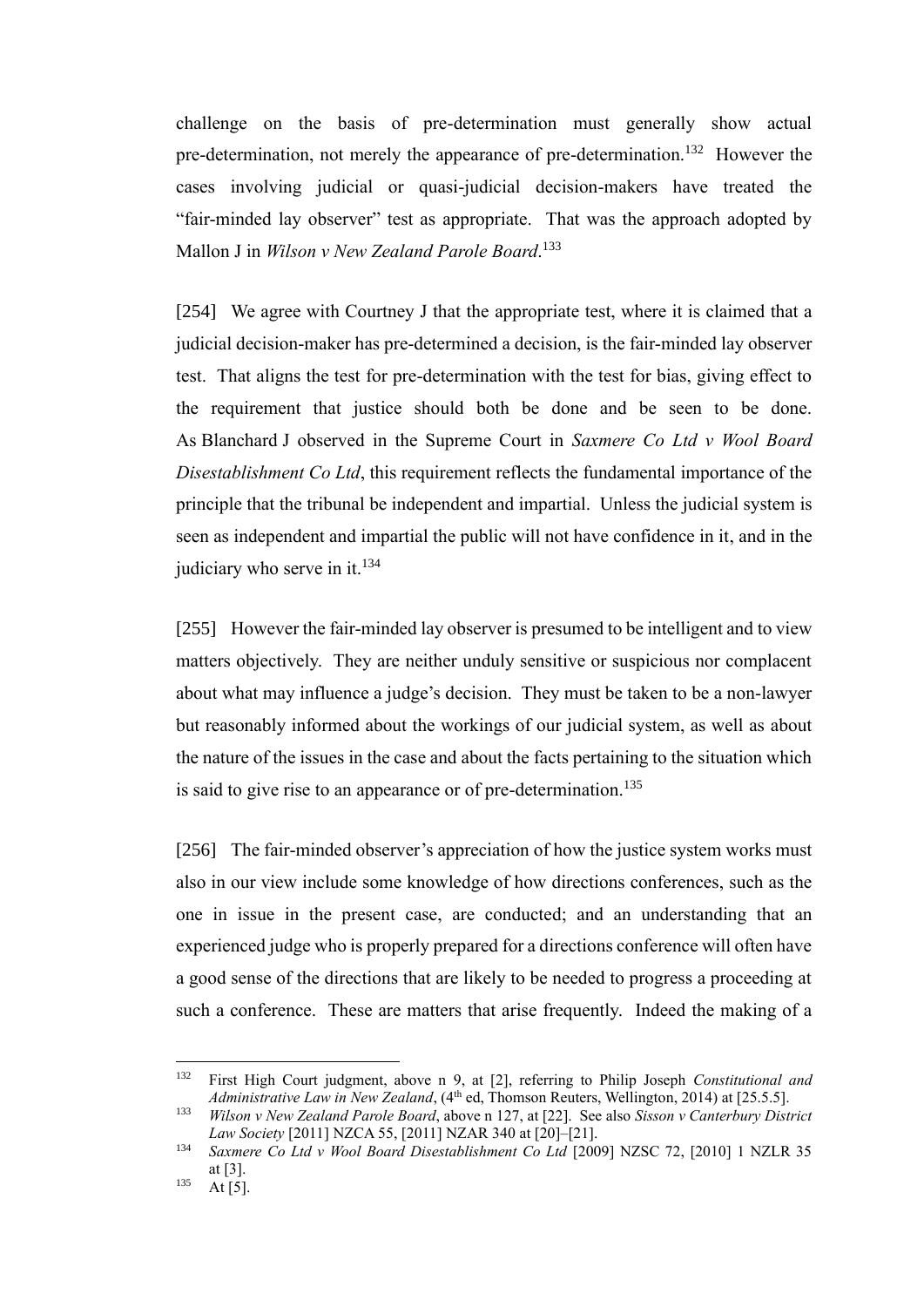challenge on the basis of pre-determination must generally show actual pre-determination, not merely the appearance of pre-determination.[132] However the cases involving judicial or quasi-judicial decision-makers have treated the "fair-minded lay observer" test as appropriate. That was the approach adopted by Mallon J in *Wilson v New Zealand Parole Board*.[133]

[254] We agree with Courtney J that the appropriate test, where it is claimed that a judicial decision-maker has pre-determined a decision, is the fair-minded lay observer test. That aligns the test for pre-determination with the test for bias, giving effect to the requirement that justice should both be done and be seen to be done. As Blanchard J observed in the Supreme Court in *Saxmere Co Ltd v Wool Board Disestablishment Co Ltd*, this requirement reflects the fundamental importance of the principle that the tribunal be independent and impartial. Unless the judicial system is seen as independent and impartial the public will not have confidence in it, and in the judiciary who serve in it.[134]

[255] However the fair-minded lay observer is presumed to be intelligent and to view matters objectively. They are neither unduly sensitive or suspicious nor complacent about what may influence a judge's decision. They must be taken to be a non-lawyer but reasonably informed about the workings of our judicial system, as well as about the nature of the issues in the case and about the facts pertaining to the situation which is said to give rise to an appearance or of pre-determination.[135]

[256] The fair-minded observer's appreciation of how the justice system works must also in our view include some knowledge of how directions conferences, such as the one in issue in the present case, are conducted; and an understanding that an experienced judge who is properly prepared for a directions conference will often have a good sense of the directions that are likely to be needed to progress a proceeding at such a conference. These are matters that arise frequently. Indeed the making of a

---

[132] First High Court judgment, above n 9, at [2], referring to Philip Joseph *Constitutional and Administrative Law in New Zealand*, (4th ed, Thomson Reuters, Wellington, 2014) at [25.5.5].

[133] *Wilson v New Zealand Parole Board*, above n 127, at [22]. See also *Sisson v Canterbury District Law Society* [2011] NZCA 55, [2011] NZAR 340 at [20]–[21].

[134] *Saxmere Co Ltd v Wool Board Disestablishment Co Ltd* [2009] NZSC 72, [2010] 1 NZLR 35 at [3].

[135] At [5].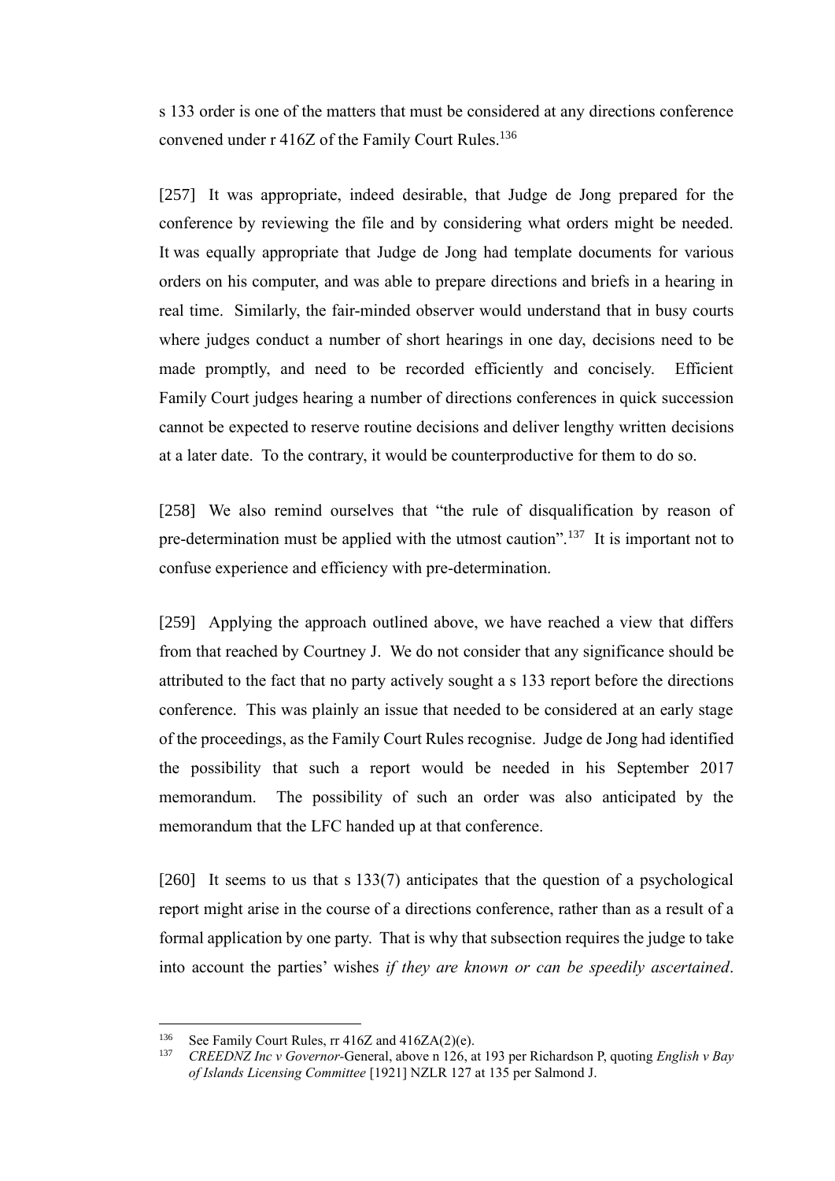s 133 order is one of the matters that must be considered at any directions conference convened under r 416Z of the Family Court Rules.[136]

[257] It was appropriate, indeed desirable, that Judge de Jong prepared for the conference by reviewing the file and by considering what orders might be needed. It was equally appropriate that Judge de Jong had template documents for various orders on his computer, and was able to prepare directions and briefs in a hearing in real time. Similarly, the fair-minded observer would understand that in busy courts where judges conduct a number of short hearings in one day, decisions need to be made promptly, and need to be recorded efficiently and concisely. Efficient Family Court judges hearing a number of directions conferences in quick succession cannot be expected to reserve routine decisions and deliver lengthy written decisions at a later date. To the contrary, it would be counterproductive for them to do so.

[258] We also remind ourselves that "the rule of disqualification by reason of pre-determination must be applied with the utmost caution".[137] It is important not to confuse experience and efficiency with pre-determination.

[259] Applying the approach outlined above, we have reached a view that differs from that reached by Courtney J. We do not consider that any significance should be attributed to the fact that no party actively sought a s 133 report before the directions conference. This was plainly an issue that needed to be considered at an early stage of the proceedings, as the Family Court Rules recognise. Judge de Jong had identified the possibility that such a report would be needed in his September 2017 memorandum. The possibility of such an order was also anticipated by the memorandum that the LFC handed up at that conference.

[260] It seems to us that s 133(7) anticipates that the question of a psychological report might arise in the course of a directions conference, rather than as a result of a formal application by one party. That is why that subsection requires the judge to take into account the parties' wishes *if they are known or can be speedily ascertained*.

---

[136] See Family Court Rules, rr 416Z and 416ZA(2)(e).

[137] *CREEDNZ Inc v Governor*-General, above n 126, at 193 per Richardson P, quoting *English v Bay of Islands Licensing Committee* [1921] NZLR 127 at 135 per Salmond J.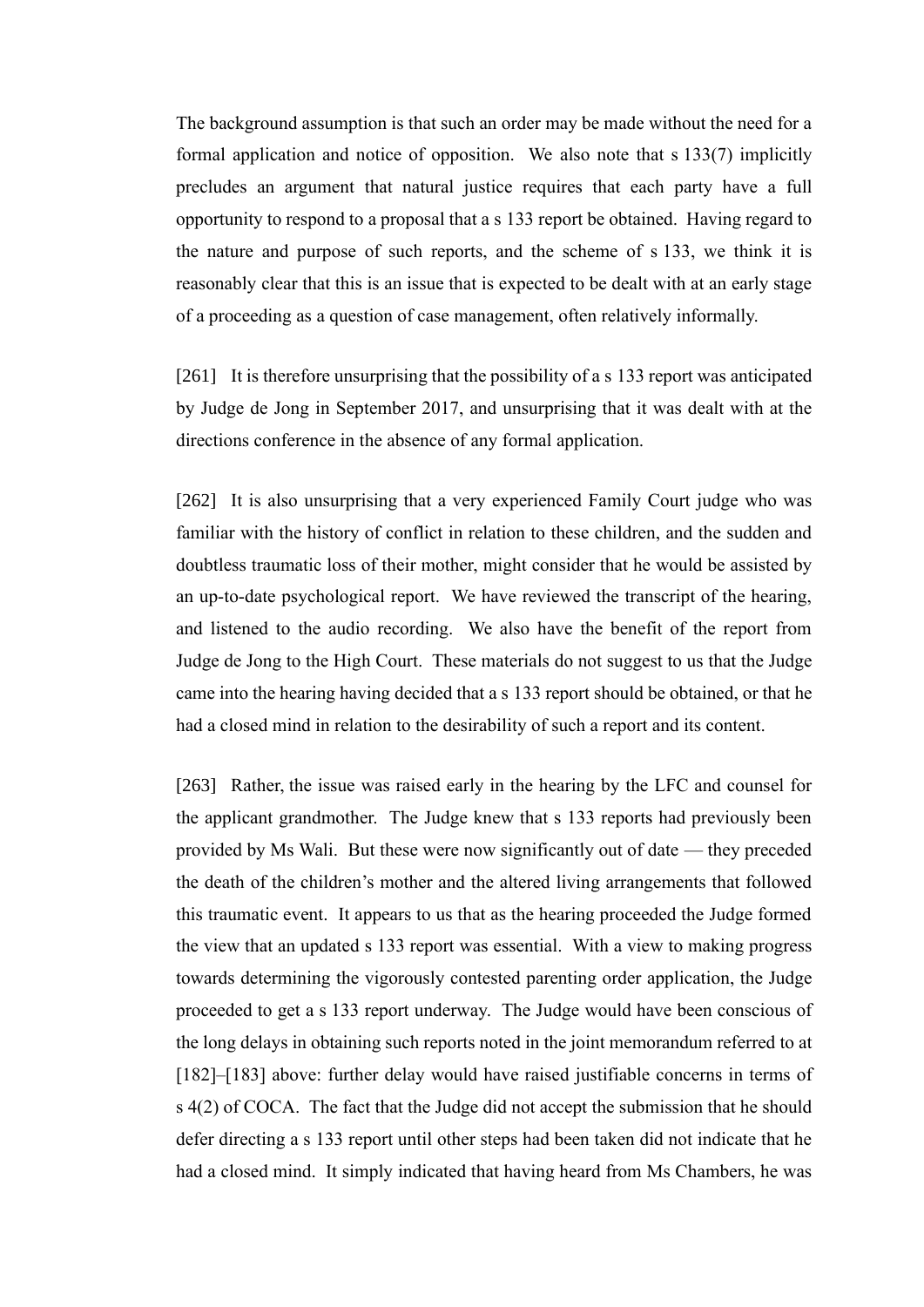The background assumption is that such an order may be made without the need for a formal application and notice of opposition. We also note that s 133(7) implicitly precludes an argument that natural justice requires that each party have a full opportunity to respond to a proposal that a s 133 report be obtained. Having regard to the nature and purpose of such reports, and the scheme of s 133, we think it is reasonably clear that this is an issue that is expected to be dealt with at an early stage of a proceeding as a question of case management, often relatively informally.

[261] It is therefore unsurprising that the possibility of a s 133 report was anticipated by Judge de Jong in September 2017, and unsurprising that it was dealt with at the directions conference in the absence of any formal application.

[262] It is also unsurprising that a very experienced Family Court judge who was familiar with the history of conflict in relation to these children, and the sudden and doubtless traumatic loss of their mother, might consider that he would be assisted by an up-to-date psychological report. We have reviewed the transcript of the hearing, and listened to the audio recording. We also have the benefit of the report from Judge de Jong to the High Court. These materials do not suggest to us that the Judge came into the hearing having decided that a s 133 report should be obtained, or that he had a closed mind in relation to the desirability of such a report and its content.

[263] Rather, the issue was raised early in the hearing by the LFC and counsel for the applicant grandmother. The Judge knew that s 133 reports had previously been provided by Ms Wali. But these were now significantly out of date — they preceded the death of the children's mother and the altered living arrangements that followed this traumatic event. It appears to us that as the hearing proceeded the Judge formed the view that an updated s 133 report was essential. With a view to making progress towards determining the vigorously contested parenting order application, the Judge proceeded to get a s 133 report underway. The Judge would have been conscious of the long delays in obtaining such reports noted in the joint memorandum referred to at [182]–[183] above: further delay would have raised justifiable concerns in terms of s 4(2) of COCA. The fact that the Judge did not accept the submission that he should defer directing a s 133 report until other steps had been taken did not indicate that he had a closed mind. It simply indicated that having heard from Ms Chambers, he was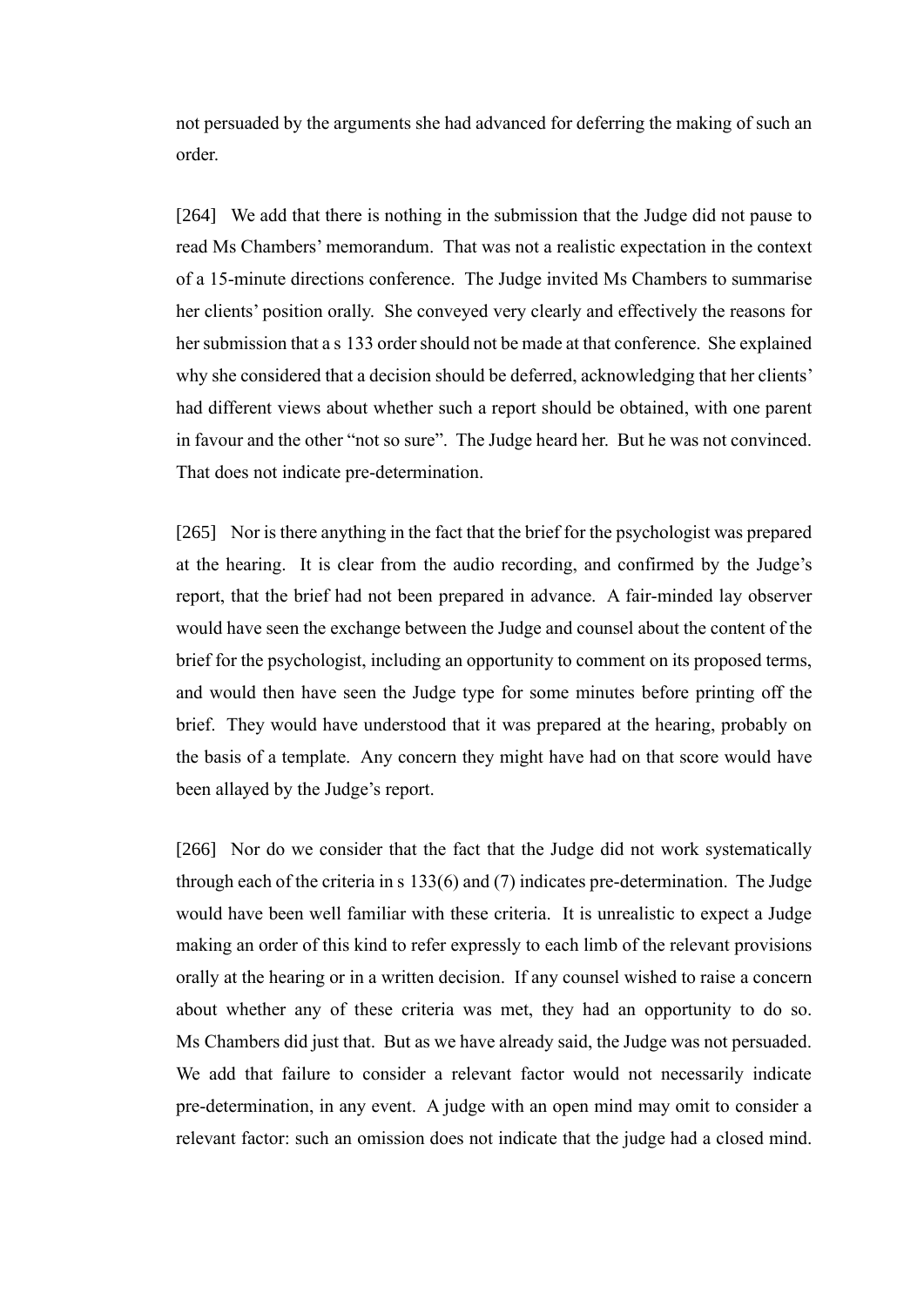not persuaded by the arguments she had advanced for deferring the making of such an order.

[264] We add that there is nothing in the submission that the Judge did not pause to read Ms Chambers' memorandum. That was not a realistic expectation in the context of a 15-minute directions conference. The Judge invited Ms Chambers to summarise her clients' position orally. She conveyed very clearly and effectively the reasons for her submission that a s 133 order should not be made at that conference. She explained why she considered that a decision should be deferred, acknowledging that her clients' had different views about whether such a report should be obtained, with one parent in favour and the other "not so sure". The Judge heard her. But he was not convinced. That does not indicate pre-determination.

[265] Nor is there anything in the fact that the brief for the psychologist was prepared at the hearing. It is clear from the audio recording, and confirmed by the Judge's report, that the brief had not been prepared in advance. A fair-minded lay observer would have seen the exchange between the Judge and counsel about the content of the brief for the psychologist, including an opportunity to comment on its proposed terms, and would then have seen the Judge type for some minutes before printing off the brief. They would have understood that it was prepared at the hearing, probably on the basis of a template. Any concern they might have had on that score would have been allayed by the Judge's report.

[266] Nor do we consider that the fact that the Judge did not work systematically through each of the criteria in s 133(6) and (7) indicates pre-determination. The Judge would have been well familiar with these criteria. It is unrealistic to expect a Judge making an order of this kind to refer expressly to each limb of the relevant provisions orally at the hearing or in a written decision. If any counsel wished to raise a concern about whether any of these criteria was met, they had an opportunity to do so. Ms Chambers did just that. But as we have already said, the Judge was not persuaded. We add that failure to consider a relevant factor would not necessarily indicate pre-determination, in any event. A judge with an open mind may omit to consider a relevant factor: such an omission does not indicate that the judge had a closed mind.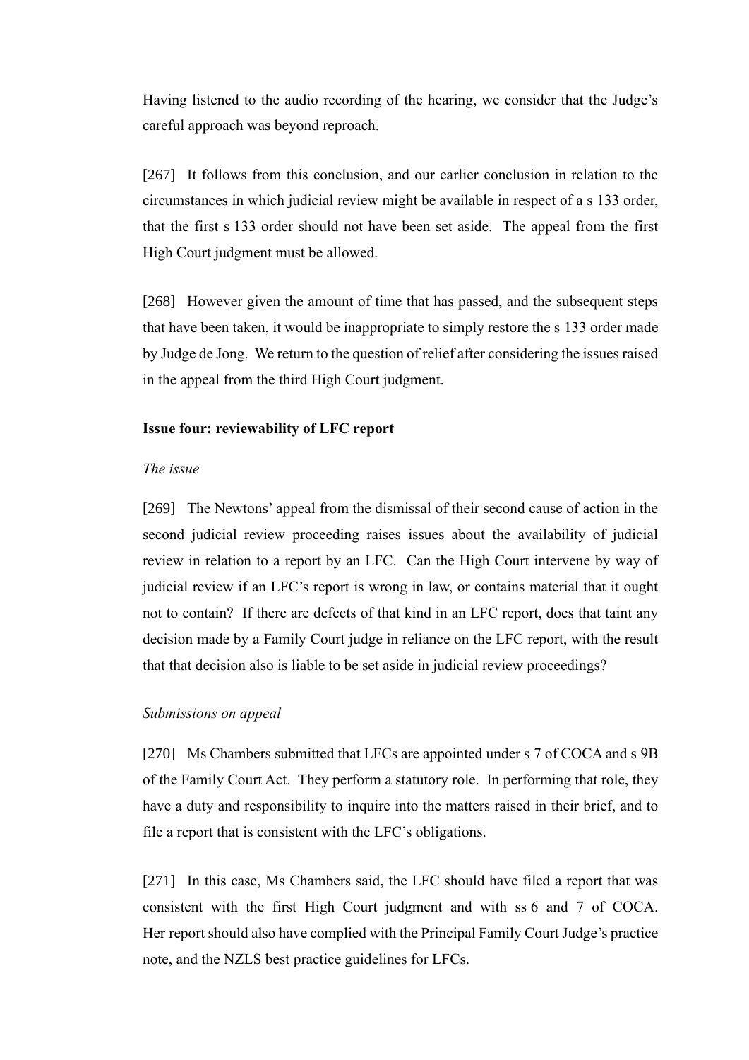Having listened to the audio recording of the hearing, we consider that the Judge's careful approach was beyond reproach.

[267] It follows from this conclusion, and our earlier conclusion in relation to the circumstances in which judicial review might be available in respect of a s 133 order, that the first s 133 order should not have been set aside. The appeal from the first High Court judgment must be allowed.

[268] However given the amount of time that has passed, and the subsequent steps that have been taken, it would be inappropriate to simply restore the s 133 order made by Judge de Jong. We return to the question of relief after considering the issues raised in the appeal from the third High Court judgment.

**Issue four: reviewability of LFC report**

*The issue*

[269] The Newtons' appeal from the dismissal of their second cause of action in the second judicial review proceeding raises issues about the availability of judicial review in relation to a report by an LFC. Can the High Court intervene by way of judicial review if an LFC's report is wrong in law, or contains material that it ought not to contain? If there are defects of that kind in an LFC report, does that taint any decision made by a Family Court judge in reliance on the LFC report, with the result that that decision also is liable to be set aside in judicial review proceedings?

*Submissions on appeal*

[270] Ms Chambers submitted that LFCs are appointed under s 7 of COCA and s 9B of the Family Court Act. They perform a statutory role. In performing that role, they have a duty and responsibility to inquire into the matters raised in their brief, and to file a report that is consistent with the LFC's obligations.

[271] In this case, Ms Chambers said, the LFC should have filed a report that was consistent with the first High Court judgment and with ss 6 and 7 of COCA. Her report should also have complied with the Principal Family Court Judge's practice note, and the NZLS best practice guidelines for LFCs.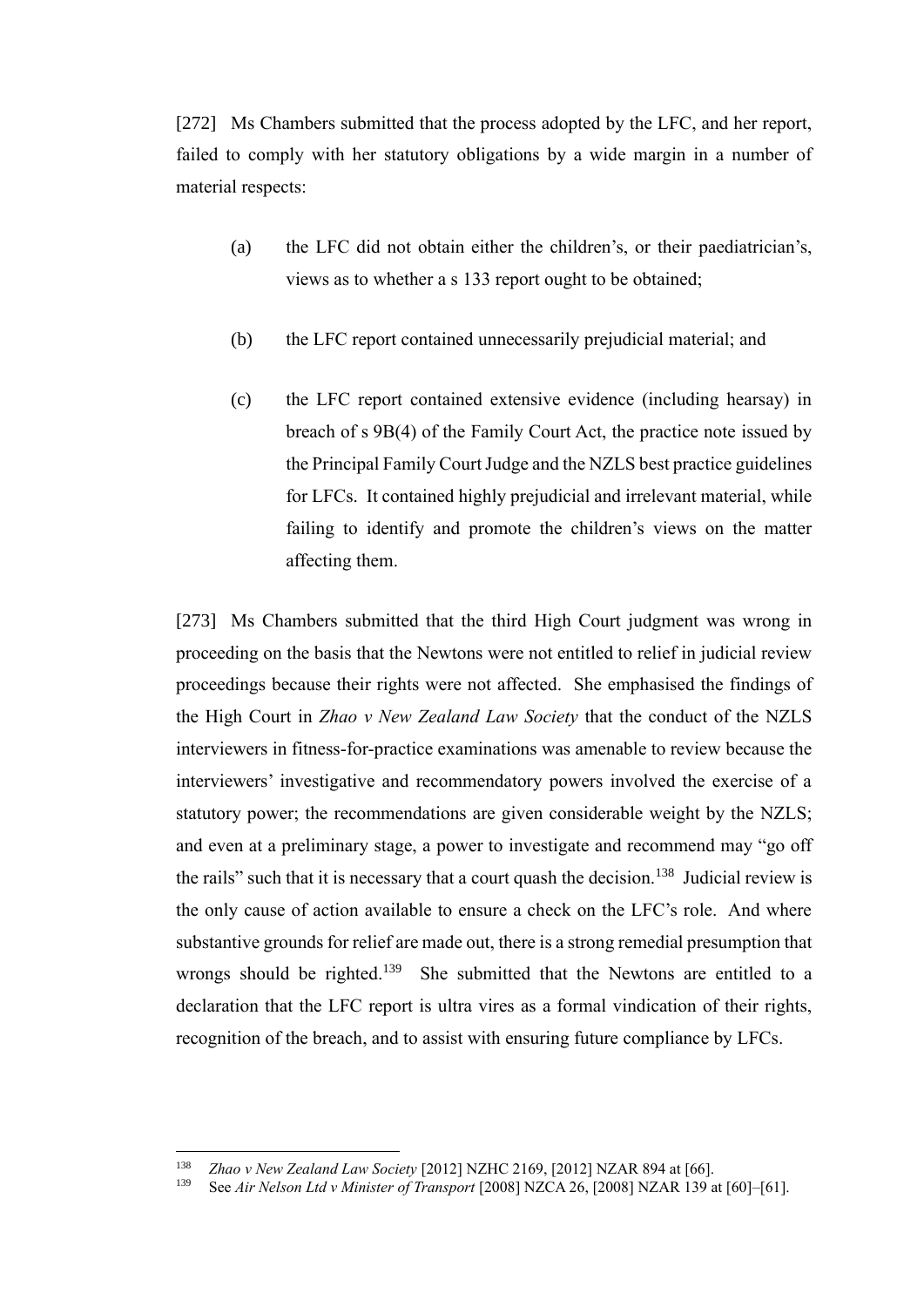[272] Ms Chambers submitted that the process adopted by the LFC, and her report, failed to comply with her statutory obligations by a wide margin in a number of material respects:

(a) the LFC did not obtain either the children's, or their paediatrician's, views as to whether a s 133 report ought to be obtained;

(b) the LFC report contained unnecessarily prejudicial material; and

(c) the LFC report contained extensive evidence (including hearsay) in breach of s 9B(4) of the Family Court Act, the practice note issued by the Principal Family Court Judge and the NZLS best practice guidelines for LFCs. It contained highly prejudicial and irrelevant material, while failing to identify and promote the children's views on the matter affecting them.

[273] Ms Chambers submitted that the third High Court judgment was wrong in proceeding on the basis that the Newtons were not entitled to relief in judicial review proceedings because their rights were not affected. She emphasised the findings of the High Court in *Zhao v New Zealand Law Society* that the conduct of the NZLS interviewers in fitness-for-practice examinations was amenable to review because the interviewers' investigative and recommendatory powers involved the exercise of a statutory power; the recommendations are given considerable weight by the NZLS; and even at a preliminary stage, a power to investigate and recommend may "go off the rails" such that it is necessary that a court quash the decision.[138] Judicial review is the only cause of action available to ensure a check on the LFC's role. And where substantive grounds for relief are made out, there is a strong remedial presumption that wrongs should be righted.[139] She submitted that the Newtons are entitled to a declaration that the LFC report is ultra vires as a formal vindication of their rights, recognition of the breach, and to assist with ensuring future compliance by LFCs.

---

[138] *Zhao v New Zealand Law Society* [2012] NZHC 2169, [2012] NZAR 894 at [66].

[139] See *Air Nelson Ltd v Minister of Transport* [2008] NZCA 26, [2008] NZAR 139 at [60]–[61].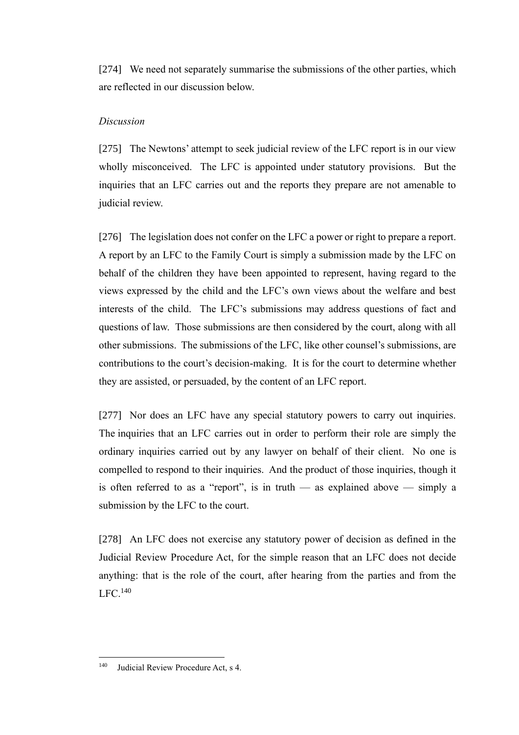[274] We need not separately summarise the submissions of the other parties, which are reflected in our discussion below.

*Discussion*

[275] The Newtons' attempt to seek judicial review of the LFC report is in our view wholly misconceived. The LFC is appointed under statutory provisions. But the inquiries that an LFC carries out and the reports they prepare are not amenable to judicial review.

[276] The legislation does not confer on the LFC a power or right to prepare a report. A report by an LFC to the Family Court is simply a submission made by the LFC on behalf of the children they have been appointed to represent, having regard to the views expressed by the child and the LFC's own views about the welfare and best interests of the child. The LFC's submissions may address questions of fact and questions of law. Those submissions are then considered by the court, along with all other submissions. The submissions of the LFC, like other counsel's submissions, are contributions to the court's decision-making. It is for the court to determine whether they are assisted, or persuaded, by the content of an LFC report.

[277] Nor does an LFC have any special statutory powers to carry out inquiries. The inquiries that an LFC carries out in order to perform their role are simply the ordinary inquiries carried out by any lawyer on behalf of their client. No one is compelled to respond to their inquiries. And the product of those inquiries, though it is often referred to as a "report", is in truth — as explained above — simply a submission by the LFC to the court.

[278] An LFC does not exercise any statutory power of decision as defined in the Judicial Review Procedure Act, for the simple reason that an LFC does not decide anything: that is the role of the court, after hearing from the parties and from the LFC.[140]

---

[140] Judicial Review Procedure Act, s 4.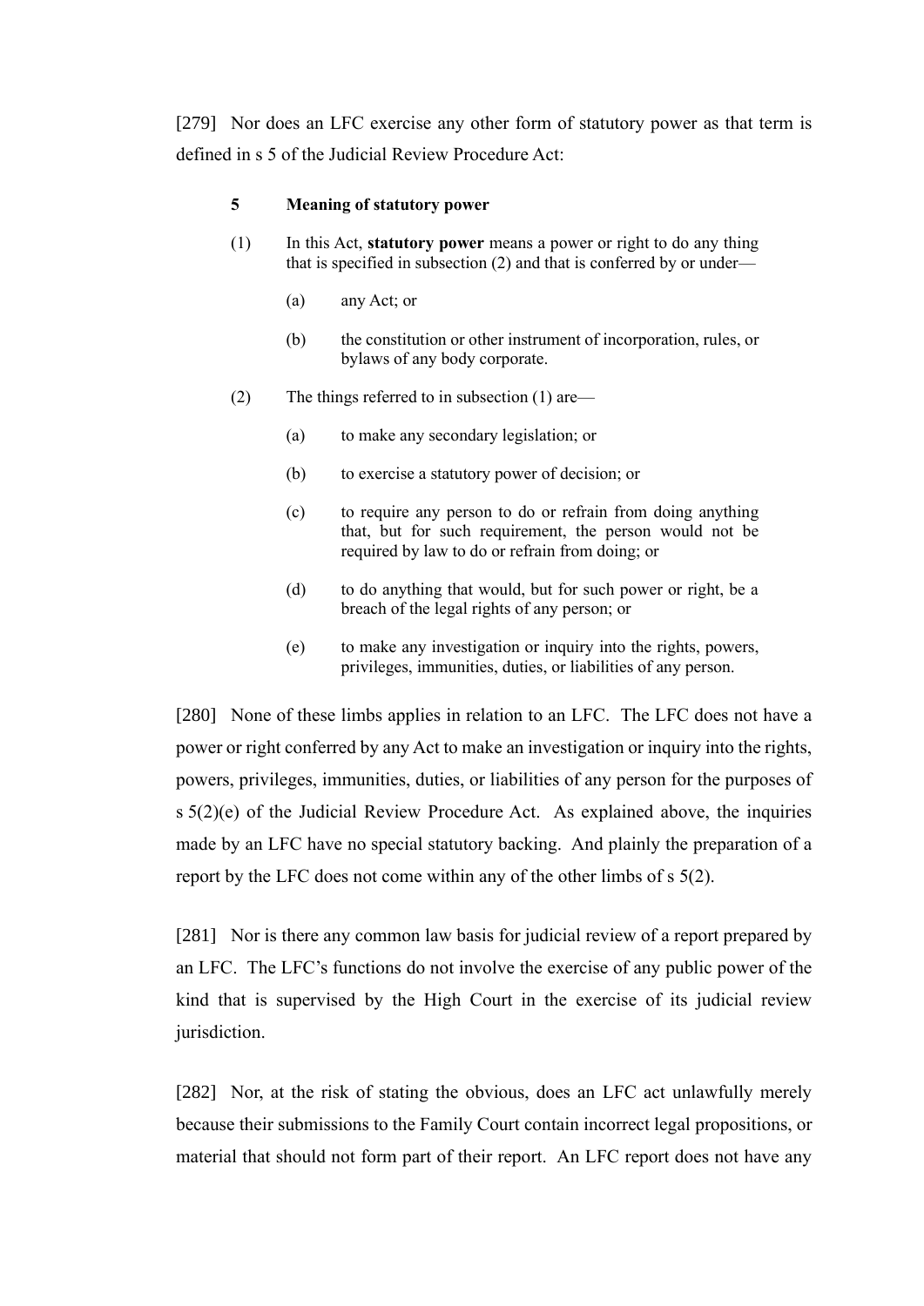[279] Nor does an LFC exercise any other form of statutory power as that term is defined in s 5 of the Judicial Review Procedure Act:

> **5 Meaning of statutory power**
>
> (1) In this Act, **statutory power** means a power or right to do any thing that is specified in subsection (2) and that is conferred by or under—
>
> (a) any Act; or
>
> (b) the constitution or other instrument of incorporation, rules, or bylaws of any body corporate.
>
> (2) The things referred to in subsection (1) are—
>
> (a) to make any secondary legislation; or
>
> (b) to exercise a statutory power of decision; or
>
> (c) to require any person to do or refrain from doing anything that, but for such requirement, the person would not be required by law to do or refrain from doing; or
>
> (d) to do anything that would, but for such power or right, be a breach of the legal rights of any person; or
>
> (e) to make any investigation or inquiry into the rights, powers, privileges, immunities, duties, or liabilities of any person.

[280] None of these limbs applies in relation to an LFC. The LFC does not have a power or right conferred by any Act to make an investigation or inquiry into the rights, powers, privileges, immunities, duties, or liabilities of any person for the purposes of s 5(2)(e) of the Judicial Review Procedure Act. As explained above, the inquiries made by an LFC have no special statutory backing. And plainly the preparation of a report by the LFC does not come within any of the other limbs of s 5(2).

[281] Nor is there any common law basis for judicial review of a report prepared by an LFC. The LFC's functions do not involve the exercise of any public power of the kind that is supervised by the High Court in the exercise of its judicial review jurisdiction.

[282] Nor, at the risk of stating the obvious, does an LFC act unlawfully merely because their submissions to the Family Court contain incorrect legal propositions, or material that should not form part of their report. An LFC report does not have any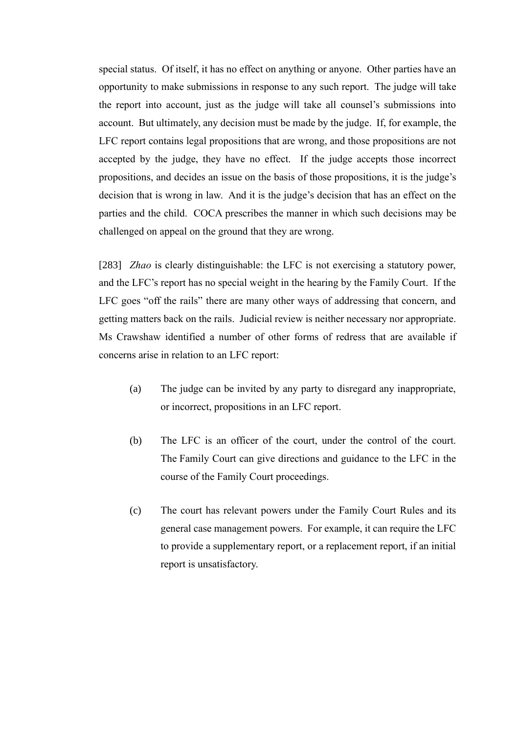special status. Of itself, it has no effect on anything or anyone. Other parties have an opportunity to make submissions in response to any such report. The judge will take the report into account, just as the judge will take all counsel's submissions into account. But ultimately, any decision must be made by the judge. If, for example, the LFC report contains legal propositions that are wrong, and those propositions are not accepted by the judge, they have no effect. If the judge accepts those incorrect propositions, and decides an issue on the basis of those propositions, it is the judge's decision that is wrong in law. And it is the judge's decision that has an effect on the parties and the child. COCA prescribes the manner in which such decisions may be challenged on appeal on the ground that they are wrong.

[283] *Zhao* is clearly distinguishable: the LFC is not exercising a statutory power, and the LFC's report has no special weight in the hearing by the Family Court. If the LFC goes "off the rails" there are many other ways of addressing that concern, and getting matters back on the rails. Judicial review is neither necessary nor appropriate. Ms Crawshaw identified a number of other forms of redress that are available if concerns arise in relation to an LFC report:

(a) The judge can be invited by any party to disregard any inappropriate, or incorrect, propositions in an LFC report.

(b) The LFC is an officer of the court, under the control of the court. The Family Court can give directions and guidance to the LFC in the course of the Family Court proceedings.

(c) The court has relevant powers under the Family Court Rules and its general case management powers. For example, it can require the LFC to provide a supplementary report, or a replacement report, if an initial report is unsatisfactory.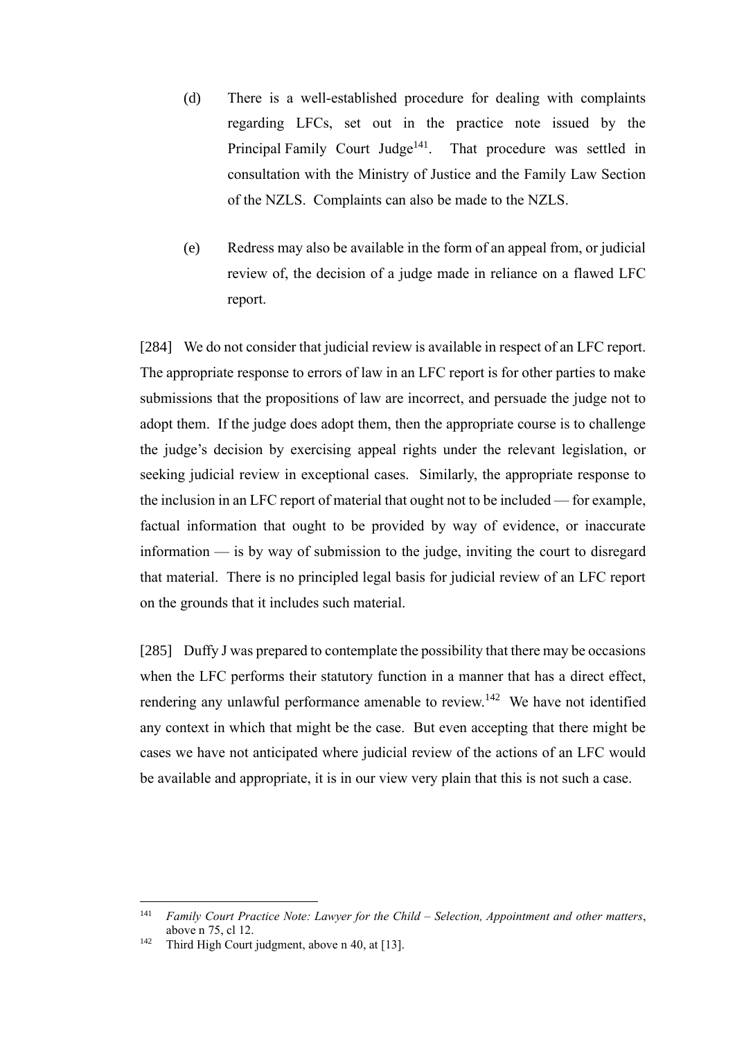(d) There is a well-established procedure for dealing with complaints regarding LFCs, set out in the practice note issued by the Principal Family Court Judge[141]. That procedure was settled in consultation with the Ministry of Justice and the Family Law Section of the NZLS. Complaints can also be made to the NZLS.

(e) Redress may also be available in the form of an appeal from, or judicial review of, the decision of a judge made in reliance on a flawed LFC report.

[284] We do not consider that judicial review is available in respect of an LFC report. The appropriate response to errors of law in an LFC report is for other parties to make submissions that the propositions of law are incorrect, and persuade the judge not to adopt them. If the judge does adopt them, then the appropriate course is to challenge the judge's decision by exercising appeal rights under the relevant legislation, or seeking judicial review in exceptional cases. Similarly, the appropriate response to the inclusion in an LFC report of material that ought not to be included — for example, factual information that ought to be provided by way of evidence, or inaccurate information — is by way of submission to the judge, inviting the court to disregard that material. There is no principled legal basis for judicial review of an LFC report on the grounds that it includes such material.

[285] Duffy J was prepared to contemplate the possibility that there may be occasions when the LFC performs their statutory function in a manner that has a direct effect, rendering any unlawful performance amenable to review.[142] We have not identified any context in which that might be the case. But even accepting that there might be cases we have not anticipated where judicial review of the actions of an LFC would be available and appropriate, it is in our view very plain that this is not such a case.

---

[141] *Family Court Practice Note: Lawyer for the Child – Selection, Appointment and other matters*, above n 75, cl 12.

[142] Third High Court judgment, above n 40, at [13].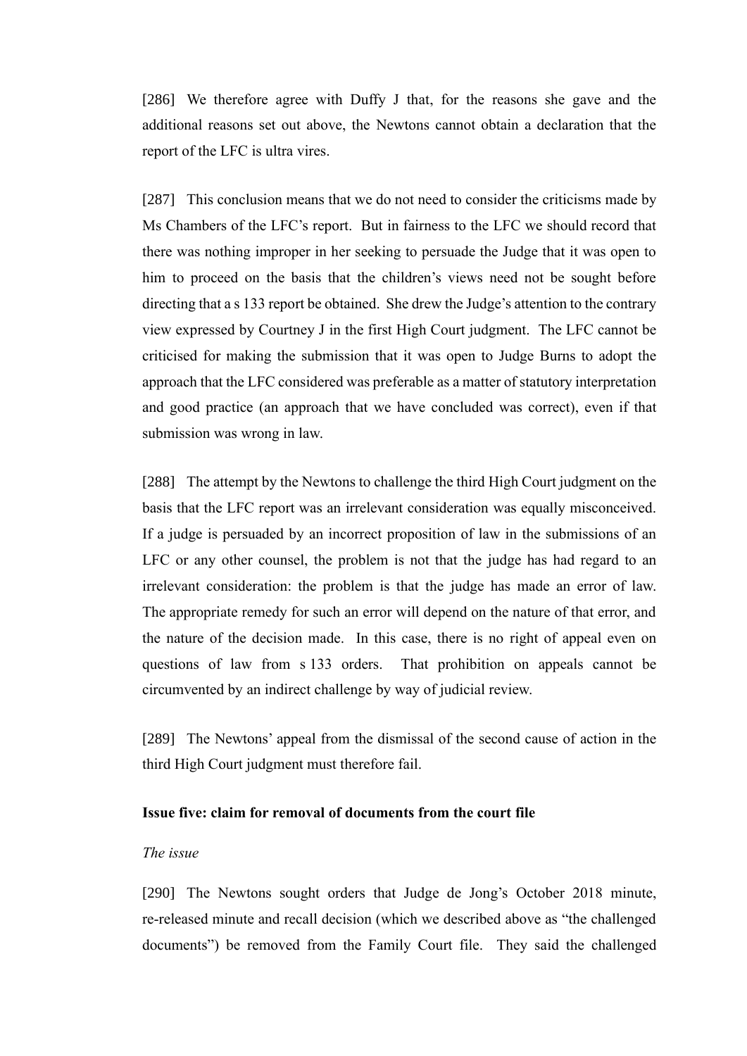[286] We therefore agree with Duffy J that, for the reasons she gave and the additional reasons set out above, the Newtons cannot obtain a declaration that the report of the LFC is ultra vires.

[287] This conclusion means that we do not need to consider the criticisms made by Ms Chambers of the LFC's report. But in fairness to the LFC we should record that there was nothing improper in her seeking to persuade the Judge that it was open to him to proceed on the basis that the children's views need not be sought before directing that a s 133 report be obtained. She drew the Judge's attention to the contrary view expressed by Courtney J in the first High Court judgment. The LFC cannot be criticised for making the submission that it was open to Judge Burns to adopt the approach that the LFC considered was preferable as a matter of statutory interpretation and good practice (an approach that we have concluded was correct), even if that submission was wrong in law.

[288] The attempt by the Newtons to challenge the third High Court judgment on the basis that the LFC report was an irrelevant consideration was equally misconceived. If a judge is persuaded by an incorrect proposition of law in the submissions of an LFC or any other counsel, the problem is not that the judge has had regard to an irrelevant consideration: the problem is that the judge has made an error of law. The appropriate remedy for such an error will depend on the nature of that error, and the nature of the decision made. In this case, there is no right of appeal even on questions of law from s 133 orders. That prohibition on appeals cannot be circumvented by an indirect challenge by way of judicial review.

[289] The Newtons' appeal from the dismissal of the second cause of action in the third High Court judgment must therefore fail.

### Issue five: claim for removal of documents from the court file

*The issue*

[290] The Newtons sought orders that Judge de Jong's October 2018 minute, re-released minute and recall decision (which we described above as "the challenged documents") be removed from the Family Court file. They said the challenged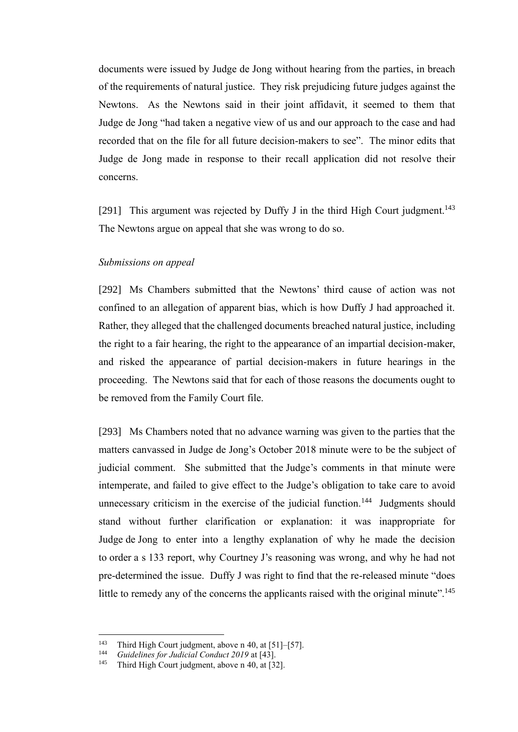documents were issued by Judge de Jong without hearing from the parties, in breach of the requirements of natural justice. They risk prejudicing future judges against the Newtons. As the Newtons said in their joint affidavit, it seemed to them that Judge de Jong "had taken a negative view of us and our approach to the case and had recorded that on the file for all future decision-makers to see". The minor edits that Judge de Jong made in response to their recall application did not resolve their concerns.

[291] This argument was rejected by Duffy J in the third High Court judgment.[143] The Newtons argue on appeal that she was wrong to do so.

*Submissions on appeal*

[292] Ms Chambers submitted that the Newtons' third cause of action was not confined to an allegation of apparent bias, which is how Duffy J had approached it. Rather, they alleged that the challenged documents breached natural justice, including the right to a fair hearing, the right to the appearance of an impartial decision-maker, and risked the appearance of partial decision-makers in future hearings in the proceeding. The Newtons said that for each of those reasons the documents ought to be removed from the Family Court file.

[293] Ms Chambers noted that no advance warning was given to the parties that the matters canvassed in Judge de Jong's October 2018 minute were to be the subject of judicial comment. She submitted that the Judge's comments in that minute were intemperate, and failed to give effect to the Judge's obligation to take care to avoid unnecessary criticism in the exercise of the judicial function.[144] Judgments should stand without further clarification or explanation: it was inappropriate for Judge de Jong to enter into a lengthy explanation of why he made the decision to order a s 133 report, why Courtney J's reasoning was wrong, and why he had not pre-determined the issue. Duffy J was right to find that the re-released minute "does little to remedy any of the concerns the applicants raised with the original minute".[145]

---

[143] Third High Court judgment, above n 40, at [51]–[57].

[144] *Guidelines for Judicial Conduct 2019* at [43].

[145] Third High Court judgment, above n 40, at [32].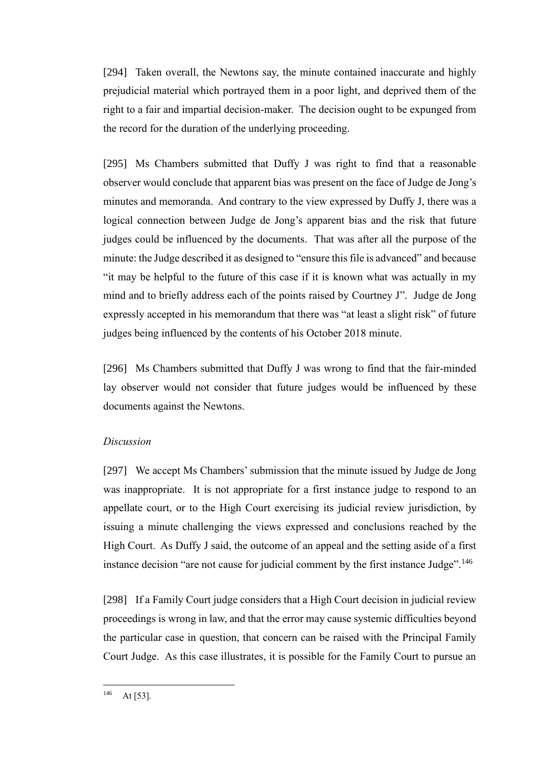[294] Taken overall, the Newtons say, the minute contained inaccurate and highly prejudicial material which portrayed them in a poor light, and deprived them of the right to a fair and impartial decision-maker. The decision ought to be expunged from the record for the duration of the underlying proceeding.

[295] Ms Chambers submitted that Duffy J was right to find that a reasonable observer would conclude that apparent bias was present on the face of Judge de Jong's minutes and memoranda. And contrary to the view expressed by Duffy J, there was a logical connection between Judge de Jong's apparent bias and the risk that future judges could be influenced by the documents. That was after all the purpose of the minute: the Judge described it as designed to "ensure this file is advanced" and because "it may be helpful to the future of this case if it is known what was actually in my mind and to briefly address each of the points raised by Courtney J". Judge de Jong expressly accepted in his memorandum that there was "at least a slight risk" of future judges being influenced by the contents of his October 2018 minute.

[296] Ms Chambers submitted that Duffy J was wrong to find that the fair-minded lay observer would not consider that future judges would be influenced by these documents against the Newtons.

*Discussion*

[297] We accept Ms Chambers' submission that the minute issued by Judge de Jong was inappropriate. It is not appropriate for a first instance judge to respond to an appellate court, or to the High Court exercising its judicial review jurisdiction, by issuing a minute challenging the views expressed and conclusions reached by the High Court. As Duffy J said, the outcome of an appeal and the setting aside of a first instance decision "are not cause for judicial comment by the first instance Judge".[146]

[298] If a Family Court judge considers that a High Court decision in judicial review proceedings is wrong in law, and that the error may cause systemic difficulties beyond the particular case in question, that concern can be raised with the Principal Family Court Judge. As this case illustrates, it is possible for the Family Court to pursue an

[146] At [53].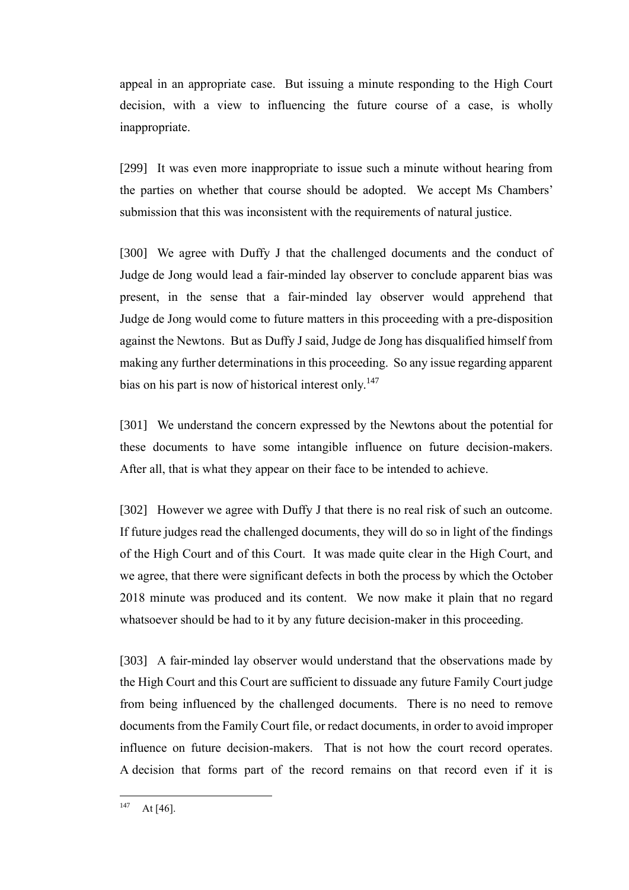appeal in an appropriate case. But issuing a minute responding to the High Court decision, with a view to influencing the future course of a case, is wholly inappropriate.

[299] It was even more inappropriate to issue such a minute without hearing from the parties on whether that course should be adopted. We accept Ms Chambers' submission that this was inconsistent with the requirements of natural justice.

[300] We agree with Duffy J that the challenged documents and the conduct of Judge de Jong would lead a fair-minded lay observer to conclude apparent bias was present, in the sense that a fair-minded lay observer would apprehend that Judge de Jong would come to future matters in this proceeding with a pre-disposition against the Newtons. But as Duffy J said, Judge de Jong has disqualified himself from making any further determinations in this proceeding. So any issue regarding apparent bias on his part is now of historical interest only.[147]

[301] We understand the concern expressed by the Newtons about the potential for these documents to have some intangible influence on future decision-makers. After all, that is what they appear on their face to be intended to achieve.

[302] However we agree with Duffy J that there is no real risk of such an outcome. If future judges read the challenged documents, they will do so in light of the findings of the High Court and of this Court. It was made quite clear in the High Court, and we agree, that there were significant defects in both the process by which the October 2018 minute was produced and its content. We now make it plain that no regard whatsoever should be had to it by any future decision-maker in this proceeding.

[303] A fair-minded lay observer would understand that the observations made by the High Court and this Court are sufficient to dissuade any future Family Court judge from being influenced by the challenged documents. There is no need to remove documents from the Family Court file, or redact documents, in order to avoid improper influence on future decision-makers. That is not how the court record operates. A decision that forms part of the record remains on that record even if it is

[147] At [46].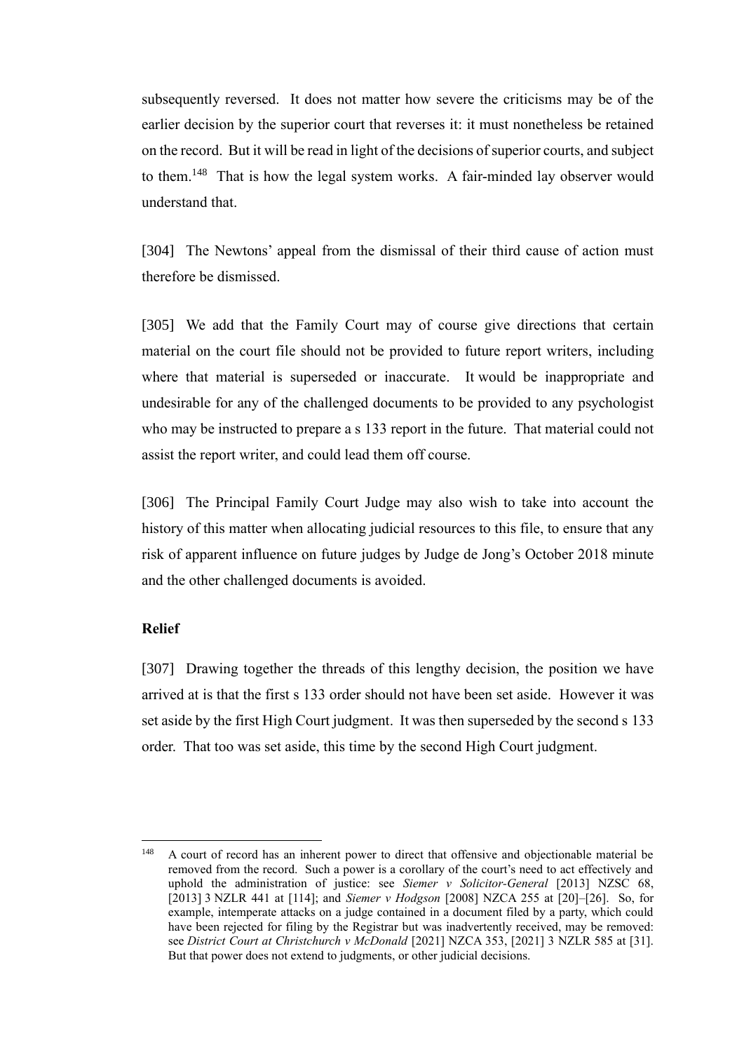subsequently reversed. It does not matter how severe the criticisms may be of the earlier decision by the superior court that reverses it: it must nonetheless be retained on the record. But it will be read in light of the decisions of superior courts, and subject to them.[148] That is how the legal system works. A fair-minded lay observer would understand that.

[304] The Newtons' appeal from the dismissal of their third cause of action must therefore be dismissed.

[305] We add that the Family Court may of course give directions that certain material on the court file should not be provided to future report writers, including where that material is superseded or inaccurate. It would be inappropriate and undesirable for any of the challenged documents to be provided to any psychologist who may be instructed to prepare a s 133 report in the future. That material could not assist the report writer, and could lead them off course.

[306] The Principal Family Court Judge may also wish to take into account the history of this matter when allocating judicial resources to this file, to ensure that any risk of apparent influence on future judges by Judge de Jong's October 2018 minute and the other challenged documents is avoided.

## Relief

[307] Drawing together the threads of this lengthy decision, the position we have arrived at is that the first s 133 order should not have been set aside. However it was set aside by the first High Court judgment. It was then superseded by the second s 133 order. That too was set aside, this time by the second High Court judgment.

---

[148] A court of record has an inherent power to direct that offensive and objectionable material be removed from the record. Such a power is a corollary of the court's need to act effectively and uphold the administration of justice: see *Siemer v Solicitor-General* [2013] NZSC 68, [2013] 3 NZLR 441 at [114]; and *Siemer v Hodgson* [2008] NZCA 255 at [20]–[26]. So, for example, intemperate attacks on a judge contained in a document filed by a party, which could have been rejected for filing by the Registrar but was inadvertently received, may be removed: see *District Court at Christchurch v McDonald* [2021] NZCA 353, [2021] 3 NZLR 585 at [31]. But that power does not extend to judgments, or other judicial decisions.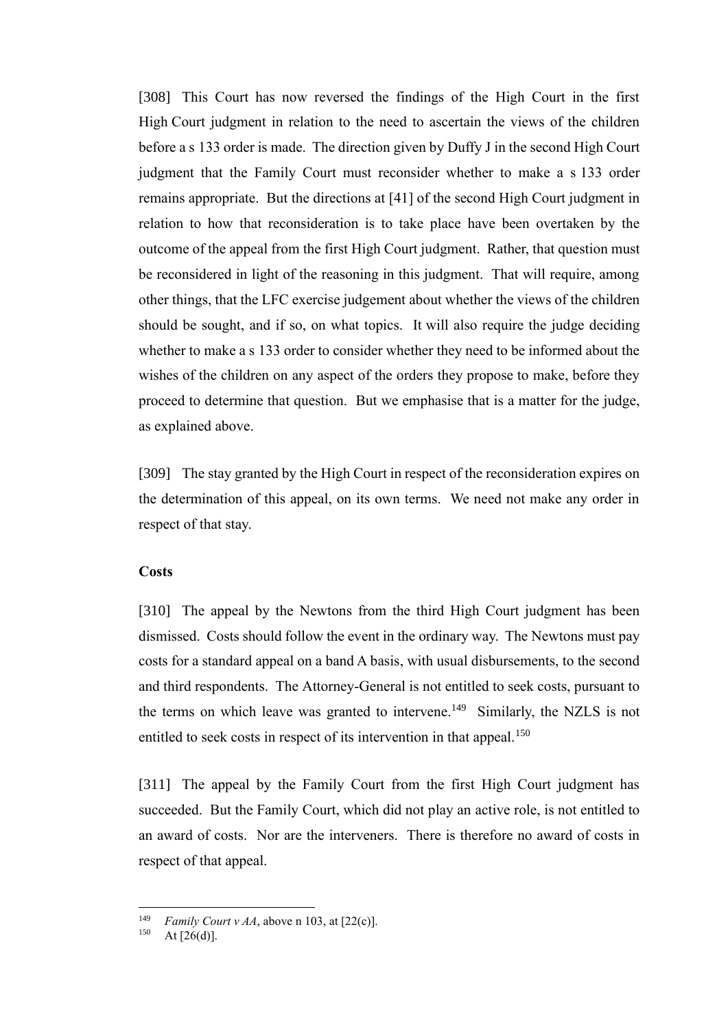[308] This Court has now reversed the findings of the High Court in the first High Court judgment in relation to the need to ascertain the views of the children before a s 133 order is made. The direction given by Duffy J in the second High Court judgment that the Family Court must reconsider whether to make a s 133 order remains appropriate. But the directions at [41] of the second High Court judgment in relation to how that reconsideration is to take place have been overtaken by the outcome of the appeal from the first High Court judgment. Rather, that question must be reconsidered in light of the reasoning in this judgment. That will require, among other things, that the LFC exercise judgement about whether the views of the children should be sought, and if so, on what topics. It will also require the judge deciding whether to make a s 133 order to consider whether they need to be informed about the wishes of the children on any aspect of the orders they propose to make, before they proceed to determine that question. But we emphasise that is a matter for the judge, as explained above.

[309] The stay granted by the High Court in respect of the reconsideration expires on the determination of this appeal, on its own terms. We need not make any order in respect of that stay.

**Costs**

[310] The appeal by the Newtons from the third High Court judgment has been dismissed. Costs should follow the event in the ordinary way. The Newtons must pay costs for a standard appeal on a band A basis, with usual disbursements, to the second and third respondents. The Attorney-General is not entitled to seek costs, pursuant to the terms on which leave was granted to intervene.[149] Similarly, the NZLS is not entitled to seek costs in respect of its intervention in that appeal.[150]

[311] The appeal by the Family Court from the first High Court judgment has succeeded. But the Family Court, which did not play an active role, is not entitled to an award of costs. Nor are the interveners. There is therefore no award of costs in respect of that appeal.

---

[149] *Family Court v AA*, above n 103, at [22(c)].

[150] At [26(d)].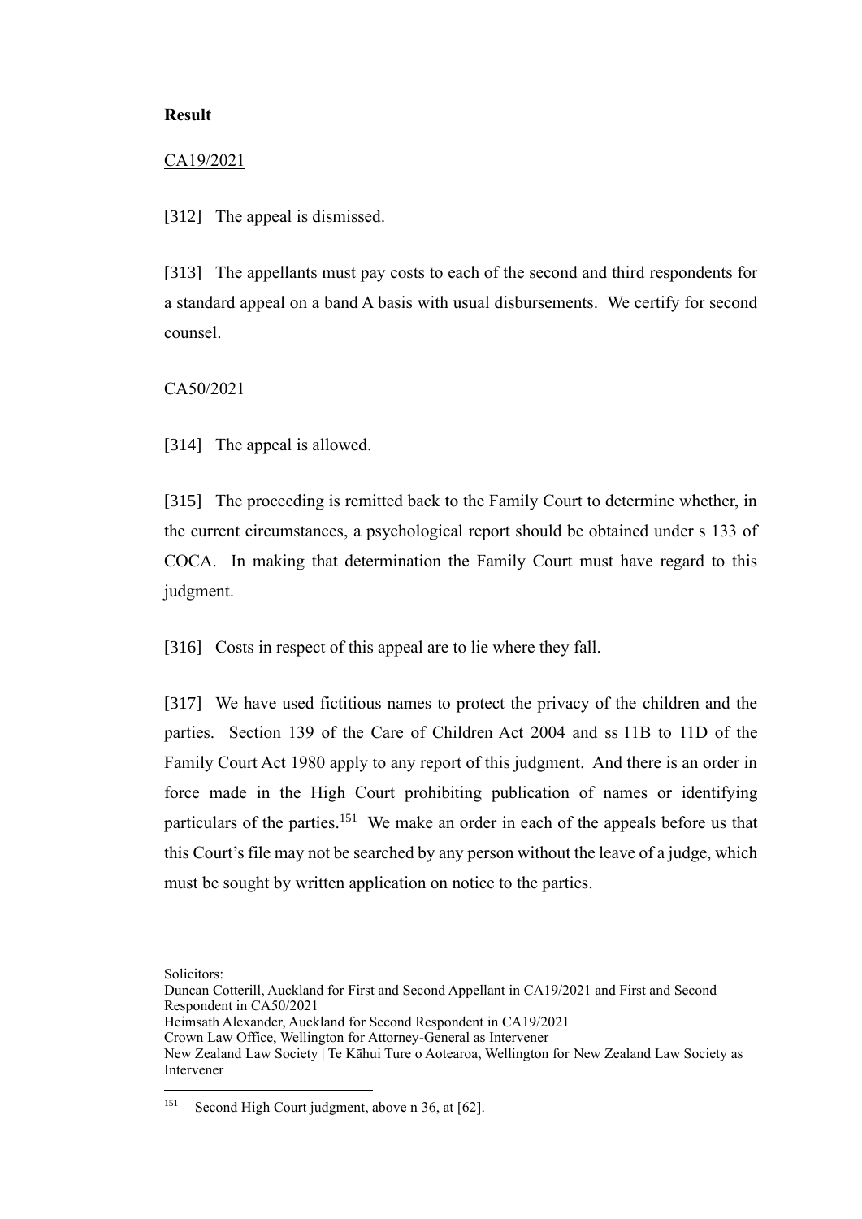## Result

CA19/2021

[312] The appeal is dismissed.

[313] The appellants must pay costs to each of the second and third respondents for a standard appeal on a band A basis with usual disbursements. We certify for second counsel.

CA50/2021

[314] The appeal is allowed.

[315] The proceeding is remitted back to the Family Court to determine whether, in the current circumstances, a psychological report should be obtained under s 133 of COCA. In making that determination the Family Court must have regard to this judgment.

[316] Costs in respect of this appeal are to lie where they fall.

[317] We have used fictitious names to protect the privacy of the children and the parties. Section 139 of the Care of Children Act 2004 and ss 11B to 11D of the Family Court Act 1980 apply to any report of this judgment. And there is an order in force made in the High Court prohibiting publication of names or identifying particulars of the parties.[151] We make an order in each of the appeals before us that this Court's file may not be searched by any person without the leave of a judge, which must be sought by written application on notice to the parties.

Solicitors:
Duncan Cotterill, Auckland for First and Second Appellant in CA19/2021 and First and Second Respondent in CA50/2021
Heimsath Alexander, Auckland for Second Respondent in CA19/2021
Crown Law Office, Wellington for Attorney-General as Intervener
New Zealand Law Society | Te Kāhui Ture o Aotearoa, Wellington for New Zealand Law Society as Intervener

[151] Second High Court judgment, above n 36, at [62].